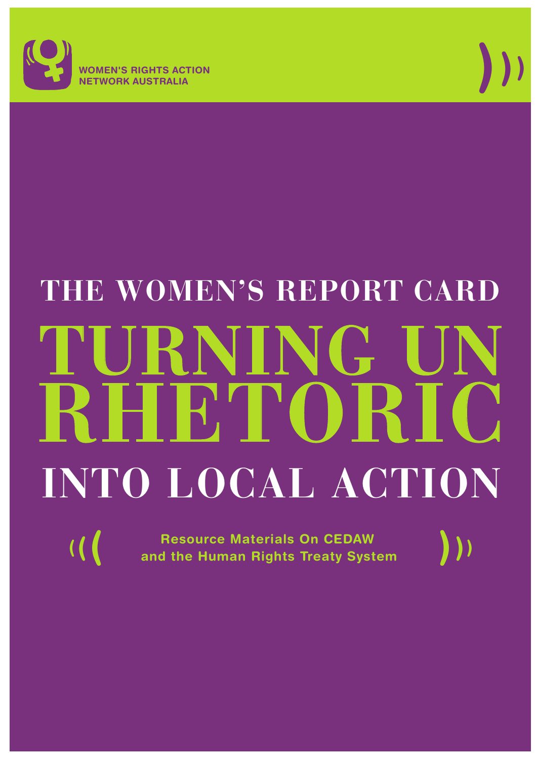WOMEN'S RIGHTS ACTION NETWORK AUSTRALIA

# THE WOMEN'S REPORT CARD

# TURNING UN RHETORIC INTO LOCAL ACTION

**Resource Materials On CEDAW and the Human Rights Treaty System**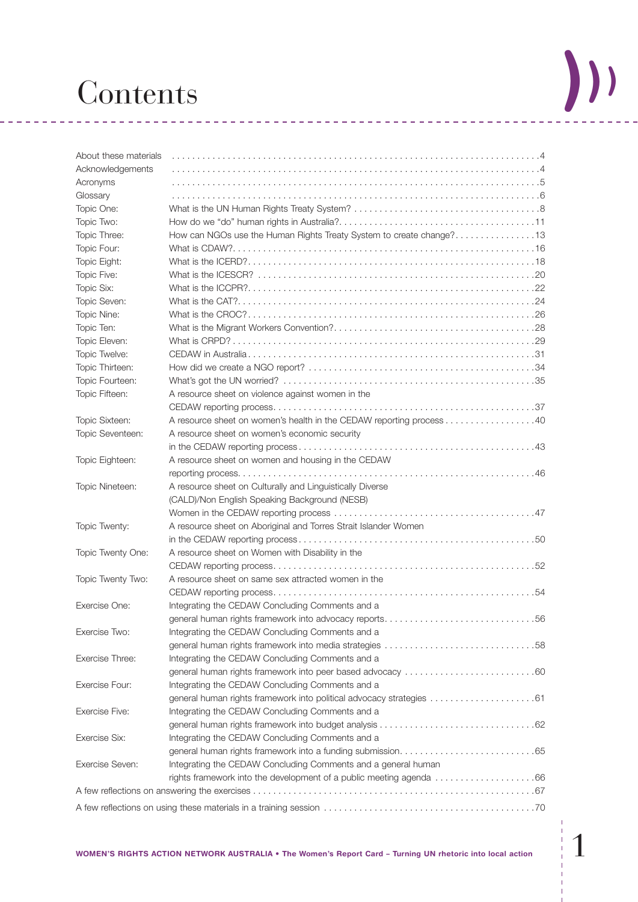# Contents

| | | |
|---|---|---|
| About these materials | | 4 |
| Acknowledgements | | 4 |
| Acronyms | | 5 |
| Glossary | | 6 |
| Topic One: | What is the UN Human Rights Treaty System? | 8 |
| Topic Two: | How do we "do" human rights in Australia? | 11 |
| Topic Three: | How can NGOs use the Human Rights Treaty System to create change? | 13 |
| Topic Four: | What is CDAW? | 16 |
| Topic Eight: | What is the ICERD? | 18 |
| Topic Five: | What is the ICESCR? | 20 |
| Topic Six: | What is the ICCPR? | 22 |
| Topic Seven: | What is the CAT? | 24 |
| Topic Nine: | What is the CROC? | 26 |
| Topic Ten: | What is the Migrant Workers Convention? | 28 |
| Topic Eleven: | What is CRPD? | 29 |
| Topic Twelve: | CEDAW in Australia | 31 |
| Topic Thirteen: | How did we create a NGO report? | 34 |
| Topic Fourteen: | What's got the UN worried? | 35 |
| Topic Fifteen: | A resource sheet on violence against women in the CEDAW reporting process | 37 |
| Topic Sixteen: | A resource sheet on women's health in the CEDAW reporting process | 40 |
| Topic Seventeen: | A resource sheet on women's economic security in the CEDAW reporting process | 43 |
| Topic Eighteen: | A resource sheet on women and housing in the CEDAW reporting process | 46 |
| Topic Nineteen: | A resource sheet on Culturally and Linguistically Diverse (CALD)/Non English Speaking Background (NESB) Women in the CEDAW reporting process | 47 |
| Topic Twenty: | A resource sheet on Aboriginal and Torres Strait Islander Women in the CEDAW reporting process | 50 |
| Topic Twenty One: | A resource sheet on Women with Disability in the CEDAW reporting process | 52 |
| Topic Twenty Two: | A resource sheet on same sex attracted women in the CEDAW reporting process | 54 |
| Exercise One: | Integrating the CEDAW Concluding Comments and a general human rights framework into advocacy reports | 56 |
| Exercise Two: | Integrating the CEDAW Concluding Comments and a general human rights framework into media strategies | 58 |
| Exercise Three: | Integrating the CEDAW Concluding Comments and a general human rights framework into peer based advocacy | 60 |
| Exercise Four: | Integrating the CEDAW Concluding Comments and a general human rights framework into political advocacy strategies | 61 |
| Exercise Five: | Integrating the CEDAW Concluding Comments and a general human rights framework into budget analysis | 62 |
| Exercise Six: | Integrating the CEDAW Concluding Comments and a general human rights framework into a funding submission | 65 |
| Exercise Seven: | Integrating the CEDAW Concluding Comments and a general human rights framework into the development of a public meeting agenda | 66 |
| A few reflections on answering the exercises | | 67 |
| A few reflections on using these materials in a training session | | 70 |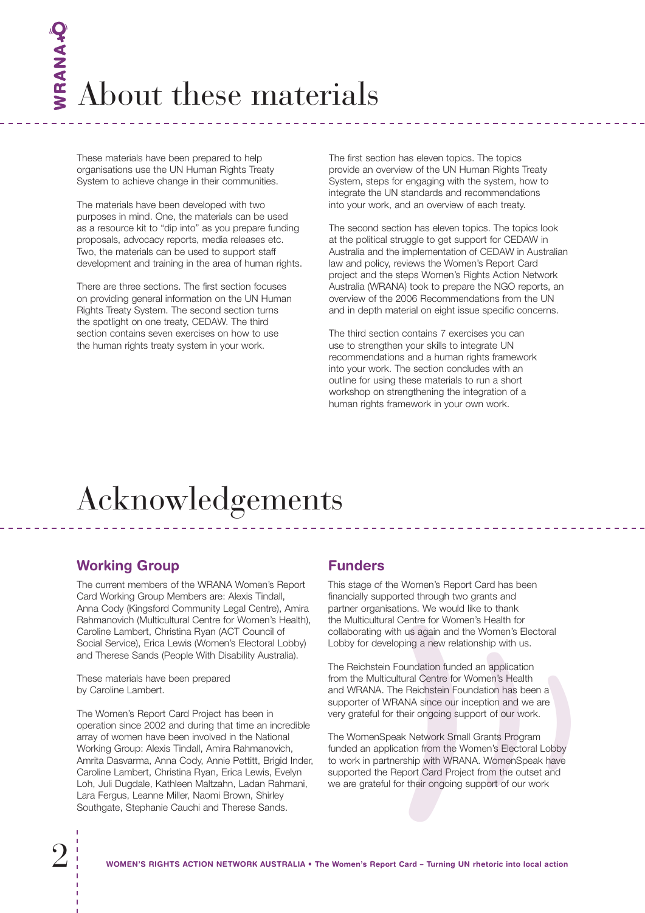# About these materials

These materials have been prepared to help organisations use the UN Human Rights Treaty System to achieve change in their communities.

The materials have been developed with two purposes in mind. One, the materials can be used as a resource kit to "dip into" as you prepare funding proposals, advocacy reports, media releases etc. Two, the materials can be used to support staff development and training in the area of human rights.

There are three sections. The first section focuses on providing general information on the UN Human Rights Treaty System. The second section turns the spotlight on one treaty, CEDAW. The third section contains seven exercises on how to use the human rights treaty system in your work.

The first section has eleven topics. The topics provide an overview of the UN Human Rights Treaty System, steps for engaging with the system, how to integrate the UN standards and recommendations into your work, and an overview of each treaty.

The second section has eleven topics. The topics look at the political struggle to get support for CEDAW in Australia and the implementation of CEDAW in Australian law and policy, reviews the Women's Report Card project and the steps Women's Rights Action Network Australia (WRANA) took to prepare the NGO reports, an overview of the 2006 Recommendations from the UN and in depth material on eight issue specific concerns.

The third section contains 7 exercises you can use to strengthen your skills to integrate UN recommendations and a human rights framework into your work. The section concludes with an outline for using these materials to run a short workshop on strengthening the integration of a human rights framework in your own work.

# Acknowledgements

## Working Group

The current members of the WRANA Women's Report Card Working Group Members are: Alexis Tindall, Anna Cody (Kingsford Community Legal Centre), Amira Rahmanovich (Multicultural Centre for Women's Health), Caroline Lambert, Christina Ryan (ACT Council of Social Service), Erica Lewis (Women's Electoral Lobby) and Therese Sands (People With Disability Australia).

These materials have been prepared by Caroline Lambert.

The Women's Report Card Project has been in operation since 2002 and during that time an incredible array of women have been involved in the National Working Group: Alexis Tindall, Amira Rahmanovich, Amrita Dasvarma, Anna Cody, Annie Pettitt, Brigid Inder, Caroline Lambert, Christina Ryan, Erica Lewis, Evelyn Loh, Juli Dugdale, Kathleen Maltzahn, Ladan Rahmani, Lara Fergus, Leanne Miller, Naomi Brown, Shirley Southgate, Stephanie Cauchi and Therese Sands.

## Funders

This stage of the Women's Report Card has been financially supported through two grants and partner organisations. We would like to thank the Multicultural Centre for Women's Health for collaborating with us again and the Women's Electoral Lobby for developing a new relationship with us.

The Reichstein Foundation funded an application from the Multicultural Centre for Women's Health and WRANA. The Reichstein Foundation has been a supporter of WRANA since our inception and we are very grateful for their ongoing support of our work.

The WomenSpeak Network Small Grants Program funded an application from the Women's Electoral Lobby to work in partnership with WRANA. WomenSpeak have supported the Report Card Project from the outset and we are grateful for their ongoing support of our work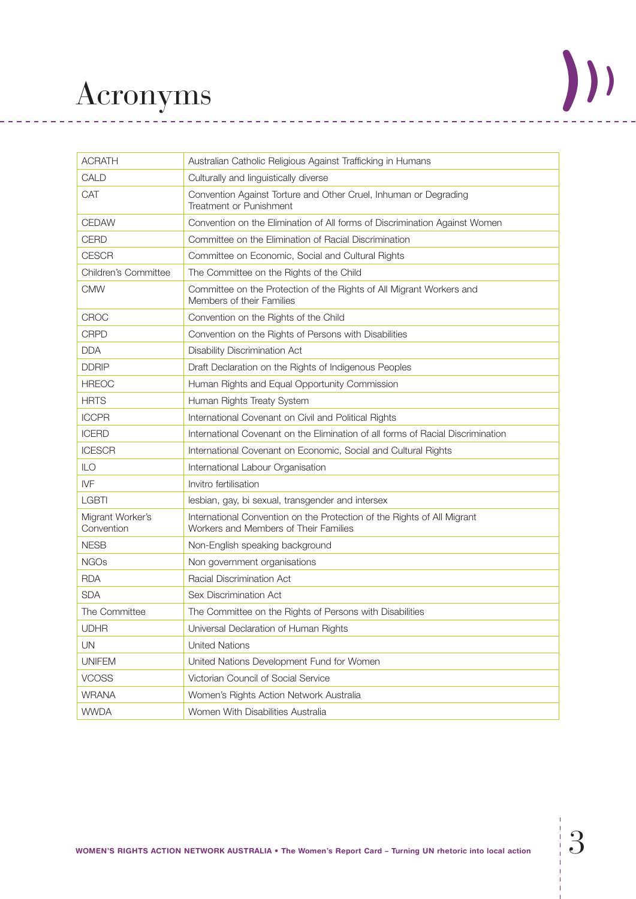# Acronyms

| | |
|---|---|
| ACRATH | Australian Catholic Religious Against Trafficking in Humans |
| CALD | Culturally and linguistically diverse |
| CAT | Convention Against Torture and Other Cruel, Inhuman or Degrading Treatment or Punishment |
| CEDAW | Convention on the Elimination of All forms of Discrimination Against Women |
| CERD | Committee on the Elimination of Racial Discrimination |
| CESCR | Committee on Economic, Social and Cultural Rights |
| Children's Committee | The Committee on the Rights of the Child |
| CMW | Committee on the Protection of the Rights of All Migrant Workers and Members of their Families |
| CROC | Convention on the Rights of the Child |
| CRPD | Convention on the Rights of Persons with Disabilities |
| DDA | Disability Discrimination Act |
| DDRIP | Draft Declaration on the Rights of Indigenous Peoples |
| HREOC | Human Rights and Equal Opportunity Commission |
| HRTS | Human Rights Treaty System |
| ICCPR | International Covenant on Civil and Political Rights |
| ICERD | International Covenant on the Elimination of all forms of Racial Discrimination |
| ICESCR | International Covenant on Economic, Social and Cultural Rights |
| ILO | International Labour Organisation |
| IVF | Invitro fertilisation |
| LGBTI | lesbian, gay, bi sexual, transgender and intersex |
| Migrant Worker's Convention | International Convention on the Protection of the Rights of All Migrant Workers and Members of Their Families |
| NESB | Non-English speaking background |
| NGOs | Non government organisations |
| RDA | Racial Discrimination Act |
| SDA | Sex Discrimination Act |
| The Committee | The Committee on the Rights of Persons with Disabilities |
| UDHR | Universal Declaration of Human Rights |
| UN | United Nations |
| UNIFEM | United Nations Development Fund for Women |
| VCOSS | Victorian Council of Social Service |
| WRANA | Women's Rights Action Network Australia |
| WWDA | Women With Disabilities Australia |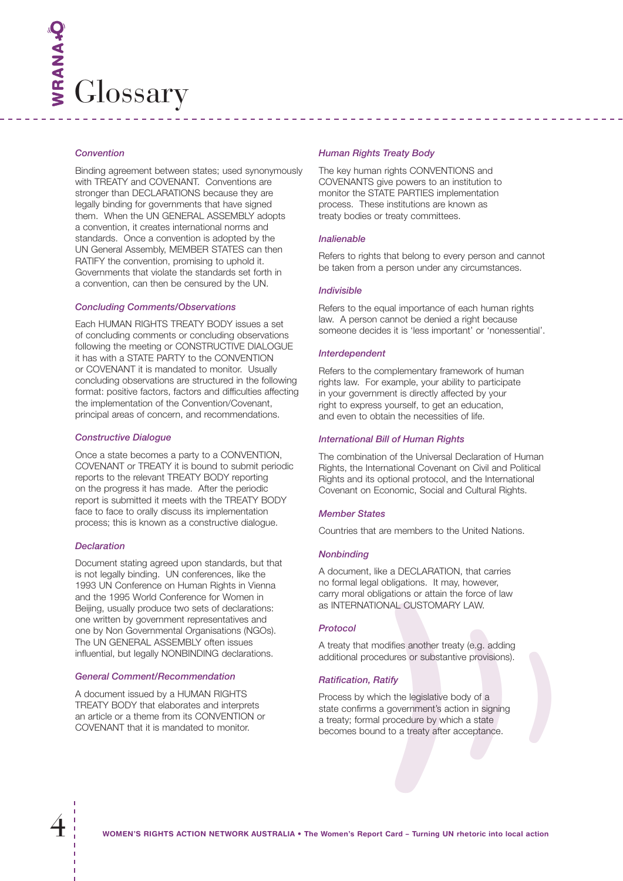# Glossary

### *Convention*

Binding agreement between states; used synonymously with TREATY and COVENANT. Conventions are stronger than DECLARATIONS because they are legally binding for governments that have signed them. When the UN GENERAL ASSEMBLY adopts a convention, it creates international norms and standards. Once a convention is adopted by the UN General Assembly, MEMBER STATES can then RATIFY the convention, promising to uphold it. Governments that violate the standards set forth in a convention, can then be censured by the UN.

### *Concluding Comments/Observations*

Each HUMAN RIGHTS TREATY BODY issues a set of concluding comments or concluding observations following the meeting or CONSTRUCTIVE DIALOGUE it has with a STATE PARTY to the CONVENTION or COVENANT it is mandated to monitor. Usually concluding observations are structured in the following format: positive factors, factors and difficulties affecting the implementation of the Convention/Covenant, principal areas of concern, and recommendations.

### *Constructive Dialogue*

Once a state becomes a party to a CONVENTION, COVENANT or TREATY it is bound to submit periodic reports to the relevant TREATY BODY reporting on the progress it has made. After the periodic report is submitted it meets with the TREATY BODY face to face to orally discuss its implementation process; this is known as a constructive dialogue.

### *Declaration*

Document stating agreed upon standards, but that is not legally binding. UN conferences, like the 1993 UN Conference on Human Rights in Vienna and the 1995 World Conference for Women in Beijing, usually produce two sets of declarations: one written by government representatives and one by Non Governmental Organisations (NGOs). The UN GENERAL ASSEMBLY often issues influential, but legally NONBINDING declarations.

### *General Comment/Recommendation*

A document issued by a HUMAN RIGHTS TREATY BODY that elaborates and interprets an article or a theme from its CONVENTION or COVENANT that it is mandated to monitor.

### *Human Rights Treaty Body*

The key human rights CONVENTIONS and COVENANTS give powers to an institution to monitor the STATE PARTIES implementation process. These institutions are known as treaty bodies or treaty committees.

### *Inalienable*

Refers to rights that belong to every person and cannot be taken from a person under any circumstances.

### *Indivisible*

Refers to the equal importance of each human rights law. A person cannot be denied a right because someone decides it is 'less important' or 'nonessential'.

### *Interdependent*

Refers to the complementary framework of human rights law. For example, your ability to participate in your government is directly affected by your right to express yourself, to get an education, and even to obtain the necessities of life.

### *International Bill of Human Rights*

The combination of the Universal Declaration of Human Rights, the International Covenant on Civil and Political Rights and its optional protocol, and the International Covenant on Economic, Social and Cultural Rights.

### *Member States*

Countries that are members to the United Nations.

### *Nonbinding*

A document, like a DECLARATION, that carries no formal legal obligations. It may, however, carry moral obligations or attain the force of law as INTERNATIONAL CUSTOMARY LAW.

### *Protocol*

A treaty that modifies another treaty (e.g. adding additional procedures or substantive provisions).

### *Ratification, Ratify*

Process by which the legislative body of a state confirms a government's action in signing a treaty; formal procedure by which a state becomes bound to a treaty after acceptance.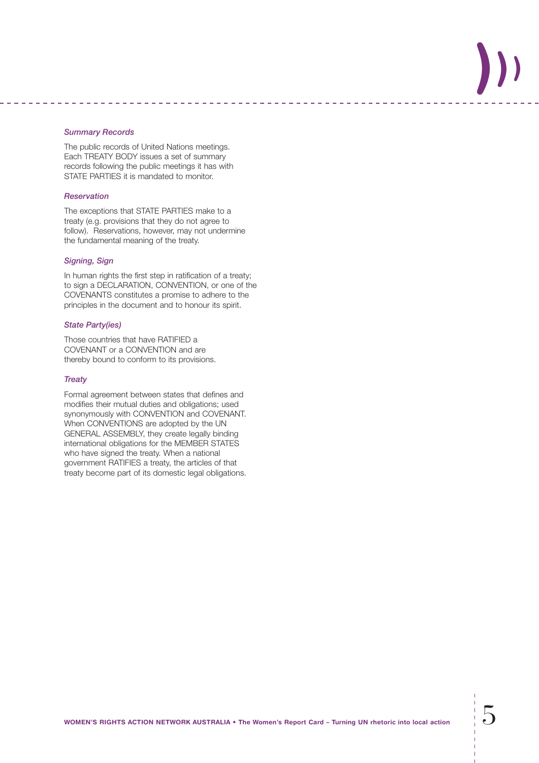*Summary Records*

The public records of United Nations meetings. Each TREATY BODY issues a set of summary records following the public meetings it has with STATE PARTIES it is mandated to monitor.

*Reservation*

The exceptions that STATE PARTIES make to a treaty (e.g. provisions that they do not agree to follow). Reservations, however, may not undermine the fundamental meaning of the treaty.

*Signing, Sign*

In human rights the first step in ratification of a treaty; to sign a DECLARATION, CONVENTION, or one of the COVENANTS constitutes a promise to adhere to the principles in the document and to honour its spirit.

*State Party(ies)*

Those countries that have RATIFIED a COVENANT or a CONVENTION and are thereby bound to conform to its provisions.

*Treaty*

Formal agreement between states that defines and modifies their mutual duties and obligations; used synonymously with CONVENTION and COVENANT. When CONVENTIONS are adopted by the UN GENERAL ASSEMBLY, they create legally binding international obligations for the MEMBER STATES who have signed the treaty. When a national government RATIFIES a treaty, the articles of that treaty become part of its domestic legal obligations.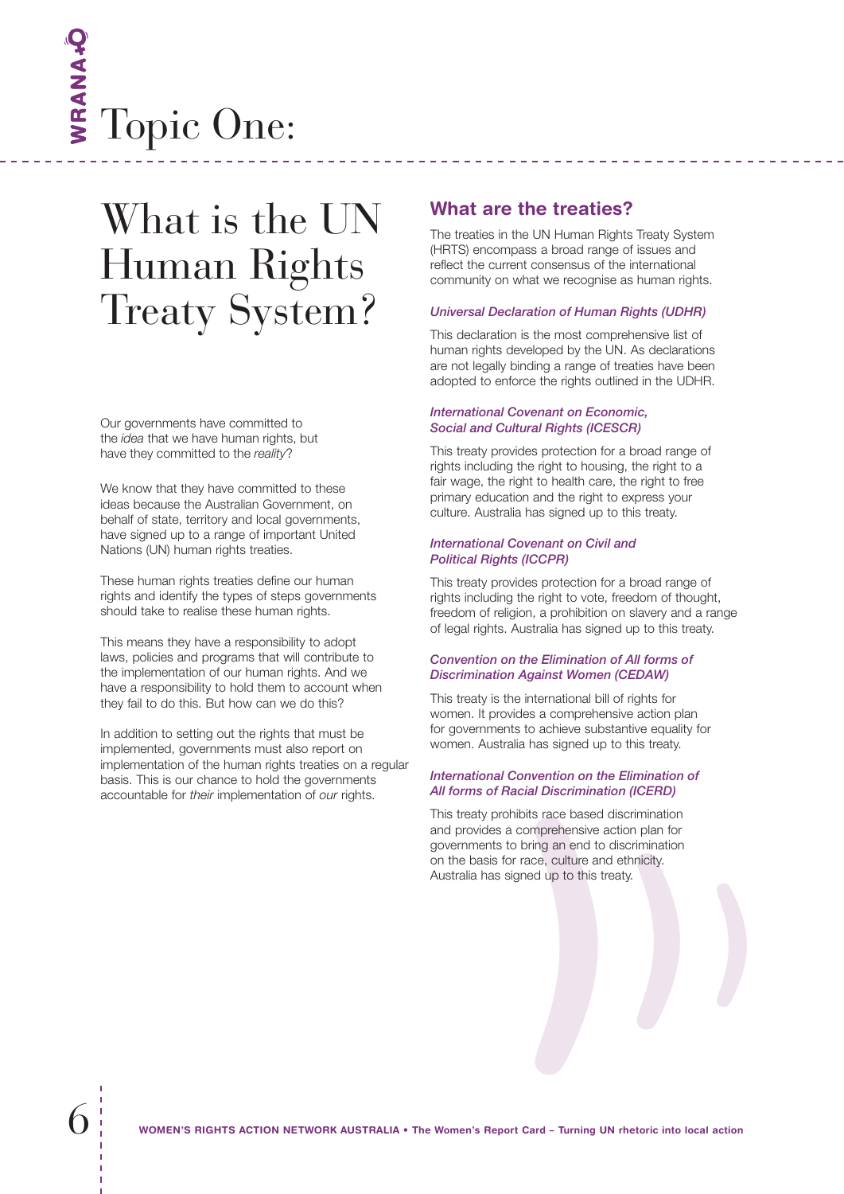# Topic One:

## What is the UN Human Rights Treaty System?

Our governments have committed to the *idea* that we have human rights, but have they committed to the *reality*?

We know that they have committed to these ideas because the Australian Government, on behalf of state, territory and local governments, have signed up to a range of important United Nations (UN) human rights treaties.

These human rights treaties define our human rights and identify the types of steps governments should take to realise these human rights.

This means they have a responsibility to adopt laws, policies and programs that will contribute to the implementation of our human rights. And we have a responsibility to hold them to account when they fail to do this. But how can we do this?

In addition to setting out the rights that must be implemented, governments must also report on implementation of the human rights treaties on a regular basis. This is our chance to hold the governments accountable for *their* implementation of *our* rights.

### What are the treaties?

The treaties in the UN Human Rights Treaty System (HRTS) encompass a broad range of issues and reflect the current consensus of the international community on what we recognise as human rights.

#### *Universal Declaration of Human Rights (UDHR)*

This declaration is the most comprehensive list of human rights developed by the UN. As declarations are not legally binding a range of treaties have been adopted to enforce the rights outlined in the UDHR.

#### *International Covenant on Economic, Social and Cultural Rights (ICESCR)*

This treaty provides protection for a broad range of rights including the right to housing, the right to a fair wage, the right to health care, the right to free primary education and the right to express your culture. Australia has signed up to this treaty.

#### *International Covenant on Civil and Political Rights (ICCPR)*

This treaty provides protection for a broad range of rights including the right to vote, freedom of thought, freedom of religion, a prohibition on slavery and a range of legal rights. Australia has signed up to this treaty.

#### *Convention on the Elimination of All forms of Discrimination Against Women (CEDAW)*

This treaty is the international bill of rights for women. It provides a comprehensive action plan for governments to achieve substantive equality for women. Australia has signed up to this treaty.

#### *International Convention on the Elimination of All forms of Racial Discrimination (ICERD)*

This treaty prohibits race based discrimination and provides a comprehensive action plan for governments to bring an end to discrimination on the basis for race, culture and ethnicity. Australia has signed up to this treaty.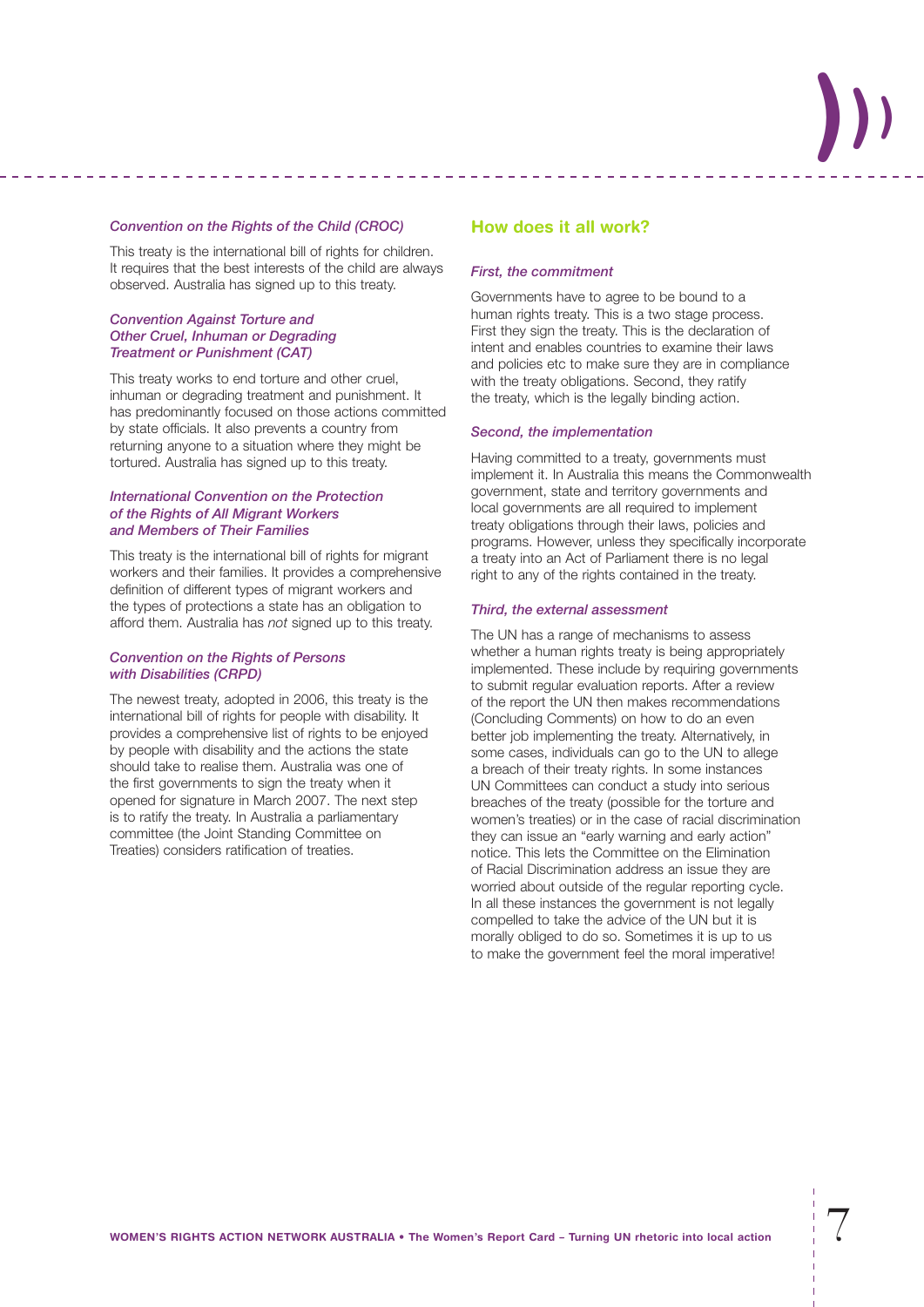### *Convention on the Rights of the Child (CROC)*

This treaty is the international bill of rights for children. It requires that the best interests of the child are always observed. Australia has signed up to this treaty.

### *Convention Against Torture and Other Cruel, Inhuman or Degrading Treatment or Punishment (CAT)*

This treaty works to end torture and other cruel, inhuman or degrading treatment and punishment. It has predominantly focused on those actions committed by state officials. It also prevents a country from returning anyone to a situation where they might be tortured. Australia has signed up to this treaty.

### *International Convention on the Protection of the Rights of All Migrant Workers and Members of Their Families*

This treaty is the international bill of rights for migrant workers and their families. It provides a comprehensive definition of different types of migrant workers and the types of protections a state has an obligation to afford them. Australia has *not* signed up to this treaty.

### *Convention on the Rights of Persons with Disabilities (CRPD)*

The newest treaty, adopted in 2006, this treaty is the international bill of rights for people with disability. It provides a comprehensive list of rights to be enjoyed by people with disability and the actions the state should take to realise them. Australia was one of the first governments to sign the treaty when it opened for signature in March 2007. The next step is to ratify the treaty. In Australia a parliamentary committee (the Joint Standing Committee on Treaties) considers ratification of treaties.

## How does it all work?

### *First, the commitment*

Governments have to agree to be bound to a human rights treaty. This is a two stage process. First they sign the treaty. This is the declaration of intent and enables countries to examine their laws and policies etc to make sure they are in compliance with the treaty obligations. Second, they ratify the treaty, which is the legally binding action.

### *Second, the implementation*

Having committed to a treaty, governments must implement it. In Australia this means the Commonwealth government, state and territory governments and local governments are all required to implement treaty obligations through their laws, policies and programs. However, unless they specifically incorporate a treaty into an Act of Parliament there is no legal right to any of the rights contained in the treaty.

### *Third, the external assessment*

The UN has a range of mechanisms to assess whether a human rights treaty is being appropriately implemented. These include by requiring governments to submit regular evaluation reports. After a review of the report the UN then makes recommendations (Concluding Comments) on how to do an even better job implementing the treaty. Alternatively, in some cases, individuals can go to the UN to allege a breach of their treaty rights. In some instances UN Committees can conduct a study into serious breaches of the treaty (possible for the torture and women's treaties) or in the case of racial discrimination they can issue an "early warning and early action" notice. This lets the Committee on the Elimination of Racial Discrimination address an issue they are worried about outside of the regular reporting cycle. In all these instances the government is not legally compelled to take the advice of the UN but it is morally obliged to do so. Sometimes it is up to us to make the government feel the moral imperative!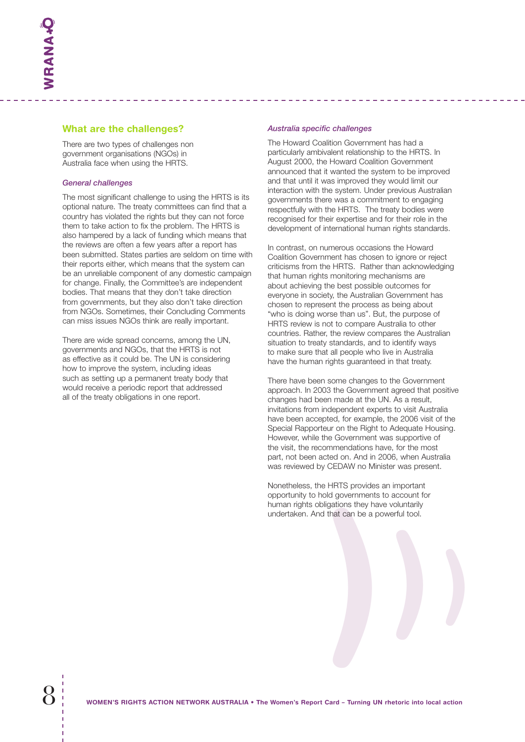## What are the challenges?

There are two types of challenges non government organisations (NGOs) in Australia face when using the HRTS.

### *General challenges*

The most significant challenge to using the HRTS is its optional nature. The treaty committees can find that a country has violated the rights but they can not force them to take action to fix the problem. The HRTS is also hampered by a lack of funding which means that the reviews are often a few years after a report has been submitted. States parties are seldom on time with their reports either, which means that the system can be an unreliable component of any domestic campaign for change. Finally, the Committee's are independent bodies. That means that they don't take direction from governments, but they also don't take direction from NGOs. Sometimes, their Concluding Comments can miss issues NGOs think are really important.

There are wide spread concerns, among the UN, governments and NGOs, that the HRTS is not as effective as it could be. The UN is considering how to improve the system, including ideas such as setting up a permanent treaty body that would receive a periodic report that addressed all of the treaty obligations in one report.

### *Australia specific challenges*

The Howard Coalition Government has had a particularly ambivalent relationship to the HRTS. In August 2000, the Howard Coalition Government announced that it wanted the system to be improved and that until it was improved they would limit our interaction with the system. Under previous Australian governments there was a commitment to engaging respectfully with the HRTS. The treaty bodies were recognised for their expertise and for their role in the development of international human rights standards.

In contrast, on numerous occasions the Howard Coalition Government has chosen to ignore or reject criticisms from the HRTS. Rather than acknowledging that human rights monitoring mechanisms are about achieving the best possible outcomes for everyone in society, the Australian Government has chosen to represent the process as being about "who is doing worse than us". But, the purpose of HRTS review is not to compare Australia to other countries. Rather, the review compares the Australian situation to treaty standards, and to identify ways to make sure that all people who live in Australia have the human rights guaranteed in that treaty.

There have been some changes to the Government approach. In 2003 the Government agreed that positive changes had been made at the UN. As a result, invitations from independent experts to visit Australia have been accepted, for example, the 2006 visit of the Special Rapporteur on the Right to Adequate Housing. However, while the Government was supportive of the visit, the recommendations have, for the most part, not been acted on. And in 2006, when Australia was reviewed by CEDAW no Minister was present.

Nonetheless, the HRTS provides an important opportunity to hold governments to account for human rights obligations they have voluntarily undertaken. And that can be a powerful tool.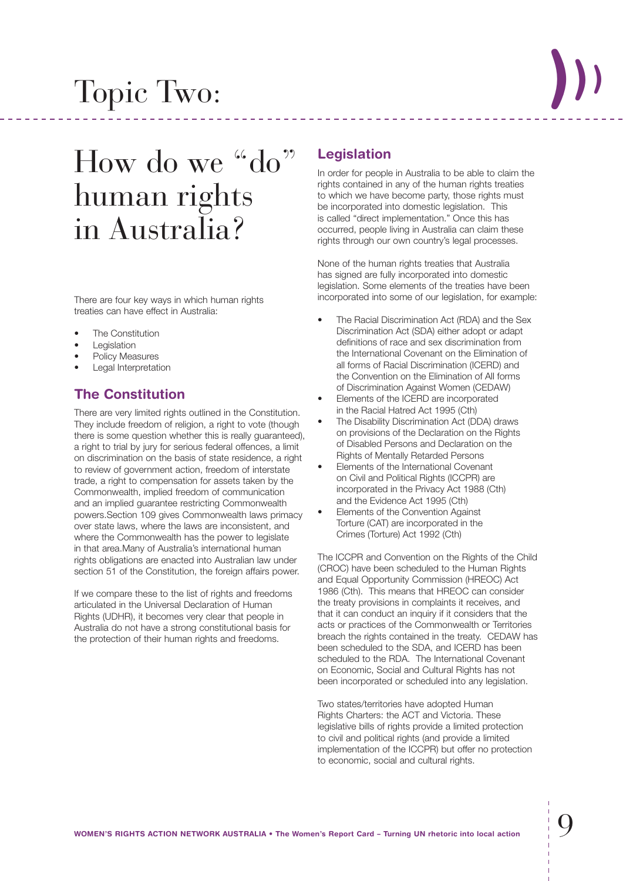# Topic Two:

## How do we "do" human rights in Australia?

There are four key ways in which human rights treaties can have effect in Australia:

- The Constitution
- Legislation
- Policy Measures
- Legal Interpretation

### The Constitution

There are very limited rights outlined in the Constitution. They include freedom of religion, a right to vote (though there is some question whether this is really guaranteed), a right to trial by jury for serious federal offences, a limit on discrimination on the basis of state residence, a right to review of government action, freedom of interstate trade, a right to compensation for assets taken by the Commonwealth, implied freedom of communication and an implied guarantee restricting Commonwealth powers.Section 109 gives Commonwealth laws primacy over state laws, where the laws are inconsistent, and where the Commonwealth has the power to legislate in that area.Many of Australia's international human rights obligations are enacted into Australian law under section 51 of the Constitution, the foreign affairs power.

If we compare these to the list of rights and freedoms articulated in the Universal Declaration of Human Rights (UDHR), it becomes very clear that people in Australia do not have a strong constitutional basis for the protection of their human rights and freedoms.

### Legislation

In order for people in Australia to be able to claim the rights contained in any of the human rights treaties to which we have become party, those rights must be incorporated into domestic legislation. This is called "direct implementation." Once this has occurred, people living in Australia can claim these rights through our own country's legal processes.

None of the human rights treaties that Australia has signed are fully incorporated into domestic legislation. Some elements of the treaties have been incorporated into some of our legislation, for example:

- The Racial Discrimination Act (RDA) and the Sex Discrimination Act (SDA) either adopt or adapt definitions of race and sex discrimination from the International Covenant on the Elimination of all forms of Racial Discrimination (ICERD) and the Convention on the Elimination of All forms of Discrimination Against Women (CEDAW)
- Elements of the ICERD are incorporated in the Racial Hatred Act 1995 (Cth)
- The Disability Discrimination Act (DDA) draws on provisions of the Declaration on the Rights of Disabled Persons and Declaration on the Rights of Mentally Retarded Persons
- Elements of the International Covenant on Civil and Political Rights (ICCPR) are incorporated in the Privacy Act 1988 (Cth) and the Evidence Act 1995 (Cth)
- Elements of the Convention Against Torture (CAT) are incorporated in the Crimes (Torture) Act 1992 (Cth)

The ICCPR and Convention on the Rights of the Child (CROC) have been scheduled to the Human Rights and Equal Opportunity Commission (HREOC) Act 1986 (Cth). This means that HREOC can consider the treaty provisions in complaints it receives, and that it can conduct an inquiry if it considers that the acts or practices of the Commonwealth or Territories breach the rights contained in the treaty. CEDAW has been scheduled to the SDA, and ICERD has been scheduled to the RDA. The International Covenant on Economic, Social and Cultural Rights has not been incorporated or scheduled into any legislation.

Two states/territories have adopted Human Rights Charters: the ACT and Victoria. These legislative bills of rights provide a limited protection to civil and political rights (and provide a limited implementation of the ICCPR) but offer no protection to economic, social and cultural rights.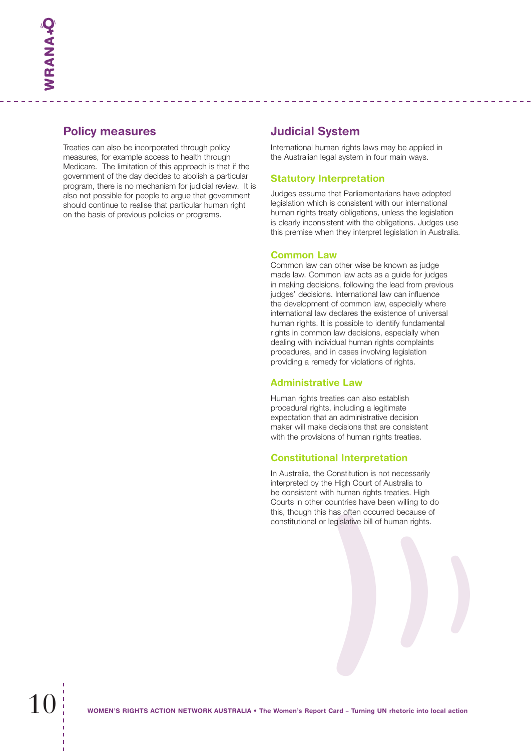## Policy measures

Treaties can also be incorporated through policy measures, for example access to health through Medicare. The limitation of this approach is that if the government of the day decides to abolish a particular program, there is no mechanism for judicial review. It is also not possible for people to argue that government should continue to realise that particular human right on the basis of previous policies or programs.

## Judicial System

International human rights laws may be applied in the Australian legal system in four main ways.

### Statutory Interpretation

Judges assume that Parliamentarians have adopted legislation which is consistent with our international human rights treaty obligations, unless the legislation is clearly inconsistent with the obligations. Judges use this premise when they interpret legislation in Australia.

### Common Law

Common law can other wise be known as judge made law. Common law acts as a guide for judges in making decisions, following the lead from previous judges' decisions. International law can influence the development of common law, especially where international law declares the existence of universal human rights. It is possible to identify fundamental rights in common law decisions, especially when dealing with individual human rights complaints procedures, and in cases involving legislation providing a remedy for violations of rights.

### Administrative Law

Human rights treaties can also establish procedural rights, including a legitimate expectation that an administrative decision maker will make decisions that are consistent with the provisions of human rights treaties.

### Constitutional Interpretation

In Australia, the Constitution is not necessarily interpreted by the High Court of Australia to be consistent with human rights treaties. High Courts in other countries have been willing to do this, though this has often occurred because of constitutional or legislative bill of human rights.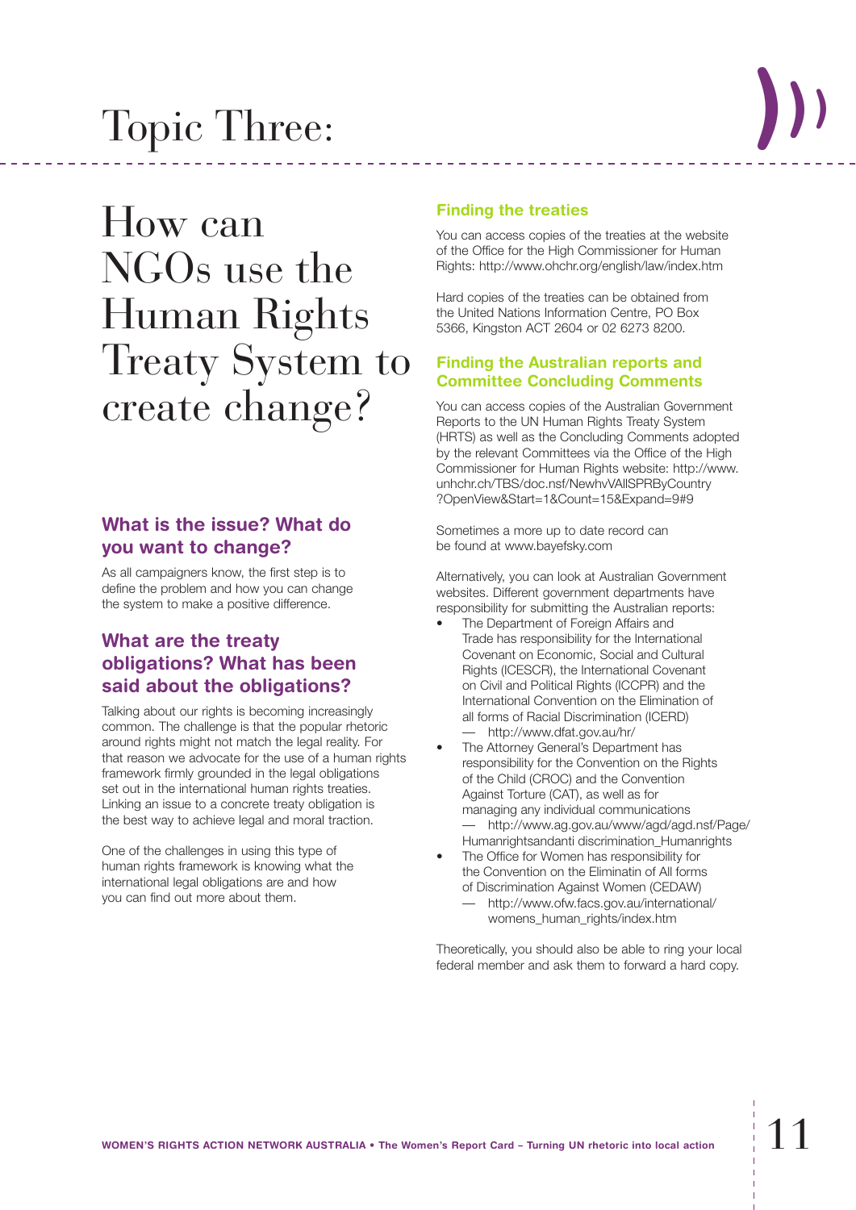# Topic Three:

## How can NGOs use the Human Rights Treaty System to create change?

### What is the issue? What do you want to change?

As all campaigners know, the first step is to define the problem and how you can change the system to make a positive difference.

### What are the treaty obligations? What has been said about the obligations?

Talking about our rights is becoming increasingly common. The challenge is that the popular rhetoric around rights might not match the legal reality. For that reason we advocate for the use of a human rights framework firmly grounded in the legal obligations set out in the international human rights treaties. Linking an issue to a concrete treaty obligation is the best way to achieve legal and moral traction.

One of the challenges in using this type of human rights framework is knowing what the international legal obligations are and how you can find out more about them.

### Finding the treaties

You can access copies of the treaties at the website of the Office for the High Commissioner for Human Rights: http://www.ohchr.org/english/law/index.htm

Hard copies of the treaties can be obtained from the United Nations Information Centre, PO Box 5366, Kingston ACT 2604 or 02 6273 8200.

### Finding the Australian reports and Committee Concluding Comments

You can access copies of the Australian Government Reports to the UN Human Rights Treaty System (HRTS) as well as the Concluding Comments adopted by the relevant Committees via the Office of the High Commissioner for Human Rights website: http://www.unhchr.ch/TBS/doc.nsf/NewhvVAllSPRByCountry?OpenView&Start=1&Count=15&Expand=9#9

Sometimes a more up to date record can be found at www.bayefsky.com

Alternatively, you can look at Australian Government websites. Different government departments have responsibility for submitting the Australian reports:

- The Department of Foreign Affairs and Trade has responsibility for the International Covenant on Economic, Social and Cultural Rights (ICESCR), the International Covenant on Civil and Political Rights (ICCPR) and the International Convention on the Elimination of all forms of Racial Discrimination (ICERD)
  - — http://www.dfat.gov.au/hr/
- The Attorney General's Department has responsibility for the Convention on the Rights of the Child (CROC) and the Convention Against Torture (CAT), as well as for managing any individual communications
  - — http://www.ag.gov.au/www/agd/agd.nsf/Page/Humanrightsandanti discrimination_Humanrights
- The Office for Women has responsibility for the Convention on the Eliminatin of All forms of Discrimination Against Women (CEDAW)
  - — http://www.ofw.facs.gov.au/international/womens_human_rights/index.htm

Theoretically, you should also be able to ring your local federal member and ask them to forward a hard copy.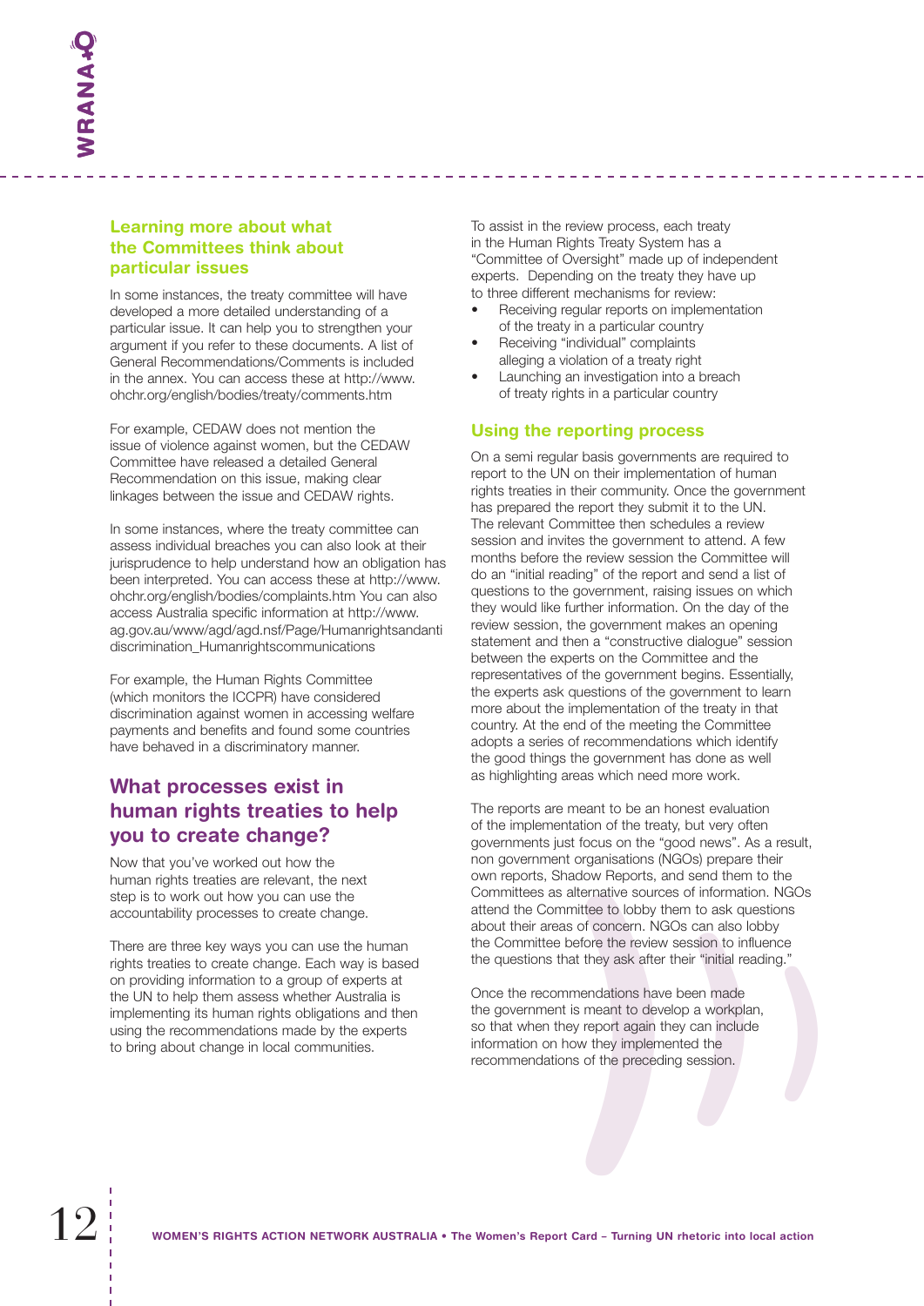### Learning more about what the Committees think about particular issues

In some instances, the treaty committee will have developed a more detailed understanding of a particular issue. It can help you to strengthen your argument if you refer to these documents. A list of General Recommendations/Comments is included in the annex. You can access these at http://www.ohchr.org/english/bodies/treaty/comments.htm

For example, CEDAW does not mention the issue of violence against women, but the CEDAW Committee have released a detailed General Recommendation on this issue, making clear linkages between the issue and CEDAW rights.

In some instances, where the treaty committee can assess individual breaches you can also look at their jurisprudence to help understand how an obligation has been interpreted. You can access these at http://www.ohchr.org/english/bodies/complaints.htm You can also access Australia specific information at http://www.ag.gov.au/www/agd/agd.nsf/Page/Humanrightsandantidiscrimination_Humanrightscommunications

For example, the Human Rights Committee (which monitors the ICCPR) have considered discrimination against women in accessing welfare payments and benefits and found some countries have behaved in a discriminatory manner.

## What processes exist in human rights treaties to help you to create change?

Now that you've worked out how the human rights treaties are relevant, the next step is to work out how you can use the accountability processes to create change.

There are three key ways you can use the human rights treaties to create change. Each way is based on providing information to a group of experts at the UN to help them assess whether Australia is implementing its human rights obligations and then using the recommendations made by the experts to bring about change in local communities.

To assist in the review process, each treaty in the Human Rights Treaty System has a "Committee of Oversight" made up of independent experts. Depending on the treaty they have up to three different mechanisms for review:

- Receiving regular reports on implementation of the treaty in a particular country
- Receiving "individual" complaints alleging a violation of a treaty right
- Launching an investigation into a breach of treaty rights in a particular country

### Using the reporting process

On a semi regular basis governments are required to report to the UN on their implementation of human rights treaties in their community. Once the government has prepared the report they submit it to the UN. The relevant Committee then schedules a review session and invites the government to attend. A few months before the review session the Committee will do an "initial reading" of the report and send a list of questions to the government, raising issues on which they would like further information. On the day of the review session, the government makes an opening statement and then a "constructive dialogue" session between the experts on the Committee and the representatives of the government begins. Essentially, the experts ask questions of the government to learn more about the implementation of the treaty in that country. At the end of the meeting the Committee adopts a series of recommendations which identify the good things the government has done as well as highlighting areas which need more work.

The reports are meant to be an honest evaluation of the implementation of the treaty, but very often governments just focus on the "good news". As a result, non government organisations (NGOs) prepare their own reports, Shadow Reports, and send them to the Committees as alternative sources of information. NGOs attend the Committee to lobby them to ask questions about their areas of concern. NGOs can also lobby the Committee before the review session to influence the questions that they ask after their "initial reading."

Once the recommendations have been made the government is meant to develop a workplan, so that when they report again they can include information on how they implemented the recommendations of the preceding session.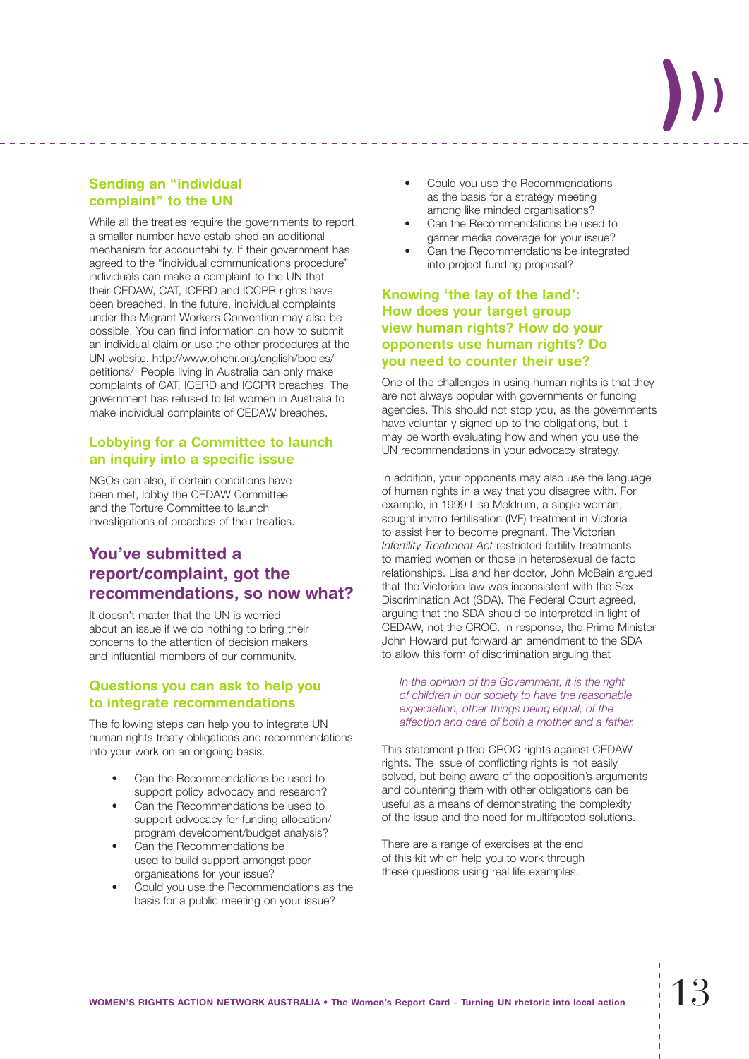### Sending an "individual complaint" to the UN

While all the treaties require the governments to report, a smaller number have established an additional mechanism for accountability. If their government has agreed to the "individual communications procedure" individuals can make a complaint to the UN that their CEDAW, CAT, ICERD and ICCPR rights have been breached. In the future, individual complaints under the Migrant Workers Convention may also be possible. You can find information on how to submit an individual claim or use the other procedures at the UN website. http://www.ohchr.org/english/bodies/petitions/ People living in Australia can only make complaints of CAT, ICERD and ICCPR breaches. The government has refused to let women in Australia to make individual complaints of CEDAW breaches.

### Lobbying for a Committee to launch an inquiry into a specific issue

NGOs can also, if certain conditions have been met, lobby the CEDAW Committee and the Torture Committee to launch investigations of breaches of their treaties.

## You've submitted a report/complaint, got the recommendations, so now what?

It doesn't matter that the UN is worried about an issue if we do nothing to bring their concerns to the attention of decision makers and influential members of our community.

### Questions you can ask to help you to integrate recommendations

The following steps can help you to integrate UN human rights treaty obligations and recommendations into your work on an ongoing basis.

- Can the Recommendations be used to support policy advocacy and research?
- Can the Recommendations be used to support advocacy for funding allocation/ program development/budget analysis?
- Can the Recommendations be used to build support amongst peer organisations for your issue?
- Could you use the Recommendations as the basis for a public meeting on your issue?
- Could you use the Recommendations as the basis for a strategy meeting among like minded organisations?
- Can the Recommendations be used to garner media coverage for your issue?
- Can the Recommendations be integrated into project funding proposal?

### Knowing 'the lay of the land': How does your target group view human rights? How do your opponents use human rights? Do you need to counter their use?

One of the challenges in using human rights is that they are not always popular with governments or funding agencies. This should not stop you, as the governments have voluntarily signed up to the obligations, but it may be worth evaluating how and when you use the UN recommendations in your advocacy strategy.

In addition, your opponents may also use the language of human rights in a way that you disagree with. For example, in 1999 Lisa Meldrum, a single woman, sought invitro fertilisation (IVF) treatment in Victoria to assist her to become pregnant. The Victorian *Infertility Treatment Act* restricted fertility treatments to married women or those in heterosexual de facto relationships. Lisa and her doctor, John McBain argued that the Victorian law was inconsistent with the Sex Discrimination Act (SDA). The Federal Court agreed, arguing that the SDA should be interpreted in light of CEDAW, not the CROC. In response, the Prime Minister John Howard put forward an amendment to the SDA to allow this form of discrimination arguing that

> *In the opinion of the Government, it is the right of children in our society to have the reasonable expectation, other things being equal, of the affection and care of both a mother and a father.*

This statement pitted CROC rights against CEDAW rights. The issue of conflicting rights is not easily solved, but being aware of the opposition's arguments and countering them with other obligations can be useful as a means of demonstrating the complexity of the issue and the need for multifaceted solutions.

There are a range of exercises at the end of this kit which help you to work through these questions using real life examples.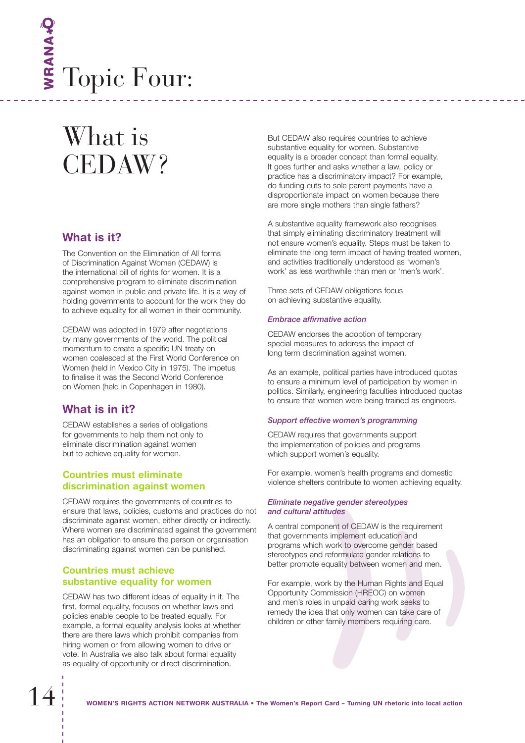# Topic Four:

# What is CEDAW?

## What is it?

The Convention on the Elimination of All forms of Discrimination Against Women (CEDAW) is the international bill of rights for women. It is a comprehensive program to eliminate discrimination against women in public and private life. It is a way of holding governments to account for the work they do to achieve equality for all women in their community.

CEDAW was adopted in 1979 after negotiations by many governments of the world. The political momentum to create a specific UN treaty on women coalesced at the First World Conference on Women (held in Mexico City in 1975). The impetus to finalise it was the Second World Conference on Women (held in Copenhagen in 1980).

## What is in it?

CEDAW establishes a series of obligations for governments to help them not only to eliminate discrimination against women but to achieve equality for women.

### Countries must eliminate discrimination against women

CEDAW requires the governments of countries to ensure that laws, policies, customs and practices do not discriminate against women, either directly or indirectly. Where women are discriminated against the government has an obligation to ensure the person or organisation discriminating against women can be punished.

### Countries must achieve substantive equality for women

CEDAW has two different ideas of equality in it. The first, formal equality, focuses on whether laws and policies enable people to be treated equally. For example, a formal equality analysis looks at whether there are there laws which prohibit companies from hiring women or from allowing women to drive or vote. In Australia we also talk about formal equality as equality of opportunity or direct discrimination.

But CEDAW also requires countries to achieve substantive equality for women. Substantive equality is a broader concept than formal equality. It goes further and asks whether a law, policy or practice has a discriminatory impact? For example, do funding cuts to sole parent payments have a disproportionate impact on women because there are more single mothers than single fathers?

A substantive equality framework also recognises that simply eliminating discriminatory treatment will not ensure women's equality. Steps must be taken to eliminate the long term impact of having treated women, and activities traditionally understood as 'women's work' as less worthwhile than men or 'men's work'.

Three sets of CEDAW obligations focus on achieving substantive equality.

#### *Embrace affirmative action*

CEDAW endorses the adoption of temporary special measures to address the impact of long term discrimination against women.

As an example, political parties have introduced quotas to ensure a minimum level of participation by women in politics. Similarly, engineering faculties introduced quotas to ensure that women were being trained as engineers.

#### *Support effective women's programming*

CEDAW requires that governments support the implementation of policies and programs which support women's equality.

For example, women's health programs and domestic violence shelters contribute to women achieving equality.

#### *Eliminate negative gender stereotypes and cultural attitudes*

A central component of CEDAW is the requirement that governments implement education and programs which work to overcome gender based stereotypes and reformulate gender relations to better promote equality between women and men.

For example, work by the Human Rights and Equal Opportunity Commission (HREOC) on women and men's roles in unpaid caring work seeks to remedy the idea that only women can take care of children or other family members requiring care.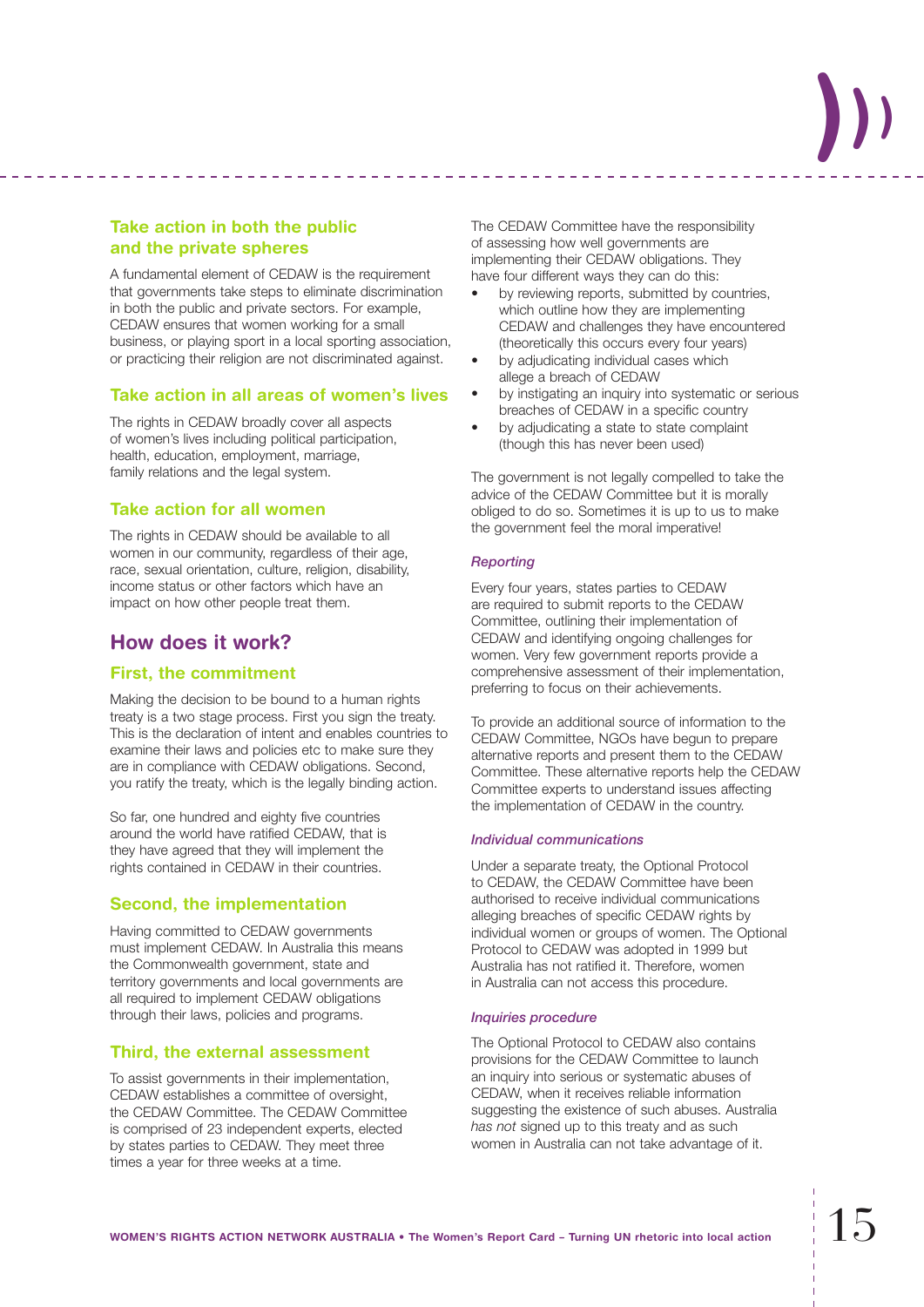### Take action in both the public and the private spheres

A fundamental element of CEDAW is the requirement that governments take steps to eliminate discrimination in both the public and private sectors. For example, CEDAW ensures that women working for a small business, or playing sport in a local sporting association, or practicing their religion are not discriminated against.

### Take action in all areas of women's lives

The rights in CEDAW broadly cover all aspects of women's lives including political participation, health, education, employment, marriage, family relations and the legal system.

### Take action for all women

The rights in CEDAW should be available to all women in our community, regardless of their age, race, sexual orientation, culture, religion, disability, income status or other factors which have an impact on how other people treat them.

## How does it work?

### First, the commitment

Making the decision to be bound to a human rights treaty is a two stage process. First you sign the treaty. This is the declaration of intent and enables countries to examine their laws and policies etc to make sure they are in compliance with CEDAW obligations. Second, you ratify the treaty, which is the legally binding action.

So far, one hundred and eighty five countries around the world have ratified CEDAW, that is they have agreed that they will implement the rights contained in CEDAW in their countries.

### Second, the implementation

Having committed to CEDAW governments must implement CEDAW. In Australia this means the Commonwealth government, state and territory governments and local governments are all required to implement CEDAW obligations through their laws, policies and programs.

### Third, the external assessment

To assist governments in their implementation, CEDAW establishes a committee of oversight, the CEDAW Committee. The CEDAW Committee is comprised of 23 independent experts, elected by states parties to CEDAW. They meet three times a year for three weeks at a time.

The CEDAW Committee have the responsibility of assessing how well governments are implementing their CEDAW obligations. They have four different ways they can do this:

- by reviewing reports, submitted by countries, which outline how they are implementing CEDAW and challenges they have encountered (theoretically this occurs every four years)
- by adjudicating individual cases which allege a breach of CEDAW
- by instigating an inquiry into systematic or serious breaches of CEDAW in a specific country
- by adjudicating a state to state complaint (though this has never been used)

The government is not legally compelled to take the advice of the CEDAW Committee but it is morally obliged to do so. Sometimes it is up to us to make the government feel the moral imperative!

#### *Reporting*

Every four years, states parties to CEDAW are required to submit reports to the CEDAW Committee, outlining their implementation of CEDAW and identifying ongoing challenges for women. Very few government reports provide a comprehensive assessment of their implementation, preferring to focus on their achievements.

To provide an additional source of information to the CEDAW Committee, NGOs have begun to prepare alternative reports and present them to the CEDAW Committee. These alternative reports help the CEDAW Committee experts to understand issues affecting the implementation of CEDAW in the country.

#### *Individual communications*

Under a separate treaty, the Optional Protocol to CEDAW, the CEDAW Committee have been authorised to receive individual communications alleging breaches of specific CEDAW rights by individual women or groups of women. The Optional Protocol to CEDAW was adopted in 1999 but Australia has not ratified it. Therefore, women in Australia can not access this procedure.

#### *Inquiries procedure*

The Optional Protocol to CEDAW also contains provisions for the CEDAW Committee to launch an inquiry into serious or systematic abuses of CEDAW, when it receives reliable information suggesting the existence of such abuses. Australia *has not* signed up to this treaty and as such women in Australia can not take advantage of it.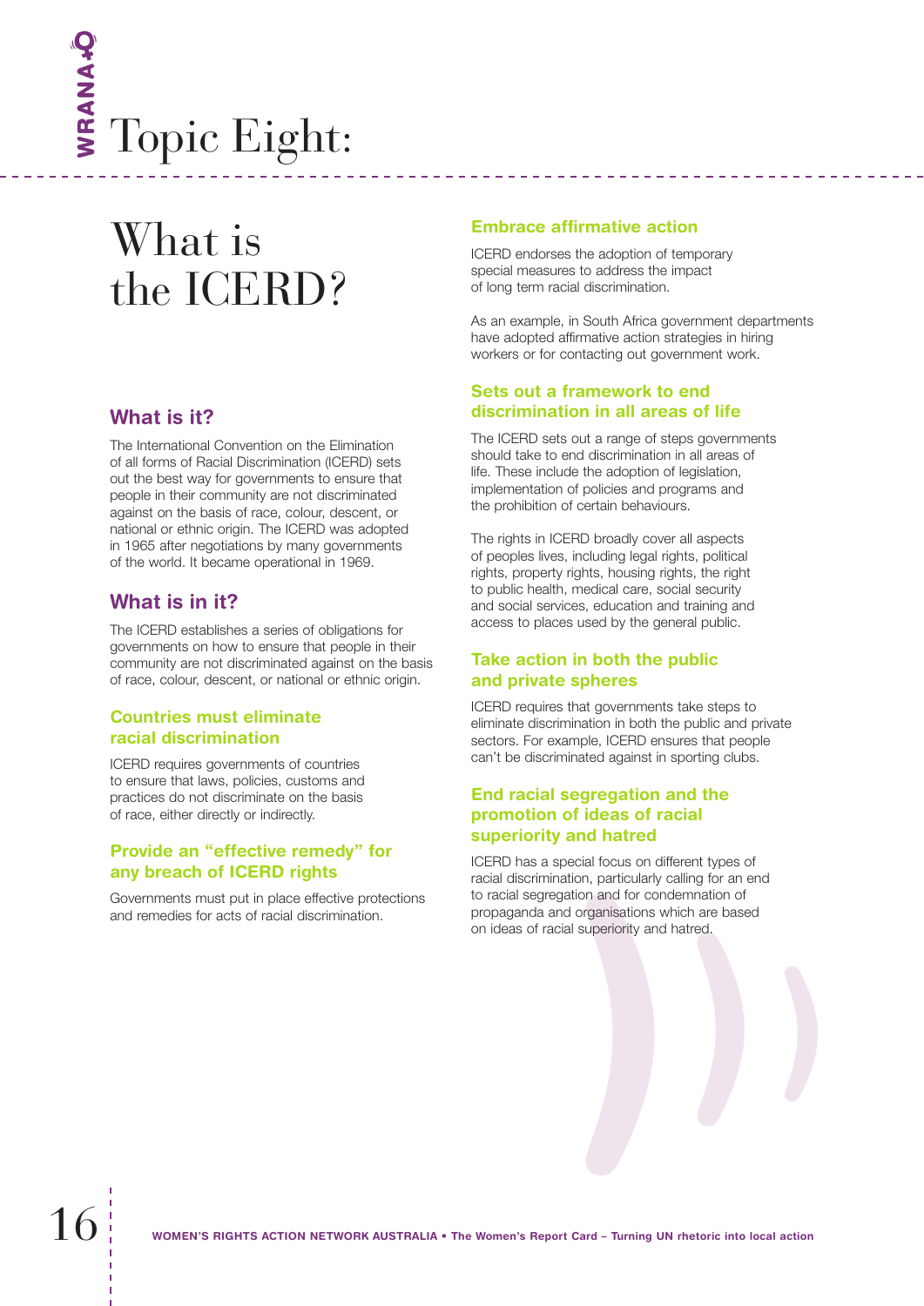# Topic Eight:

## What is the ICERD?

### What is it?

The International Convention on the Elimination of all forms of Racial Discrimination (ICERD) sets out the best way for governments to ensure that people in their community are not discriminated against on the basis of race, colour, descent, or national or ethnic origin. The ICERD was adopted in 1965 after negotiations by many governments of the world. It became operational in 1969.

### What is in it?

The ICERD establishes a series of obligations for governments on how to ensure that people in their community are not discriminated against on the basis of race, colour, descent, or national or ethnic origin.

#### Countries must eliminate racial discrimination

ICERD requires governments of countries to ensure that laws, policies, customs and practices do not discriminate on the basis of race, either directly or indirectly.

#### Provide an "effective remedy" for any breach of ICERD rights

Governments must put in place effective protections and remedies for acts of racial discrimination.

#### Embrace affirmative action

ICERD endorses the adoption of temporary special measures to address the impact of long term racial discrimination.

As an example, in South Africa government departments have adopted affirmative action strategies in hiring workers or for contacting out government work.

#### Sets out a framework to end discrimination in all areas of life

The ICERD sets out a range of steps governments should take to end discrimination in all areas of life. These include the adoption of legislation, implementation of policies and programs and the prohibition of certain behaviours.

The rights in ICERD broadly cover all aspects of peoples lives, including legal rights, political rights, property rights, housing rights, the right to public health, medical care, social security and social services, education and training and access to places used by the general public.

#### Take action in both the public and private spheres

ICERD requires that governments take steps to eliminate discrimination in both the public and private sectors. For example, ICERD ensures that people can't be discriminated against in sporting clubs.

#### End racial segregation and the promotion of ideas of racial superiority and hatred

ICERD has a special focus on different types of racial discrimination, particularly calling for an end to racial segregation and for condemnation of propaganda and organisations which are based on ideas of racial superiority and hatred.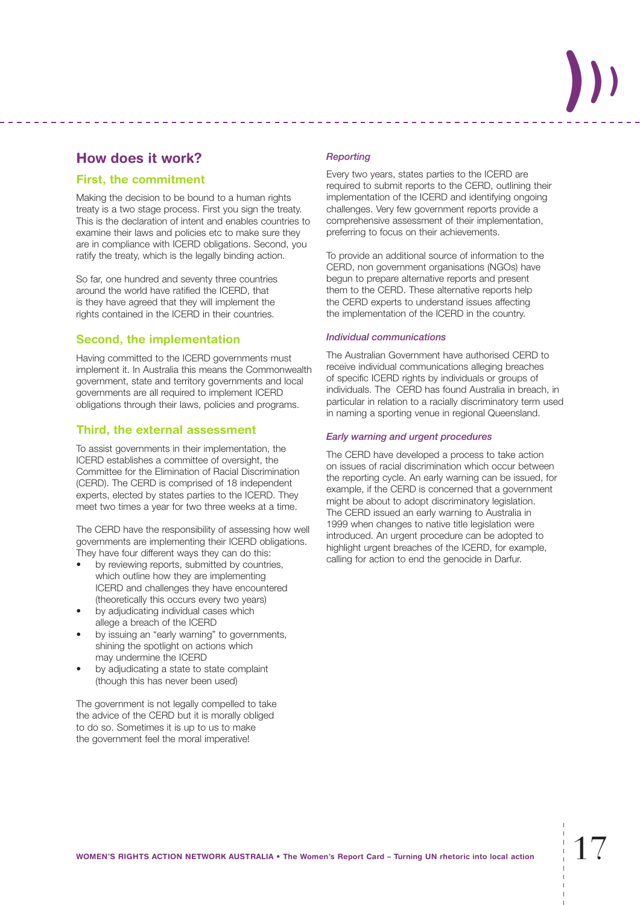## How does it work?

### First, the commitment

Making the decision to be bound to a human rights treaty is a two stage process. First you sign the treaty. This is the declaration of intent and enables countries to examine their laws and policies etc to make sure they are in compliance with ICERD obligations. Second, you ratify the treaty, which is the legally binding action.

So far, one hundred and seventy three countries around the world have ratified the ICERD, that is they have agreed that they will implement the rights contained in the ICERD in their countries.

### Second, the implementation

Having committed to the ICERD governments must implement it. In Australia this means the Commonwealth government, state and territory governments and local governments are all required to implement ICERD obligations through their laws, policies and programs.

### Third, the external assessment

To assist governments in their implementation, the ICERD establishes a committee of oversight, the Committee for the Elimination of Racial Discrimination (CERD). The CERD is comprised of 18 independent experts, elected by states parties to the ICERD. They meet two times a year for two three weeks at a time.

The CERD have the responsibility of assessing how well governments are implementing their ICERD obligations. They have four different ways they can do this:

- by reviewing reports, submitted by countries, which outline how they are implementing ICERD and challenges they have encountered (theoretically this occurs every two years)
- by adjudicating individual cases which allege a breach of the ICERD
- by issuing an "early warning" to governments, shining the spotlight on actions which may undermine the ICERD
- by adjudicating a state to state complaint (though this has never been used)

The government is not legally compelled to take the advice of the CERD but it is morally obliged to do so. Sometimes it is up to us to make the government feel the moral imperative!

#### *Reporting*

Every two years, states parties to the ICERD are required to submit reports to the CERD, outlining their implementation of the ICERD and identifying ongoing challenges. Very few government reports provide a comprehensive assessment of their implementation, preferring to focus on their achievements.

To provide an additional source of information to the CERD, non government organisations (NGOs) have begun to prepare alternative reports and present them to the CERD. These alternative reports help the CERD experts to understand issues affecting the implementation of the ICERD in the country.

#### *Individual communications*

The Australian Government have authorised CERD to receive individual communications alleging breaches of specific ICERD rights by individuals or groups of individuals. The CERD has found Australia in breach, in particular in relation to a racially discriminatory term used in naming a sporting venue in regional Queensland.

#### *Early warning and urgent procedures*

The CERD have developed a process to take action on issues of racial discrimination which occur between the reporting cycle. An early warning can be issued, for example, if the CERD is concerned that a government might be about to adopt discriminatory legislation. The CERD issued an early warning to Australia in 1999 when changes to native title legislation were introduced. An urgent procedure can be adopted to highlight urgent breaches of the ICERD, for example, calling for action to end the genocide in Darfur.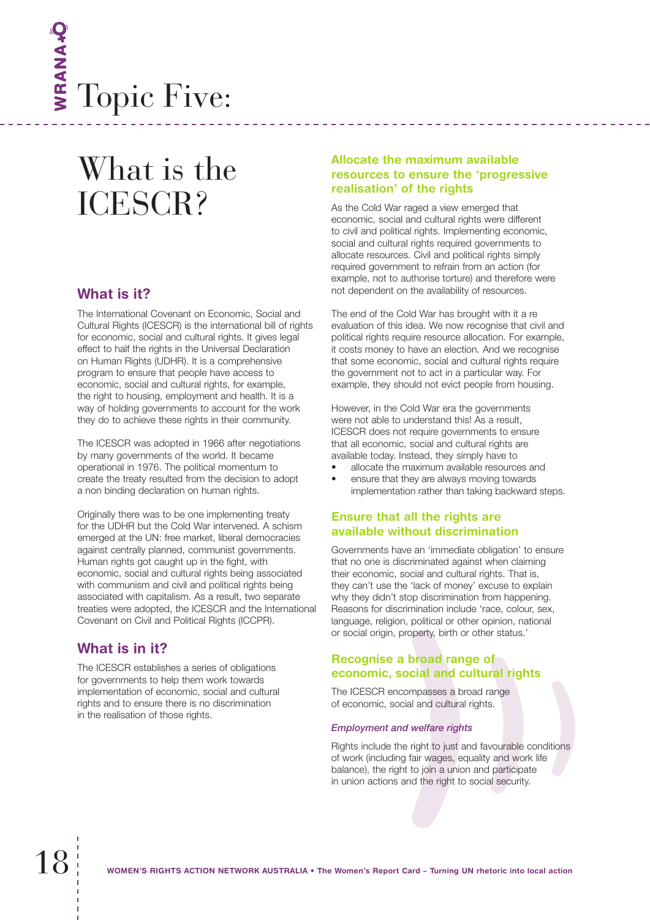// Topic Five:

# What is the ICESCR?

## What is it?

The International Covenant on Economic, Social and Cultural Rights (ICESCR) is the international bill of rights for economic, social and cultural rights. It gives legal effect to half the rights in the Universal Declaration on Human Rights (UDHR). It is a comprehensive program to ensure that people have access to economic, social and cultural rights, for example, the right to housing, employment and health. It is a way of holding governments to account for the work they do to achieve these rights in their community.

The ICESCR was adopted in 1966 after negotiations by many governments of the world. It became operational in 1976. The political momentum to create the treaty resulted from the decision to adopt a non binding declaration on human rights.

Originally there was to be one implementing treaty for the UDHR but the Cold War intervened. A schism emerged at the UN: free market, liberal democracies against centrally planned, communist governments. Human rights got caught up in the fight, with economic, social and cultural rights being associated with communism and civil and political rights being associated with capitalism. As a result, two separate treaties were adopted, the ICESCR and the International Covenant on Civil and Political Rights (ICCPR).

## What is in it?

The ICESCR establishes a series of obligations for governments to help them work towards implementation of economic, social and cultural rights and to ensure there is no discrimination in the realisation of those rights.

### Allocate the maximum available resources to ensure the 'progressive realisation' of the rights

As the Cold War raged a view emerged that economic, social and cultural rights were different to civil and political rights. Implementing economic, social and cultural rights required governments to allocate resources. Civil and political rights simply required government to refrain from an action (for example, not to authorise torture) and therefore were not dependent on the availability of resources.

The end of the Cold War has brought with it a re evaluation of this idea. We now recognise that civil and political rights require resource allocation. For example, it costs money to have an election. And we recognise that some economic, social and cultural rights require the government not to act in a particular way. For example, they should not evict people from housing.

However, in the Cold War era the governments were not able to understand this! As a result, ICESCR does not require governments to ensure that all economic, social and cultural rights are available today. Instead, they simply have to

- allocate the maximum available resources and
- ensure that they are always moving towards implementation rather than taking backward steps.

### Ensure that all the rights are available without discrimination

Governments have an 'immediate obligation' to ensure that no one is discriminated against when claiming their economic, social and cultural rights. That is, they can't use the 'lack of money' excuse to explain why they didn't stop discrimination from happening. Reasons for discrimination include 'race, colour, sex, language, religion, political or other opinion, national or social origin, property, birth or other status.'

### Recognise a broad range of economic, social and cultural rights

The ICESCR encompasses a broad range of economic, social and cultural rights.

#### *Employment and welfare rights*

Rights include the right to just and favourable conditions of work (including fair wages, equality and work life balance), the right to join a union and participate in union actions and the right to social security.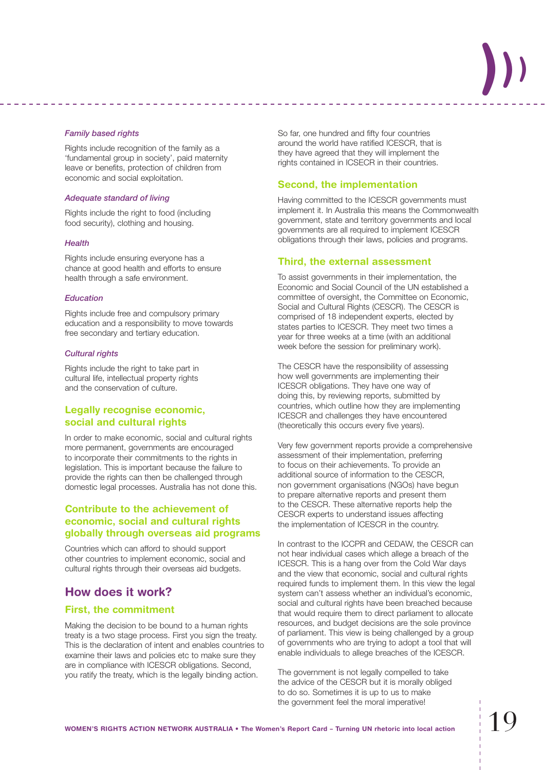#### *Family based rights*

Rights include recognition of the family as a 'fundamental group in society', paid maternity leave or benefits, protection of children from economic and social exploitation.

#### *Adequate standard of living*

Rights include the right to food (including food security), clothing and housing.

#### *Health*

Rights include ensuring everyone has a chance at good health and efforts to ensure health through a safe environment.

#### *Education*

Rights include free and compulsory primary education and a responsibility to move towards free secondary and tertiary education.

#### *Cultural rights*

Rights include the right to take part in cultural life, intellectual property rights and the conservation of culture.

### Legally recognise economic, social and cultural rights

In order to make economic, social and cultural rights more permanent, governments are encouraged to incorporate their commitments to the rights in legislation. This is important because the failure to provide the rights can then be challenged through domestic legal processes. Australia has not done this.

### Contribute to the achievement of economic, social and cultural rights globally through overseas aid programs

Countries which can afford to should support other countries to implement economic, social and cultural rights through their overseas aid budgets.

## How does it work?

### First, the commitment

Making the decision to be bound to a human rights treaty is a two stage process. First you sign the treaty. This is the declaration of intent and enables countries to examine their laws and policies etc to make sure they are in compliance with ICESCR obligations. Second, you ratify the treaty, which is the legally binding action.

So far, one hundred and fifty four countries around the world have ratified ICESCR, that is they have agreed that they will implement the rights contained in ICSECR in their countries.

### Second, the implementation

Having committed to the ICESCR governments must implement it. In Australia this means the Commonwealth government, state and territory governments and local governments are all required to implement ICESCR obligations through their laws, policies and programs.

### Third, the external assessment

To assist governments in their implementation, the Economic and Social Council of the UN established a committee of oversight, the Committee on Economic, Social and Cultural Rights (CESCR). The CESCR is comprised of 18 independent experts, elected by states parties to ICESCR. They meet two times a year for three weeks at a time (with an additional week before the session for preliminary work).

The CESCR have the responsibility of assessing how well governments are implementing their ICESCR obligations. They have one way of doing this, by reviewing reports, submitted by countries, which outline how they are implementing ICESCR and challenges they have encountered (theoretically this occurs every five years).

Very few government reports provide a comprehensive assessment of their implementation, preferring to focus on their achievements. To provide an additional source of information to the CESCR, non government organisations (NGOs) have begun to prepare alternative reports and present them to the CESCR. These alternative reports help the CESCR experts to understand issues affecting the implementation of ICESCR in the country.

In contrast to the ICCPR and CEDAW, the CESCR can not hear individual cases which allege a breach of the ICESCR. This is a hang over from the Cold War days and the view that economic, social and cultural rights required funds to implement them. In this view the legal system can't assess whether an individual's economic, social and cultural rights have been breached because that would require them to direct parliament to allocate resources, and budget decisions are the sole province of parliament. This view is being challenged by a group of governments who are trying to adopt a tool that will enable individuals to allege breaches of the ICESCR.

The government is not legally compelled to take the advice of the CESCR but it is morally obliged to do so. Sometimes it is up to us to make the government feel the moral imperative!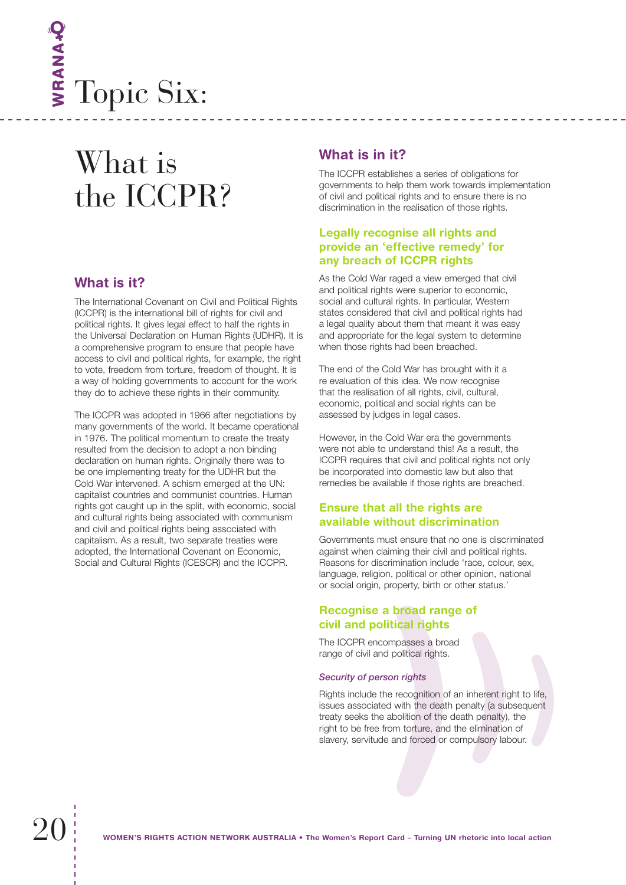# Topic Six:

## What is the ICCPR?

### What is it?

The International Covenant on Civil and Political Rights (ICCPR) is the international bill of rights for civil and political rights. It gives legal effect to half the rights in the Universal Declaration on Human Rights (UDHR). It is a comprehensive program to ensure that people have access to civil and political rights, for example, the right to vote, freedom from torture, freedom of thought. It is a way of holding governments to account for the work they do to achieve these rights in their community.

The ICCPR was adopted in 1966 after negotiations by many governments of the world. It became operational in 1976. The political momentum to create the treaty resulted from the decision to adopt a non binding declaration on human rights. Originally there was to be one implementing treaty for the UDHR but the Cold War intervened. A schism emerged at the UN: capitalist countries and communist countries. Human rights got caught up in the split, with economic, social and cultural rights being associated with communism and civil and political rights being associated with capitalism. As a result, two separate treaties were adopted, the International Covenant on Economic, Social and Cultural Rights (ICESCR) and the ICCPR.

### What is in it?

The ICCPR establishes a series of obligations for governments to help them work towards implementation of civil and political rights and to ensure there is no discrimination in the realisation of those rights.

#### Legally recognise all rights and provide an 'effective remedy' for any breach of ICCPR rights

As the Cold War raged a view emerged that civil and political rights were superior to economic, social and cultural rights. In particular, Western states considered that civil and political rights had a legal quality about them that meant it was easy and appropriate for the legal system to determine when those rights had been breached.

The end of the Cold War has brought with it a re evaluation of this idea. We now recognise that the realisation of all rights, civil, cultural, economic, political and social rights can be assessed by judges in legal cases.

However, in the Cold War era the governments were not able to understand this! As a result, the ICCPR requires that civil and political rights not only be incorporated into domestic law but also that remedies be available if those rights are breached.

#### Ensure that all the rights are available without discrimination

Governments must ensure that no one is discriminated against when claiming their civil and political rights. Reasons for discrimination include 'race, colour, sex, language, religion, political or other opinion, national or social origin, property, birth or other status.'

#### Recognise a broad range of civil and political rights

The ICCPR encompasses a broad range of civil and political rights.

*Security of person rights*

Rights include the recognition of an inherent right to life, issues associated with the death penalty (a subsequent treaty seeks the abolition of the death penalty), the right to be free from torture, and the elimination of slavery, servitude and forced or compulsory labour.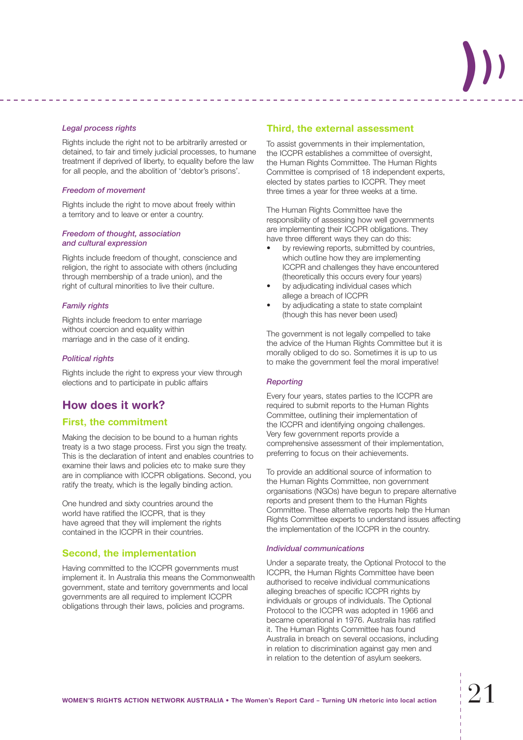#### *Legal process rights*

Rights include the right not to be arbitrarily arrested or detained, to fair and timely judicial processes, to humane treatment if deprived of liberty, to equality before the law for all people, and the abolition of 'debtor's prisons'.

#### *Freedom of movement*

Rights include the right to move about freely within a territory and to leave or enter a country.

#### *Freedom of thought, association and cultural expression*

Rights include freedom of thought, conscience and religion, the right to associate with others (including through membership of a trade union), and the right of cultural minorities to live their culture.

#### *Family rights*

Rights include freedom to enter marriage without coercion and equality within marriage and in the case of it ending.

#### *Political rights*

Rights include the right to express your view through elections and to participate in public affairs

## How does it work?

### First, the commitment

Making the decision to be bound to a human rights treaty is a two stage process. First you sign the treaty. This is the declaration of intent and enables countries to examine their laws and policies etc to make sure they are in compliance with ICCPR obligations. Second, you ratify the treaty, which is the legally binding action.

One hundred and sixty countries around the world have ratified the ICCPR, that is they have agreed that they will implement the rights contained in the ICCPR in their countries.

### Second, the implementation

Having committed to the ICCPR governments must implement it. In Australia this means the Commonwealth government, state and territory governments and local governments are all required to implement ICCPR obligations through their laws, policies and programs.

### Third, the external assessment

To assist governments in their implementation, the ICCPR establishes a committee of oversight, the Human Rights Committee. The Human Rights Committee is comprised of 18 independent experts, elected by states parties to ICCPR. They meet three times a year for three weeks at a time.

The Human Rights Committee have the responsibility of assessing how well governments are implementing their ICCPR obligations. They have three different ways they can do this:

- by reviewing reports, submitted by countries, which outline how they are implementing ICCPR and challenges they have encountered (theoretically this occurs every four years)
- by adjudicating individual cases which allege a breach of ICCPR
- by adjudicating a state to state complaint (though this has never been used)

The government is not legally compelled to take the advice of the Human Rights Committee but it is morally obliged to do so. Sometimes it is up to us to make the government feel the moral imperative!

#### *Reporting*

Every four years, states parties to the ICCPR are required to submit reports to the Human Rights Committee, outlining their implementation of the ICCPR and identifying ongoing challenges. Very few government reports provide a comprehensive assessment of their implementation, preferring to focus on their achievements.

To provide an additional source of information to the Human Rights Committee, non government organisations (NGOs) have begun to prepare alternative reports and present them to the Human Rights Committee. These alternative reports help the Human Rights Committee experts to understand issues affecting the implementation of the ICCPR in the country.

#### *Individual communications*

Under a separate treaty, the Optional Protocol to the ICCPR, the Human Rights Committee have been authorised to receive individual communications alleging breaches of specific ICCPR rights by individuals or groups of individuals. The Optional Protocol to the ICCPR was adopted in 1966 and became operational in 1976. Australia has ratified it. The Human Rights Committee has found Australia in breach on several occasions, including in relation to discrimination against gay men and in relation to the detention of asylum seekers.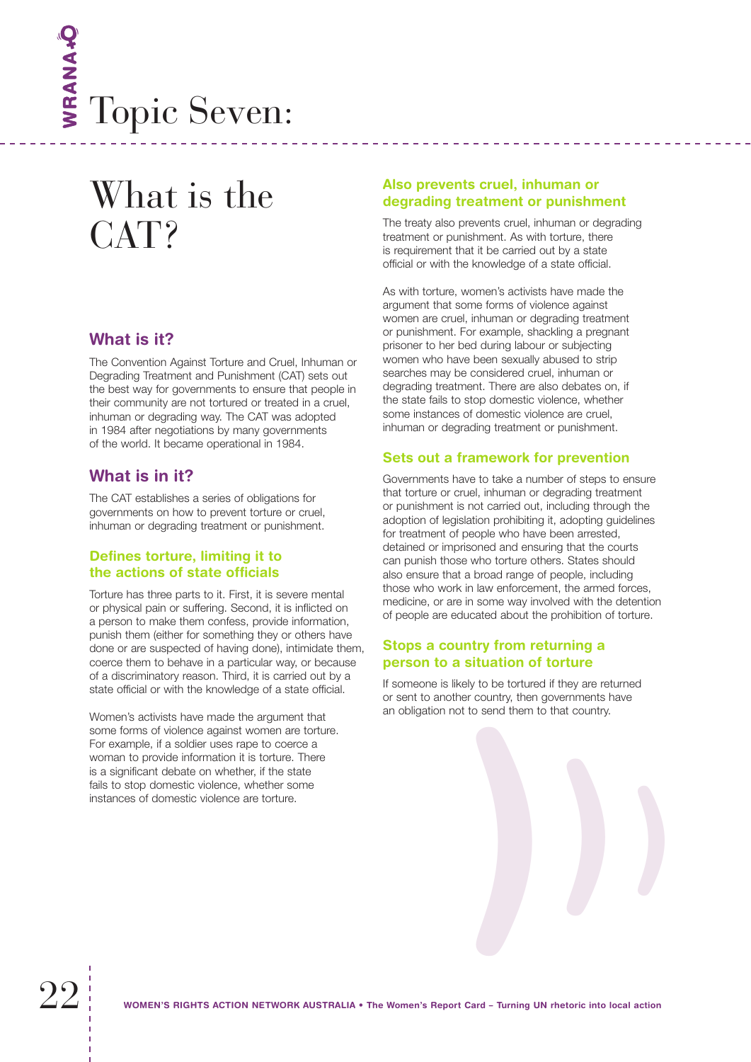# Topic Seven:

## What is the CAT?

### What is it?

The Convention Against Torture and Cruel, Inhuman or Degrading Treatment and Punishment (CAT) sets out the best way for governments to ensure that people in their community are not tortured or treated in a cruel, inhuman or degrading way. The CAT was adopted in 1984 after negotiations by many governments of the world. It became operational in 1984.

### What is in it?

The CAT establishes a series of obligations for governments on how to prevent torture or cruel, inhuman or degrading treatment or punishment.

#### Defines torture, limiting it to the actions of state officials

Torture has three parts to it. First, it is severe mental or physical pain or suffering. Second, it is inflicted on a person to make them confess, provide information, punish them (either for something they or others have done or are suspected of having done), intimidate them, coerce them to behave in a particular way, or because of a discriminatory reason. Third, it is carried out by a state official or with the knowledge of a state official.

Women's activists have made the argument that some forms of violence against women are torture. For example, if a soldier uses rape to coerce a woman to provide information it is torture. There is a significant debate on whether, if the state fails to stop domestic violence, whether some instances of domestic violence are torture.

#### Also prevents cruel, inhuman or degrading treatment or punishment

The treaty also prevents cruel, inhuman or degrading treatment or punishment. As with torture, there is requirement that it be carried out by a state official or with the knowledge of a state official.

As with torture, women's activists have made the argument that some forms of violence against women are cruel, inhuman or degrading treatment or punishment. For example, shackling a pregnant prisoner to her bed during labour or subjecting women who have been sexually abused to strip searches may be considered cruel, inhuman or degrading treatment. There are also debates on, if the state fails to stop domestic violence, whether some instances of domestic violence are cruel, inhuman or degrading treatment or punishment.

#### Sets out a framework for prevention

Governments have to take a number of steps to ensure that torture or cruel, inhuman or degrading treatment or punishment is not carried out, including through the adoption of legislation prohibiting it, adopting guidelines for treatment of people who have been arrested, detained or imprisoned and ensuring that the courts can punish those who torture others. States should also ensure that a broad range of people, including those who work in law enforcement, the armed forces, medicine, or are in some way involved with the detention of people are educated about the prohibition of torture.

#### Stops a country from returning a person to a situation of torture

If someone is likely to be tortured if they are returned or sent to another country, then governments have an obligation not to send them to that country.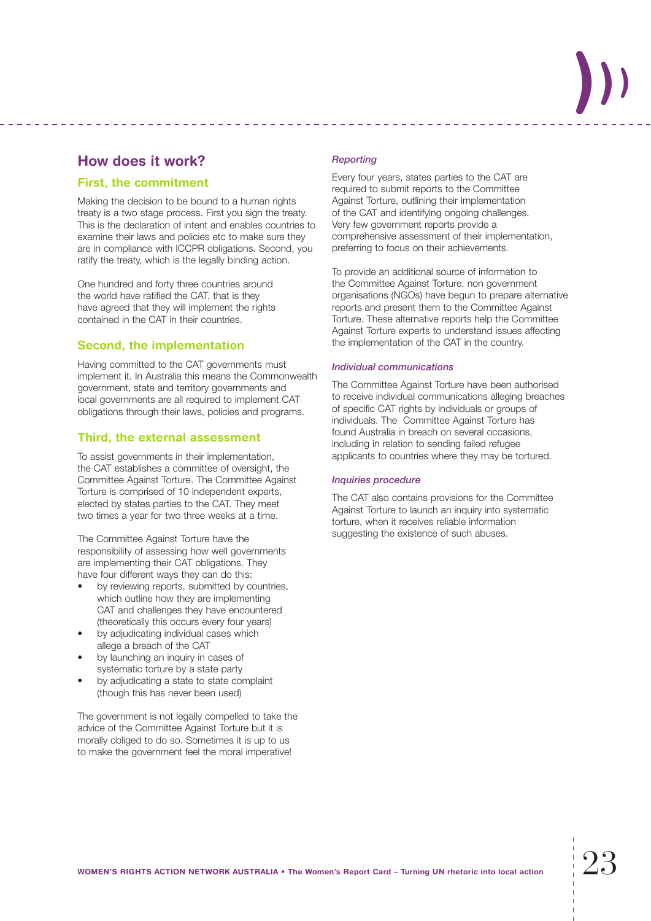## How does it work?

### First, the commitment

Making the decision to be bound to a human rights treaty is a two stage process. First you sign the treaty. This is the declaration of intent and enables countries to examine their laws and policies etc to make sure they are in compliance with ICCPR obligations. Second, you ratify the treaty, which is the legally binding action.

One hundred and forty three countries around the world have ratified the CAT, that is they have agreed that they will implement the rights contained in the CAT in their countries.

### Second, the implementation

Having committed to the CAT governments must implement it. In Australia this means the Commonwealth government, state and territory governments and local governments are all required to implement CAT obligations through their laws, policies and programs.

### Third, the external assessment

To assist governments in their implementation, the CAT establishes a committee of oversight, the Committee Against Torture. The Committee Against Torture is comprised of 10 independent experts, elected by states parties to the CAT. They meet two times a year for two three weeks at a time.

The Committee Against Torture have the responsibility of assessing how well governments are implementing their CAT obligations. They have four different ways they can do this:

- by reviewing reports, submitted by countries, which outline how they are implementing CAT and challenges they have encountered (theoretically this occurs every four years)
- by adjudicating individual cases which allege a breach of the CAT
- by launching an inquiry in cases of systematic torture by a state party
- by adjudicating a state to state complaint (though this has never been used)

The government is not legally compelled to take the advice of the Committee Against Torture but it is morally obliged to do so. Sometimes it is up to us to make the government feel the moral imperative!

#### *Reporting*

Every four years, states parties to the CAT are required to submit reports to the Committee Against Torture, outlining their implementation of the CAT and identifying ongoing challenges. Very few government reports provide a comprehensive assessment of their implementation, preferring to focus on their achievements.

To provide an additional source of information to the Committee Against Torture, non government organisations (NGOs) have begun to prepare alternative reports and present them to the Committee Against Torture. These alternative reports help the Committee Against Torture experts to understand issues affecting the implementation of the CAT in the country.

#### *Individual communications*

The Committee Against Torture have been authorised to receive individual communications alleging breaches of specific CAT rights by individuals or groups of individuals. The Committee Against Torture has found Australia in breach on several occasions, including in relation to sending failed refugee applicants to countries where they may be tortured.

#### *Inquiries procedure*

The CAT also contains provisions for the Committee Against Torture to launch an inquiry into systematic torture, when it receives reliable information suggesting the existence of such abuses.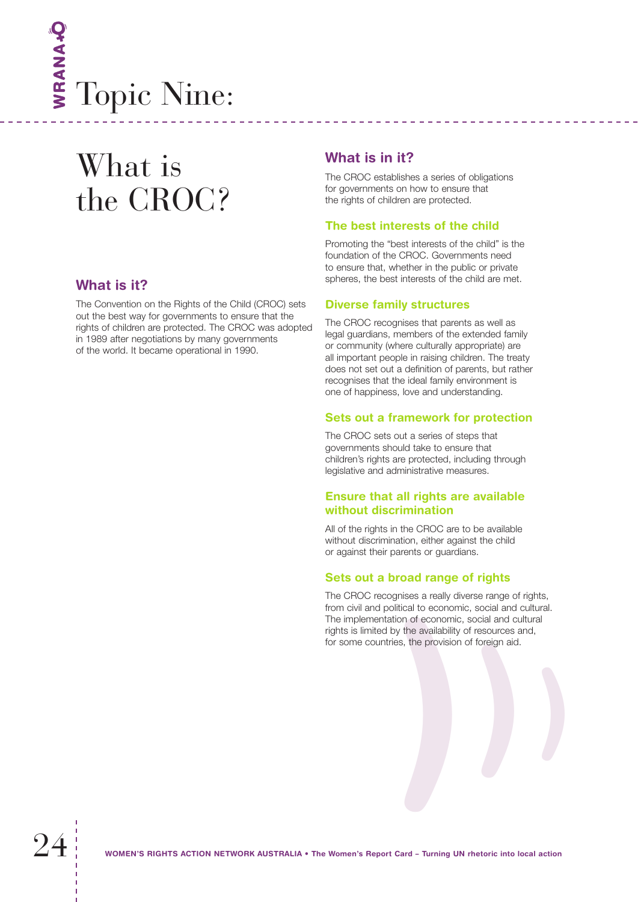# Topic Nine:

## What is the CROC?

### What is it?

The Convention on the Rights of the Child (CROC) sets out the best way for governments to ensure that the rights of children are protected. The CROC was adopted in 1989 after negotiations by many governments of the world. It became operational in 1990.

### What is in it?

The CROC establishes a series of obligations for governments on how to ensure that the rights of children are protected.

#### The best interests of the child

Promoting the "best interests of the child" is the foundation of the CROC. Governments need to ensure that, whether in the public or private spheres, the best interests of the child are met.

#### Diverse family structures

The CROC recognises that parents as well as legal guardians, members of the extended family or community (where culturally appropriate) are all important people in raising children. The treaty does not set out a definition of parents, but rather recognises that the ideal family environment is one of happiness, love and understanding.

#### Sets out a framework for protection

The CROC sets out a series of steps that governments should take to ensure that children's rights are protected, including through legislative and administrative measures.

#### Ensure that all rights are available without discrimination

All of the rights in the CROC are to be available without discrimination, either against the child or against their parents or guardians.

#### Sets out a broad range of rights

The CROC recognises a really diverse range of rights, from civil and political to economic, social and cultural. The implementation of economic, social and cultural rights is limited by the availability of resources and, for some countries, the provision of foreign aid.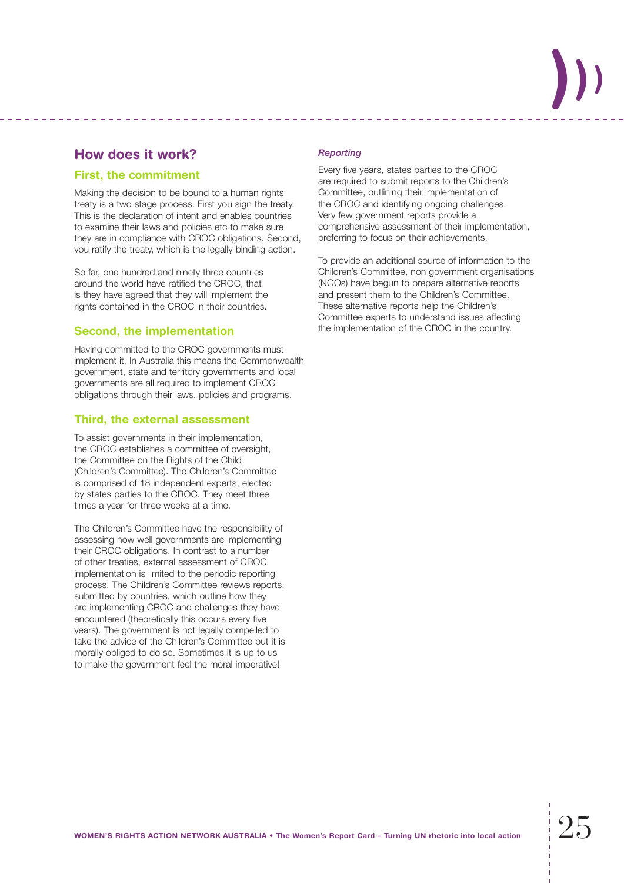## How does it work?

### First, the commitment

Making the decision to be bound to a human rights treaty is a two stage process. First you sign the treaty. This is the declaration of intent and enables countries to examine their laws and policies etc to make sure they are in compliance with CROC obligations. Second, you ratify the treaty, which is the legally binding action.

So far, one hundred and ninety three countries around the world have ratified the CROC, that is they have agreed that they will implement the rights contained in the CROC in their countries.

### Second, the implementation

Having committed to the CROC governments must implement it. In Australia this means the Commonwealth government, state and territory governments and local governments are all required to implement CROC obligations through their laws, policies and programs.

### Third, the external assessment

To assist governments in their implementation, the CROC establishes a committee of oversight, the Committee on the Rights of the Child (Children's Committee). The Children's Committee is comprised of 18 independent experts, elected by states parties to the CROC. They meet three times a year for three weeks at a time.

The Children's Committee have the responsibility of assessing how well governments are implementing their CROC obligations. In contrast to a number of other treaties, external assessment of CROC implementation is limited to the periodic reporting process. The Children's Committee reviews reports, submitted by countries, which outline how they are implementing CROC and challenges they have encountered (theoretically this occurs every five years). The government is not legally compelled to take the advice of the Children's Committee but it is morally obliged to do so. Sometimes it is up to us to make the government feel the moral imperative!

#### *Reporting*

Every five years, states parties to the CROC are required to submit reports to the Children's Committee, outlining their implementation of the CROC and identifying ongoing challenges. Very few government reports provide a comprehensive assessment of their implementation, preferring to focus on their achievements.

To provide an additional source of information to the Children's Committee, non government organisations (NGOs) have begun to prepare alternative reports and present them to the Children's Committee. These alternative reports help the Children's Committee experts to understand issues affecting the implementation of the CROC in the country.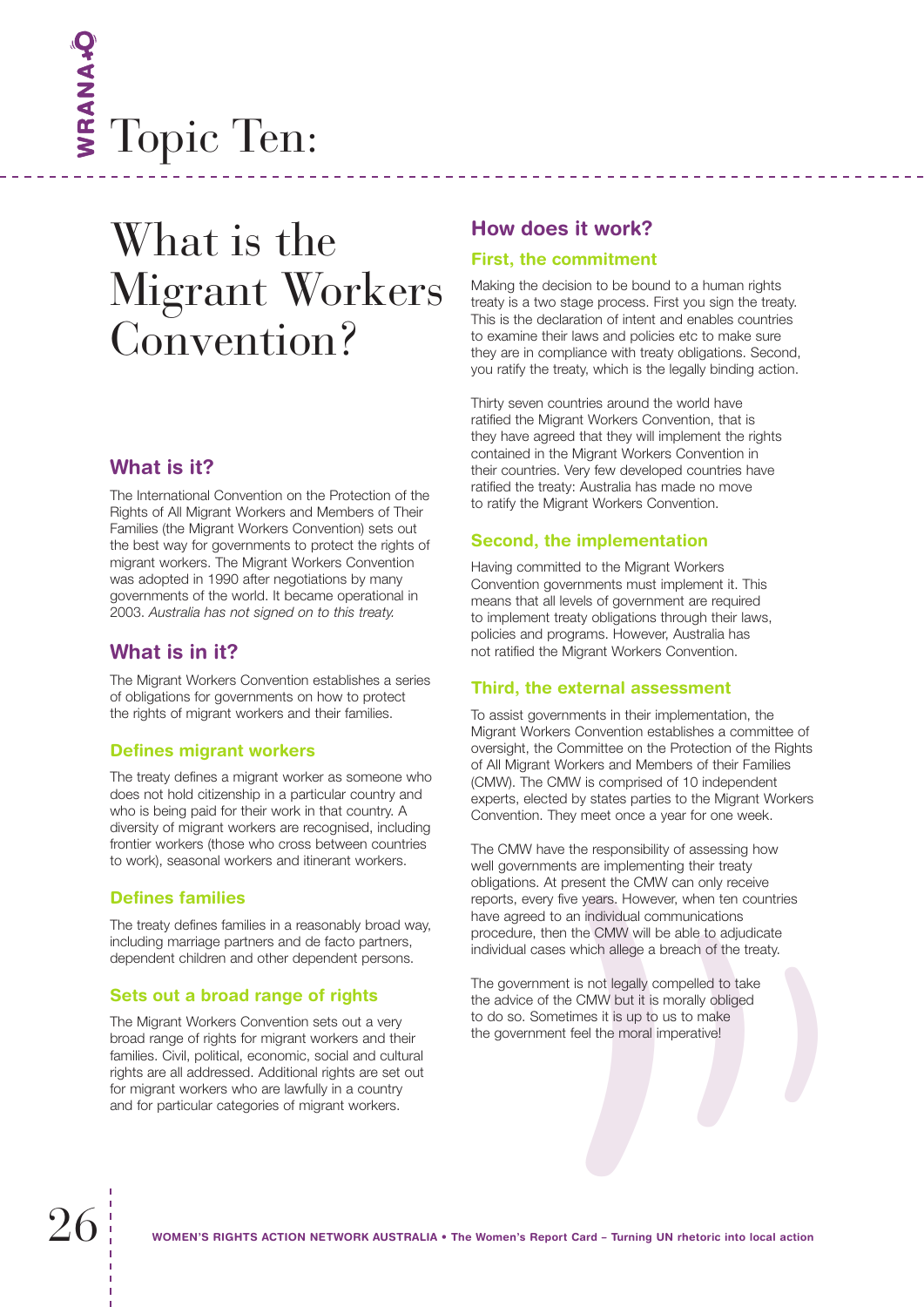# Topic Ten:

# What is the Migrant Workers Convention?

## What is it?

The International Convention on the Protection of the Rights of All Migrant Workers and Members of Their Families (the Migrant Workers Convention) sets out the best way for governments to protect the rights of migrant workers. The Migrant Workers Convention was adopted in 1990 after negotiations by many governments of the world. It became operational in 2003. *Australia has not signed on to this treaty.*

## What is in it?

The Migrant Workers Convention establishes a series of obligations for governments on how to protect the rights of migrant workers and their families.

### Defines migrant workers

The treaty defines a migrant worker as someone who does not hold citizenship in a particular country and who is being paid for their work in that country. A diversity of migrant workers are recognised, including frontier workers (those who cross between countries to work), seasonal workers and itinerant workers.

### Defines families

The treaty defines families in a reasonably broad way, including marriage partners and de facto partners, dependent children and other dependent persons.

### Sets out a broad range of rights

The Migrant Workers Convention sets out a very broad range of rights for migrant workers and their families. Civil, political, economic, social and cultural rights are all addressed. Additional rights are set out for migrant workers who are lawfully in a country and for particular categories of migrant workers.

## How does it work?

### First, the commitment

Making the decision to be bound to a human rights treaty is a two stage process. First you sign the treaty. This is the declaration of intent and enables countries to examine their laws and policies etc to make sure they are in compliance with treaty obligations. Second, you ratify the treaty, which is the legally binding action.

Thirty seven countries around the world have ratified the Migrant Workers Convention, that is they have agreed that they will implement the rights contained in the Migrant Workers Convention in their countries. Very few developed countries have ratified the treaty: Australia has made no move to ratify the Migrant Workers Convention.

### Second, the implementation

Having committed to the Migrant Workers Convention governments must implement it. This means that all levels of government are required to implement treaty obligations through their laws, policies and programs. However, Australia has not ratified the Migrant Workers Convention.

### Third, the external assessment

To assist governments in their implementation, the Migrant Workers Convention establishes a committee of oversight, the Committee on the Protection of the Rights of All Migrant Workers and Members of their Families (CMW). The CMW is comprised of 10 independent experts, elected by states parties to the Migrant Workers Convention. They meet once a year for one week.

The CMW have the responsibility of assessing how well governments are implementing their treaty obligations. At present the CMW can only receive reports, every five years. However, when ten countries have agreed to an individual communications procedure, then the CMW will be able to adjudicate individual cases which allege a breach of the treaty.

The government is not legally compelled to take the advice of the CMW but it is morally obliged to do so. Sometimes it is up to us to make the government feel the moral imperative!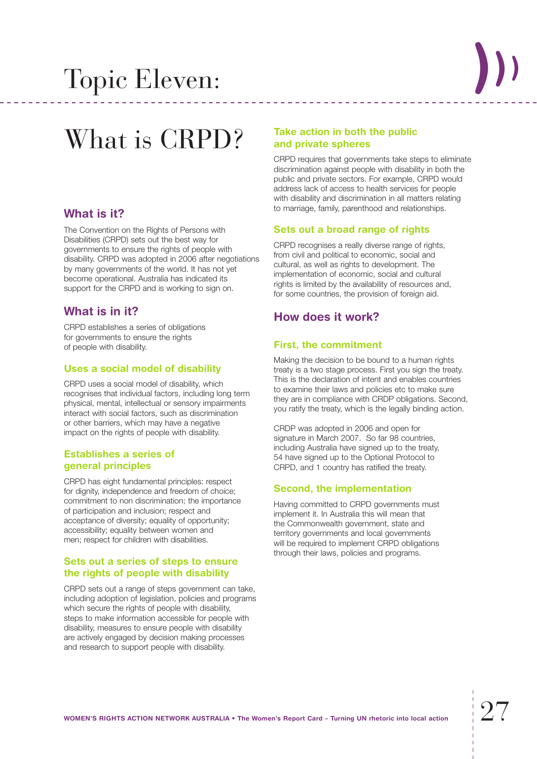# Topic Eleven:

# What is CRPD?

## What is it?

The Convention on the Rights of Persons with Disabilities (CRPD) sets out the best way for governments to ensure the rights of people with disability. CRPD was adopted in 2006 after negotiations by many governments of the world. It has not yet become operational. Australia has indicated its support for the CRPD and is working to sign on.

## What is in it?

CRPD establishes a series of obligations for governments to ensure the rights of people with disability.

### Uses a social model of disability

CRPD uses a social model of disability, which recognises that individual factors, including long term physical, mental, intellectual or sensory impairments interact with social factors, such as discrimination or other barriers, which may have a negative impact on the rights of people with disability.

### Establishes a series of general principles

CRPD has eight fundamental principles: respect for dignity, independence and freedom of choice; commitment to non discrimination; the importance of participation and inclusion; respect and acceptance of diversity; equality of opportunity; accessibility; equality between women and men; respect for children with disabilities.

### Sets out a series of steps to ensure the rights of people with disability

CRPD sets out a range of steps government can take, including adoption of legislation, policies and programs which secure the rights of people with disability, steps to make information accessible for people with disability, measures to ensure people with disability are actively engaged by decision making processes and research to support people with disability.

### Take action in both the public and private spheres

CRPD requires that governments take steps to eliminate discrimination against people with disability in both the public and private sectors. For example, CRPD would address lack of access to health services for people with disability and discrimination in all matters relating to marriage, family, parenthood and relationships.

### Sets out a broad range of rights

CRPD recognises a really diverse range of rights, from civil and political to economic, social and cultural, as well as rights to development. The implementation of economic, social and cultural rights is limited by the availability of resources and, for some countries, the provision of foreign aid.

## How does it work?

### First, the commitment

Making the decision to be bound to a human rights treaty is a two stage process. First you sign the treaty. This is the declaration of intent and enables countries to examine their laws and policies etc to make sure they are in compliance with CRDP obligations. Second, you ratify the treaty, which is the legally binding action.

CRDP was adopted in 2006 and open for signature in March 2007. So far 98 countries, including Australia have signed up to the treaty, 54 have signed up to the Optional Protocol to CRPD, and 1 country has ratified the treaty.

### Second, the implementation

Having committed to CRPD governments must implement it. In Australia this will mean that the Commonwealth government, state and territory governments and local governments will be required to implement CRPD obligations through their laws, policies and programs.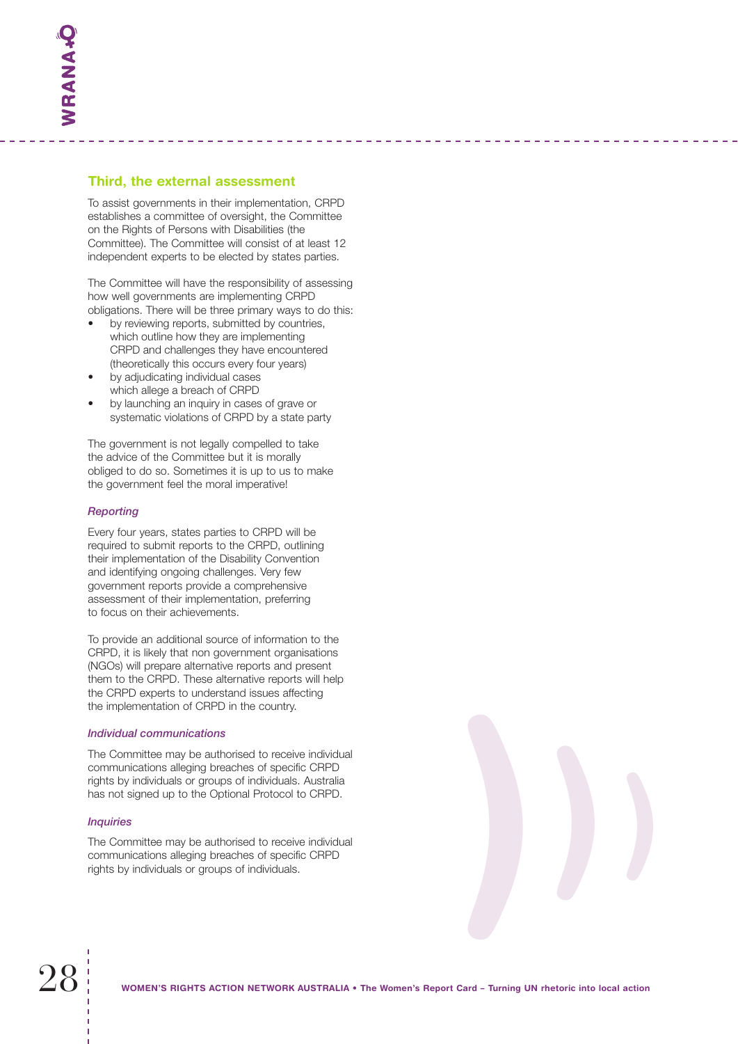## Third, the external assessment

To assist governments in their implementation, CRPD establishes a committee of oversight, the Committee on the Rights of Persons with Disabilities (the Committee). The Committee will consist of at least 12 independent experts to be elected by states parties.

The Committee will have the responsibility of assessing how well governments are implementing CRPD obligations. There will be three primary ways to do this:

- by reviewing reports, submitted by countries, which outline how they are implementing CRPD and challenges they have encountered (theoretically this occurs every four years)
- by adjudicating individual cases which allege a breach of CRPD
- by launching an inquiry in cases of grave or systematic violations of CRPD by a state party

The government is not legally compelled to take the advice of the Committee but it is morally obliged to do so. Sometimes it is up to us to make the government feel the moral imperative!

### *Reporting*

Every four years, states parties to CRPD will be required to submit reports to the CRPD, outlining their implementation of the Disability Convention and identifying ongoing challenges. Very few government reports provide a comprehensive assessment of their implementation, preferring to focus on their achievements.

To provide an additional source of information to the CRPD, it is likely that non government organisations (NGOs) will prepare alternative reports and present them to the CRPD. These alternative reports will help the CRPD experts to understand issues affecting the implementation of CRPD in the country.

### *Individual communications*

The Committee may be authorised to receive individual communications alleging breaches of specific CRPD rights by individuals or groups of individuals. Australia has not signed up to the Optional Protocol to CRPD.

### *Inquiries*

The Committee may be authorised to receive individual communications alleging breaches of specific CRPD rights by individuals or groups of individuals.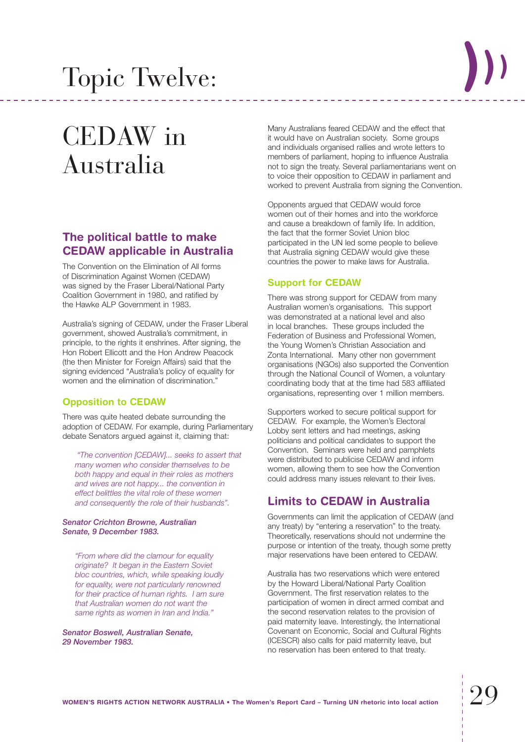# Topic Twelve:

# CEDAW in Australia

## The political battle to make CEDAW applicable in Australia

The Convention on the Elimination of All forms of Discrimination Against Women (CEDAW) was signed by the Fraser Liberal/National Party Coalition Government in 1980, and ratified by the Hawke ALP Government in 1983.

Australia's signing of CEDAW, under the Fraser Liberal government, showed Australia's commitment, in principle, to the rights it enshrines. After signing, the Hon Robert Ellicott and the Hon Andrew Peacock (the then Minister for Foreign Affairs) said that the signing evidenced "Australia's policy of equality for women and the elimination of discrimination."

### Opposition to CEDAW

There was quite heated debate surrounding the adoption of CEDAW. For example, during Parliamentary debate Senators argued against it, claiming that:

> *"The convention [CEDAW]... seeks to assert that many women who consider themselves to be both happy and equal in their roles as mothers and wives are not happy... the convention in effect belittles the vital role of these women and consequently the role of their husbands".*

***Senator Crichton Browne, Australian Senate, 9 December 1983.***

> *"From where did the clamour for equality originate? It began in the Eastern Soviet bloc countries, which, while speaking loudly for equality, were not particularly renowned for their practice of human rights. I am sure that Australian women do not want the same rights as women in Iran and India."*

***Senator Boswell, Australian Senate, 29 November 1983.***

Many Australians feared CEDAW and the effect that it would have on Australian society. Some groups and individuals organised rallies and wrote letters to members of parliament, hoping to influence Australia not to sign the treaty. Several parliamentarians went on to voice their opposition to CEDAW in parliament and worked to prevent Australia from signing the Convention.

Opponents argued that CEDAW would force women out of their homes and into the workforce and cause a breakdown of family life. In addition, the fact that the former Soviet Union bloc participated in the UN led some people to believe that Australia signing CEDAW would give these countries the power to make laws for Australia.

### Support for CEDAW

There was strong support for CEDAW from many Australian women's organisations. This support was demonstrated at a national level and also in local branches. These groups included the Federation of Business and Professional Women, the Young Women's Christian Association and Zonta International. Many other non government organisations (NGOs) also supported the Convention through the National Council of Women, a voluntary coordinating body that at the time had 583 affiliated organisations, representing over 1 million members.

Supporters worked to secure political support for CEDAW. For example, the Women's Electoral Lobby sent letters and had meetings, asking politicians and political candidates to support the Convention. Seminars were held and pamphlets were distributed to publicise CEDAW and inform women, allowing them to see how the Convention could address many issues relevant to their lives.

## Limits to CEDAW in Australia

Governments can limit the application of CEDAW (and any treaty) by "entering a reservation" to the treaty. Theoretically, reservations should not undermine the purpose or intention of the treaty, though some pretty major reservations have been entered to CEDAW.

Australia has two reservations which were entered by the Howard Liberal/National Party Coalition Government. The first reservation relates to the participation of women in direct armed combat and the second reservation relates to the provision of paid maternity leave. Interestingly, the International Covenant on Economic, Social and Cultural Rights (ICESCR) also calls for paid maternity leave, but no reservation has been entered to that treaty.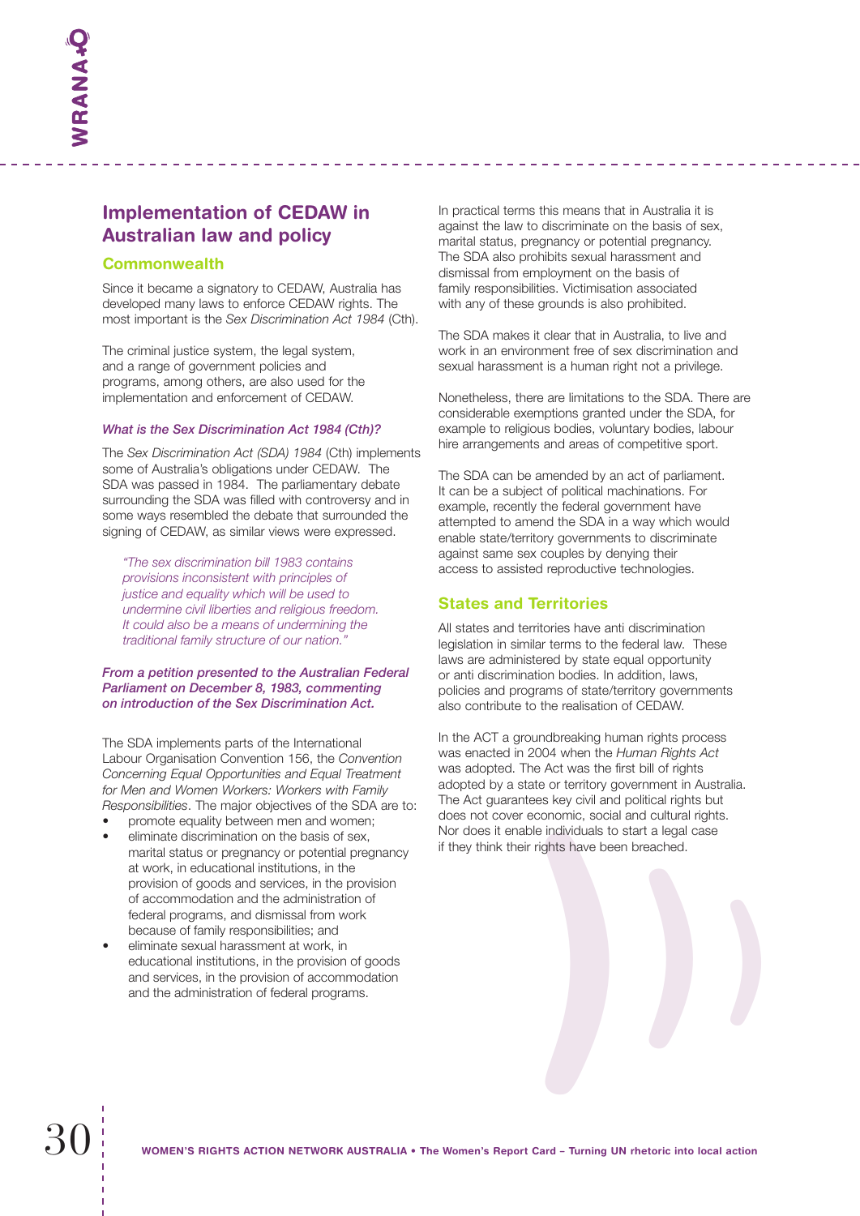## Implementation of CEDAW in Australian law and policy

### Commonwealth

Since it became a signatory to CEDAW, Australia has developed many laws to enforce CEDAW rights. The most important is the *Sex Discrimination Act 1984* (Cth).

The criminal justice system, the legal system, and a range of government policies and programs, among others, are also used for the implementation and enforcement of CEDAW.

#### *What is the Sex Discrimination Act 1984 (Cth)?*

The *Sex Discrimination Act (SDA) 1984* (Cth) implements some of Australia's obligations under CEDAW. The SDA was passed in 1984. The parliamentary debate surrounding the SDA was filled with controversy and in some ways resembled the debate that surrounded the signing of CEDAW, as similar views were expressed.

> *"The sex discrimination bill 1983 contains provisions inconsistent with principles of justice and equality which will be used to undermine civil liberties and religious freedom. It could also be a means of undermining the traditional family structure of our nation."*

***From a petition presented to the Australian Federal Parliament on December 8, 1983, commenting on introduction of the Sex Discrimination Act.***

The SDA implements parts of the International Labour Organisation Convention 156, the *Convention Concerning Equal Opportunities and Equal Treatment for Men and Women Workers: Workers with Family Responsibilities*. The major objectives of the SDA are to:

- promote equality between men and women;
- eliminate discrimination on the basis of sex, marital status or pregnancy or potential pregnancy at work, in educational institutions, in the provision of goods and services, in the provision of accommodation and the administration of federal programs, and dismissal from work because of family responsibilities; and
- eliminate sexual harassment at work, in educational institutions, in the provision of goods and services, in the provision of accommodation and the administration of federal programs.

In practical terms this means that in Australia it is against the law to discriminate on the basis of sex, marital status, pregnancy or potential pregnancy. The SDA also prohibits sexual harassment and dismissal from employment on the basis of family responsibilities. Victimisation associated with any of these grounds is also prohibited.

The SDA makes it clear that in Australia, to live and work in an environment free of sex discrimination and sexual harassment is a human right not a privilege.

Nonetheless, there are limitations to the SDA. There are considerable exemptions granted under the SDA, for example to religious bodies, voluntary bodies, labour hire arrangements and areas of competitive sport.

The SDA can be amended by an act of parliament. It can be a subject of political machinations. For example, recently the federal government have attempted to amend the SDA in a way which would enable state/territory governments to discriminate against same sex couples by denying their access to assisted reproductive technologies.

### States and Territories

All states and territories have anti discrimination legislation in similar terms to the federal law. These laws are administered by state equal opportunity or anti discrimination bodies. In addition, laws, policies and programs of state/territory governments also contribute to the realisation of CEDAW.

In the ACT a groundbreaking human rights process was enacted in 2004 when the *Human Rights Act* was adopted. The Act was the first bill of rights adopted by a state or territory government in Australia. The Act guarantees key civil and political rights but does not cover economic, social and cultural rights. Nor does it enable individuals to start a legal case if they think their rights have been breached.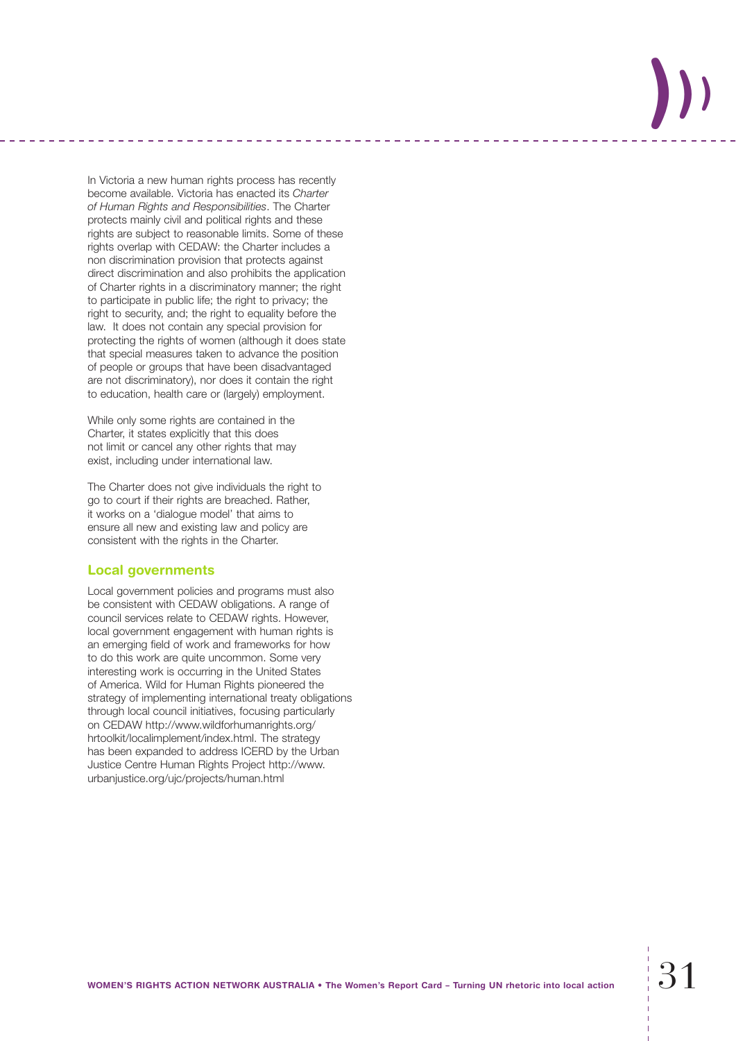In Victoria a new human rights process has recently become available. Victoria has enacted its *Charter of Human Rights and Responsibilities*. The Charter protects mainly civil and political rights and these rights are subject to reasonable limits. Some of these rights overlap with CEDAW: the Charter includes a non discrimination provision that protects against direct discrimination and also prohibits the application of Charter rights in a discriminatory manner; the right to participate in public life; the right to privacy; the right to security, and; the right to equality before the law. It does not contain any special provision for protecting the rights of women (although it does state that special measures taken to advance the position of people or groups that have been disadvantaged are not discriminatory), nor does it contain the right to education, health care or (largely) employment.

While only some rights are contained in the Charter, it states explicitly that this does not limit or cancel any other rights that may exist, including under international law.

The Charter does not give individuals the right to go to court if their rights are breached. Rather, it works on a 'dialogue model' that aims to ensure all new and existing law and policy are consistent with the rights in the Charter.

### Local governments

Local government policies and programs must also be consistent with CEDAW obligations. A range of council services relate to CEDAW rights. However, local government engagement with human rights is an emerging field of work and frameworks for how to do this work are quite uncommon. Some very interesting work is occurring in the United States of America. Wild for Human Rights pioneered the strategy of implementing international treaty obligations through local council initiatives, focusing particularly on CEDAW http://www.wildforhumanrights.org/hrtoolkit/localimplement/index.html. The strategy has been expanded to address ICERD by the Urban Justice Centre Human Rights Project http://www.urbanjustice.org/ujc/projects/human.html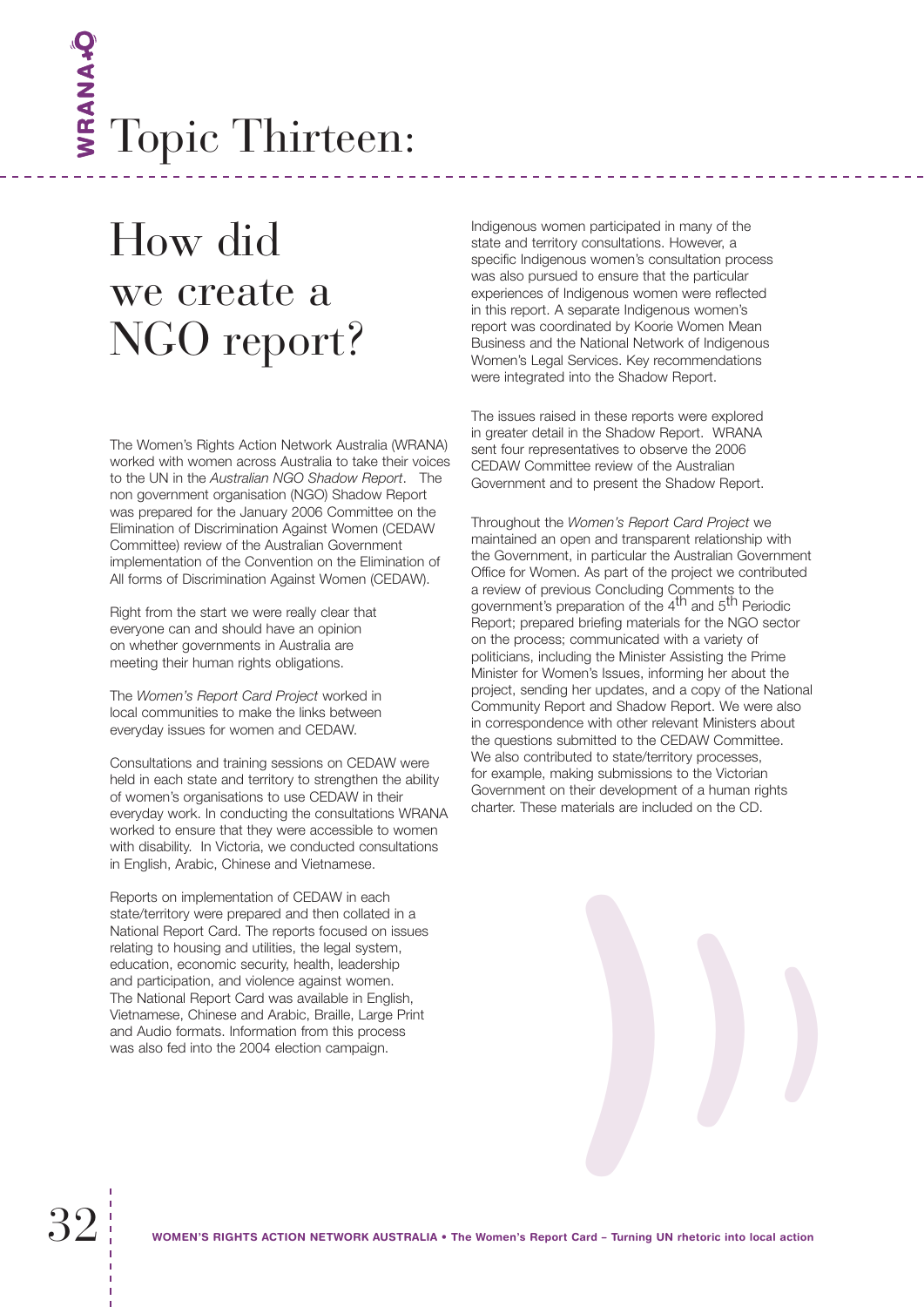# Topic Thirteen:

## How did we create a NGO report?

The Women's Rights Action Network Australia (WRANA) worked with women across Australia to take their voices to the UN in the *Australian NGO Shadow Report*. The non government organisation (NGO) Shadow Report was prepared for the January 2006 Committee on the Elimination of Discrimination Against Women (CEDAW Committee) review of the Australian Government implementation of the Convention on the Elimination of All forms of Discrimination Against Women (CEDAW).

Right from the start we were really clear that everyone can and should have an opinion on whether governments in Australia are meeting their human rights obligations.

The *Women's Report Card Project* worked in local communities to make the links between everyday issues for women and CEDAW.

Consultations and training sessions on CEDAW were held in each state and territory to strengthen the ability of women's organisations to use CEDAW in their everyday work. In conducting the consultations WRANA worked to ensure that they were accessible to women with disability. In Victoria, we conducted consultations in English, Arabic, Chinese and Vietnamese.

Reports on implementation of CEDAW in each state/territory were prepared and then collated in a National Report Card. The reports focused on issues relating to housing and utilities, the legal system, education, economic security, health, leadership and participation, and violence against women. The National Report Card was available in English, Vietnamese, Chinese and Arabic, Braille, Large Print and Audio formats. Information from this process was also fed into the 2004 election campaign.

Indigenous women participated in many of the state and territory consultations. However, a specific Indigenous women's consultation process was also pursued to ensure that the particular experiences of Indigenous women were reflected in this report. A separate Indigenous women's report was coordinated by Koorie Women Mean Business and the National Network of Indigenous Women's Legal Services. Key recommendations were integrated into the Shadow Report.

The issues raised in these reports were explored in greater detail in the Shadow Report. WRANA sent four representatives to observe the 2006 CEDAW Committee review of the Australian Government and to present the Shadow Report.

Throughout the *Women's Report Card Project* we maintained an open and transparent relationship with the Government, in particular the Australian Government Office for Women. As part of the project we contributed a review of previous Concluding Comments to the government's preparation of the 4th and 5th Periodic Report; prepared briefing materials for the NGO sector on the process; communicated with a variety of politicians, including the Minister Assisting the Prime Minister for Women's Issues, informing her about the project, sending her updates, and a copy of the National Community Report and Shadow Report. We were also in correspondence with other relevant Ministers about the questions submitted to the CEDAW Committee. We also contributed to state/territory processes, for example, making submissions to the Victorian Government on their development of a human rights charter. These materials are included on the CD.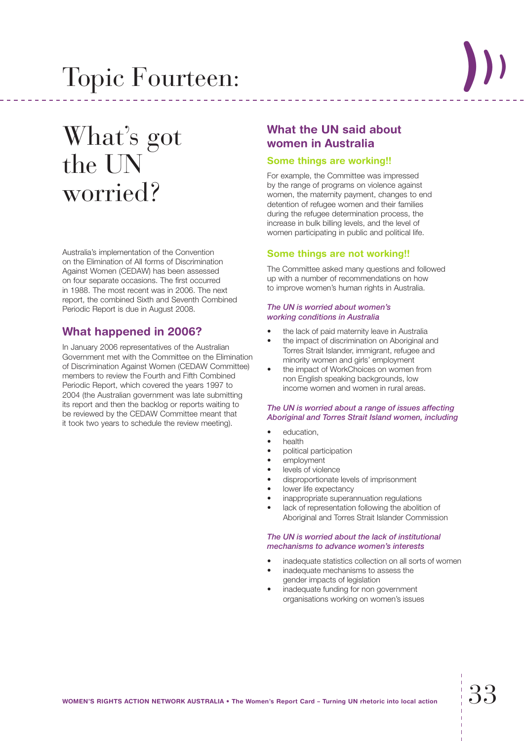# Topic Fourteen:

## What's got the UN worried?

Australia's implementation of the Convention on the Elimination of All forms of Discrimination Against Women (CEDAW) has been assessed on four separate occasions. The first occurred in 1988. The most recent was in 2006. The next report, the combined Sixth and Seventh Combined Periodic Report is due in August 2008.

### What happened in 2006?

In January 2006 representatives of the Australian Government met with the Committee on the Elimination of Discrimination Against Women (CEDAW Committee) members to review the Fourth and Fifth Combined Periodic Report, which covered the years 1997 to 2004 (the Australian government was late submitting its report and then the backlog or reports waiting to be reviewed by the CEDAW Committee meant that it took two years to schedule the review meeting).

### What the UN said about women in Australia

#### Some things are working!!

For example, the Committee was impressed by the range of programs on violence against women, the maternity payment, changes to end detention of refugee women and their families during the refugee determination process, the increase in bulk billing levels, and the level of women participating in public and political life.

#### Some things are not working!!

The Committee asked many questions and followed up with a number of recommendations on how to improve women's human rights in Australia.

***The UN is worried about women's working conditions in Australia***

- the lack of paid maternity leave in Australia
- the impact of discrimination on Aboriginal and Torres Strait Islander, immigrant, refugee and minority women and girls' employment
- the impact of WorkChoices on women from non English speaking backgrounds, low income women and women in rural areas.

***The UN is worried about a range of issues affecting Aboriginal and Torres Strait Island women, including***

- education,
- health
- political participation
- employment
- levels of violence
- disproportionate levels of imprisonment
- lower life expectancy
- inappropriate superannuation regulations
- lack of representation following the abolition of Aboriginal and Torres Strait Islander Commission

***The UN is worried about the lack of institutional mechanisms to advance women's interests***

- inadequate statistics collection on all sorts of women
- inadequate mechanisms to assess the gender impacts of legislation
- inadequate funding for non government organisations working on women's issues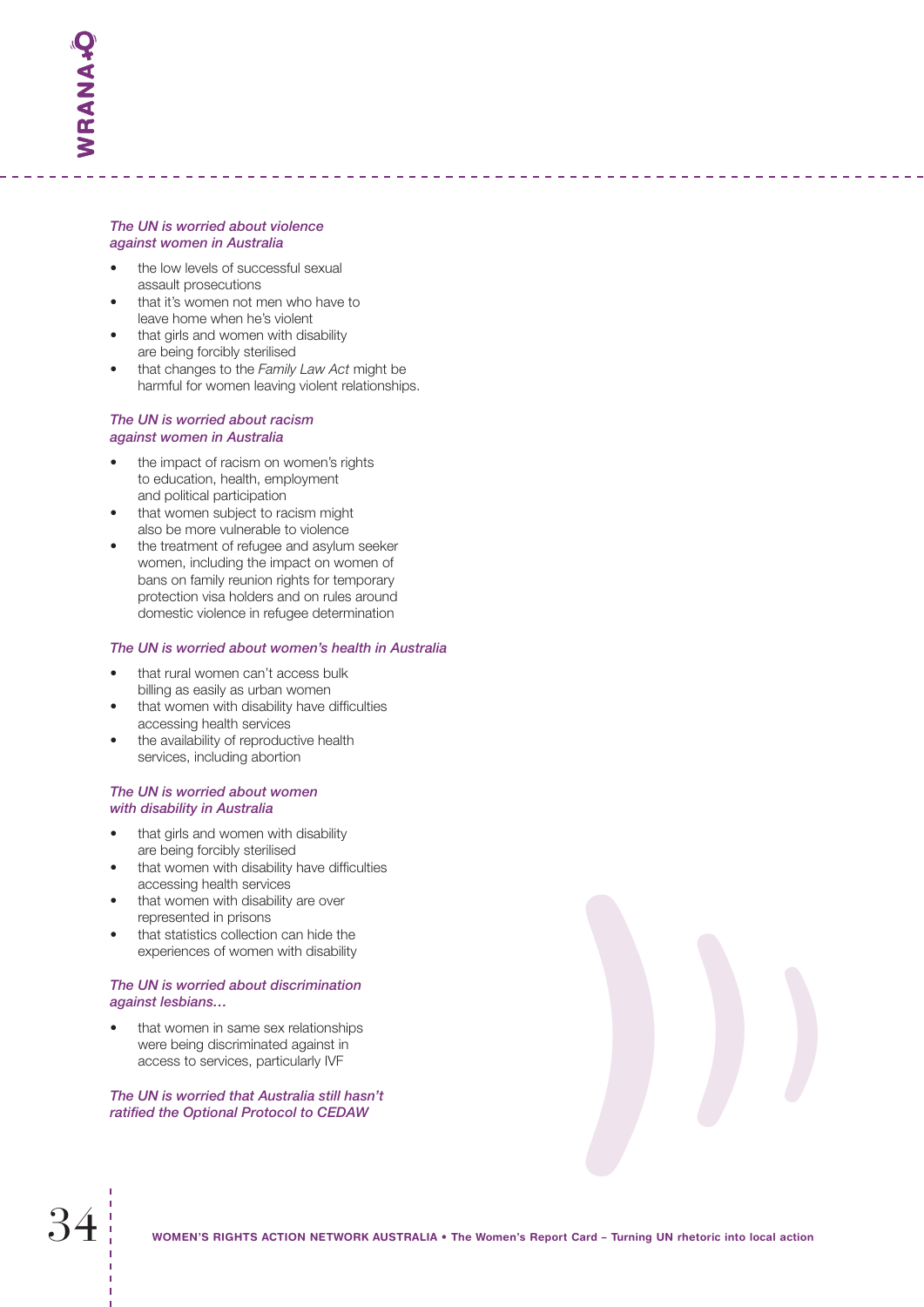### *The UN is worried about violence against women in Australia*

- the low levels of successful sexual assault prosecutions
- that it's women not men who have to leave home when he's violent
- that girls and women with disability are being forcibly sterilised
- that changes to the *Family Law Act* might be harmful for women leaving violent relationships.

### *The UN is worried about racism against women in Australia*

- the impact of racism on women's rights to education, health, employment and political participation
- that women subject to racism might also be more vulnerable to violence
- the treatment of refugee and asylum seeker women, including the impact on women of bans on family reunion rights for temporary protection visa holders and on rules around domestic violence in refugee determination

### *The UN is worried about women's health in Australia*

- that rural women can't access bulk billing as easily as urban women
- that women with disability have difficulties accessing health services
- the availability of reproductive health services, including abortion

### *The UN is worried about women with disability in Australia*

- that girls and women with disability are being forcibly sterilised
- that women with disability have difficulties accessing health services
- that women with disability are over represented in prisons
- that statistics collection can hide the experiences of women with disability

### *The UN is worried about discrimination against lesbians…*

- that women in same sex relationships were being discriminated against in access to services, particularly IVF

### *The UN is worried that Australia still hasn't ratified the Optional Protocol to CEDAW*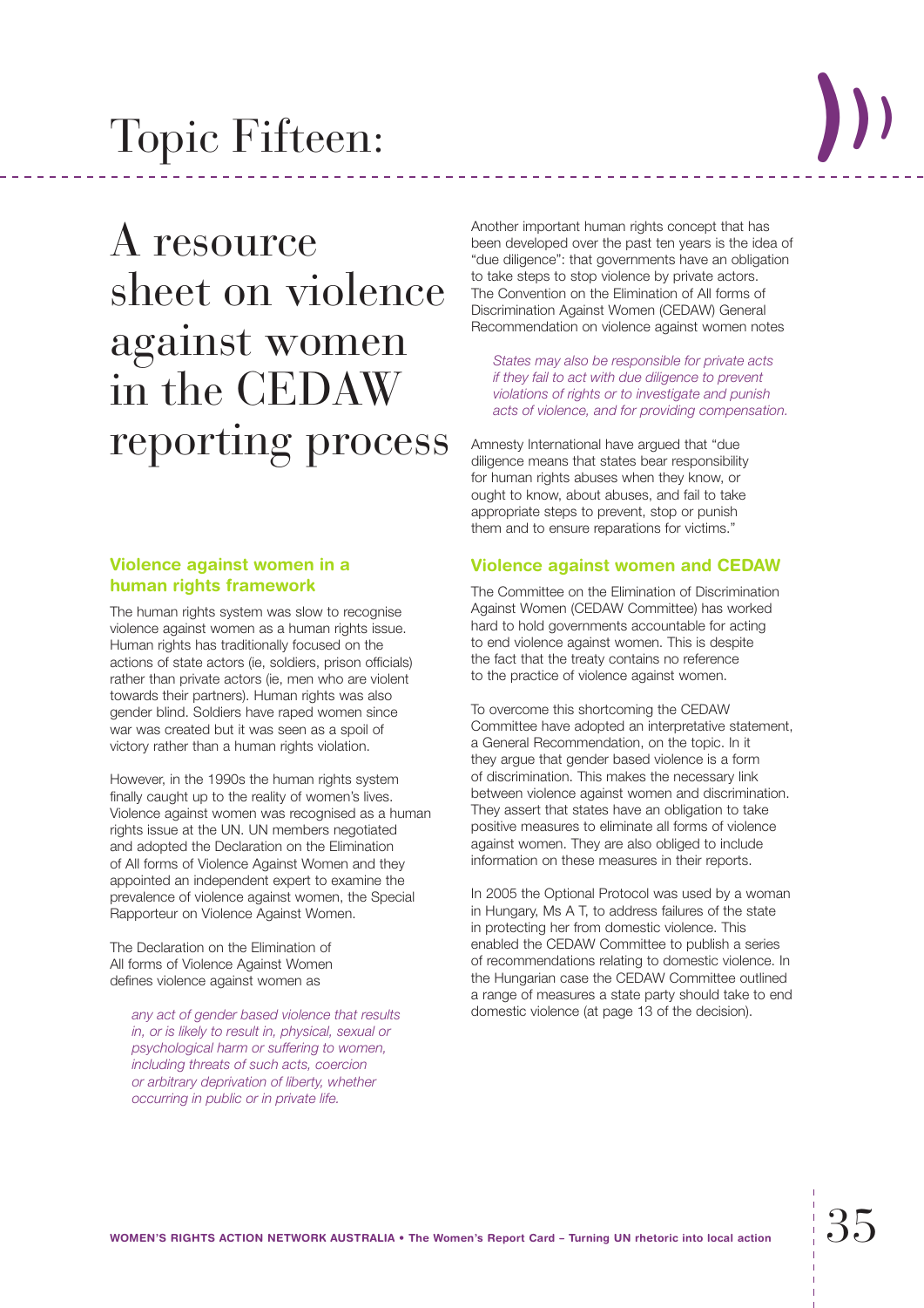# Topic Fifteen:

## A resource sheet on violence against women in the CEDAW reporting process

### Violence against women in a human rights framework

The human rights system was slow to recognise violence against women as a human rights issue. Human rights has traditionally focused on the actions of state actors (ie, soldiers, prison officials) rather than private actors (ie, men who are violent towards their partners). Human rights was also gender blind. Soldiers have raped women since war was created but it was seen as a spoil of victory rather than a human rights violation.

However, in the 1990s the human rights system finally caught up to the reality of women's lives. Violence against women was recognised as a human rights issue at the UN. UN members negotiated and adopted the Declaration on the Elimination of All forms of Violence Against Women and they appointed an independent expert to examine the prevalence of violence against women, the Special Rapporteur on Violence Against Women.

The Declaration on the Elimination of All forms of Violence Against Women defines violence against women as

> *any act of gender based violence that results in, or is likely to result in, physical, sexual or psychological harm or suffering to women, including threats of such acts, coercion or arbitrary deprivation of liberty, whether occurring in public or in private life.*

Another important human rights concept that has been developed over the past ten years is the idea of "due diligence": that governments have an obligation to take steps to stop violence by private actors. The Convention on the Elimination of All forms of Discrimination Against Women (CEDAW) General Recommendation on violence against women notes

> *States may also be responsible for private acts if they fail to act with due diligence to prevent violations of rights or to investigate and punish acts of violence, and for providing compensation.*

Amnesty International have argued that "due diligence means that states bear responsibility for human rights abuses when they know, or ought to know, about abuses, and fail to take appropriate steps to prevent, stop or punish them and to ensure reparations for victims."

### Violence against women and CEDAW

The Committee on the Elimination of Discrimination Against Women (CEDAW Committee) has worked hard to hold governments accountable for acting to end violence against women. This is despite the fact that the treaty contains no reference to the practice of violence against women.

To overcome this shortcoming the CEDAW Committee have adopted an interpretative statement, a General Recommendation, on the topic. In it they argue that gender based violence is a form of discrimination. This makes the necessary link between violence against women and discrimination. They assert that states have an obligation to take positive measures to eliminate all forms of violence against women. They are also obliged to include information on these measures in their reports.

In 2005 the Optional Protocol was used by a woman in Hungary, Ms A T, to address failures of the state in protecting her from domestic violence. This enabled the CEDAW Committee to publish a series of recommendations relating to domestic violence. In the Hungarian case the CEDAW Committee outlined a range of measures a state party should take to end domestic violence (at page 13 of the decision).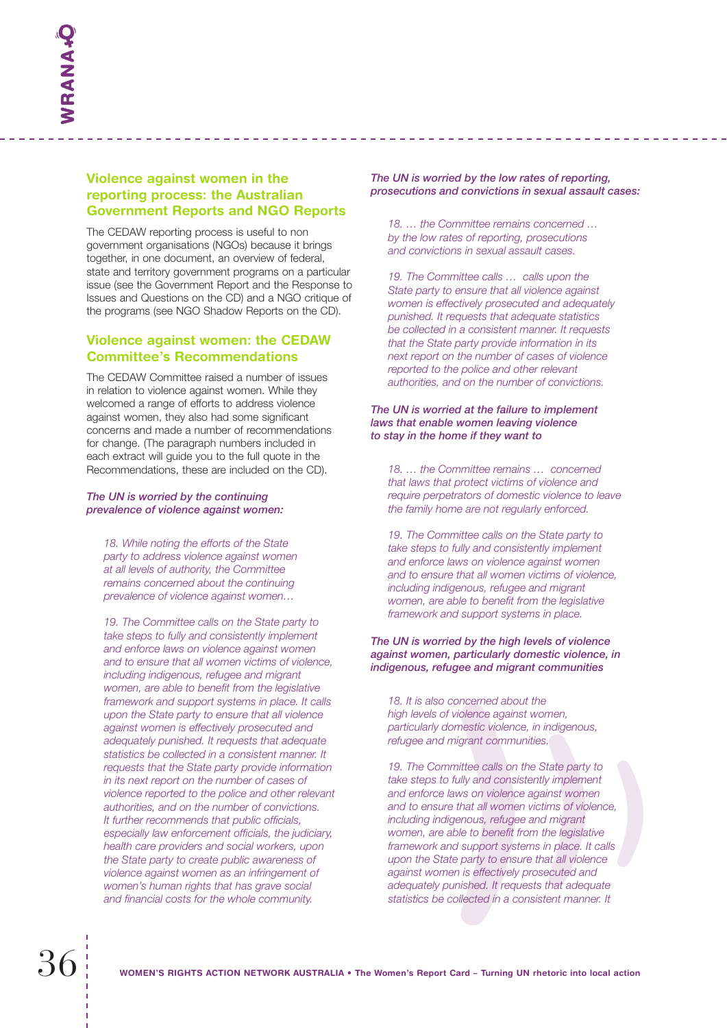## Violence against women in the reporting process: the Australian Government Reports and NGO Reports

The CEDAW reporting process is useful to non government organisations (NGOs) because it brings together, in one document, an overview of federal, state and territory government programs on a particular issue (see the Government Report and the Response to Issues and Questions on the CD) and a NGO critique of the programs (see NGO Shadow Reports on the CD).

## Violence against women: the CEDAW Committee's Recommendations

The CEDAW Committee raised a number of issues in relation to violence against women. While they welcomed a range of efforts to address violence against women, they also had some significant concerns and made a number of recommendations for change. (The paragraph numbers included in each extract will guide you to the full quote in the Recommendations, these are included on the CD).

***The UN is worried by the continuing prevalence of violence against women:***

> *18. While noting the efforts of the State party to address violence against women at all levels of authority, the Committee remains concerned about the continuing prevalence of violence against women…*
>
> *19. The Committee calls on the State party to take steps to fully and consistently implement and enforce laws on violence against women and to ensure that all women victims of violence, including indigenous, refugee and migrant women, are able to benefit from the legislative framework and support systems in place. It calls upon the State party to ensure that all violence against women is effectively prosecuted and adequately punished. It requests that adequate statistics be collected in a consistent manner. It requests that the State party provide information in its next report on the number of cases of violence reported to the police and other relevant authorities, and on the number of convictions. It further recommends that public officials, especially law enforcement officials, the judiciary, health care providers and social workers, upon the State party to create public awareness of violence against women as an infringement of women's human rights that has grave social and financial costs for the whole community.*

***The UN is worried by the low rates of reporting, prosecutions and convictions in sexual assault cases:***

> *18. … the Committee remains concerned … by the low rates of reporting, prosecutions and convictions in sexual assault cases.*
>
> *19. The Committee calls … calls upon the State party to ensure that all violence against women is effectively prosecuted and adequately punished. It requests that adequate statistics be collected in a consistent manner. It requests that the State party provide information in its next report on the number of cases of violence reported to the police and other relevant authorities, and on the number of convictions.*

***The UN is worried at the failure to implement laws that enable women leaving violence to stay in the home if they want to***

> *18. … the Committee remains … concerned that laws that protect victims of violence and require perpetrators of domestic violence to leave the family home are not regularly enforced.*
>
> *19. The Committee calls on the State party to take steps to fully and consistently implement and enforce laws on violence against women and to ensure that all women victims of violence, including indigenous, refugee and migrant women, are able to benefit from the legislative framework and support systems in place.*

***The UN is worried by the high levels of violence against women, particularly domestic violence, in indigenous, refugee and migrant communities***

> *18. It is also concerned about the high levels of violence against women, particularly domestic violence, in indigenous, refugee and migrant communities.*
>
> *19. The Committee calls on the State party to take steps to fully and consistently implement and enforce laws on violence against women and to ensure that all women victims of violence, including indigenous, refugee and migrant women, are able to benefit from the legislative framework and support systems in place. It calls upon the State party to ensure that all violence against women is effectively prosecuted and adequately punished. It requests that adequate statistics be collected in a consistent manner. It*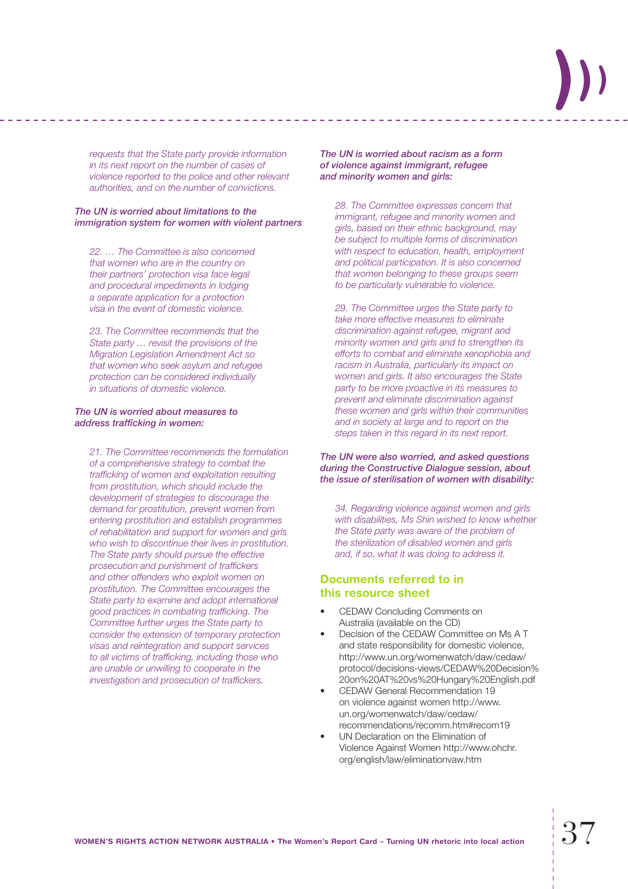*requests that the State party provide information in its next report on the number of cases of violence reported to the police and other relevant authorities, and on the number of convictions.*

***The UN is worried about limitations to the immigration system for women with violent partners***

*22. … The Committee is also concerned that women who are in the country on their partners' protection visa face legal and procedural impediments in lodging a separate application for a protection visa in the event of domestic violence.*

*23. The Committee recommends that the State party … revisit the provisions of the Migration Legislation Amendment Act so that women who seek asylum and refugee protection can be considered individually in situations of domestic violence.*

***The UN is worried about measures to address trafficking in women:***

*21. The Committee recommends the formulation of a comprehensive strategy to combat the trafficking of women and exploitation resulting from prostitution, which should include the development of strategies to discourage the demand for prostitution, prevent women from entering prostitution and establish programmes of rehabilitation and support for women and girls who wish to discontinue their lives in prostitution. The State party should pursue the effective prosecution and punishment of traffickers and other offenders who exploit women on prostitution. The Committee encourages the State party to examine and adopt international good practices in combating trafficking. The Committee further urges the State party to consider the extension of temporary protection visas and reintegration and support services to all victims of trafficking, including those who are unable or unwilling to cooperate in the investigation and prosecution of traffickers.*

***The UN is worried about racism as a form of violence against immigrant, refugee and minority women and girls:***

*28. The Committee expresses concern that immigrant, refugee and minority women and girls, based on their ethnic background, may be subject to multiple forms of discrimination with respect to education, health, employment and political participation. It is also concerned that women belonging to these groups seem to be particularly vulnerable to violence.*

*29. The Committee urges the State party to take more effective measures to eliminate discrimination against refugee, migrant and minority women and girls and to strengthen its efforts to combat and eliminate xenophobia and racism in Australia, particularly its impact on women and girls. It also encourages the State party to be more proactive in its measures to prevent and eliminate discrimination against these women and girls within their communities and in society at large and to report on the steps taken in this regard in its next report.*

***The UN were also worried, and asked questions during the Constructive Dialogue session, about the issue of sterilisation of women with disability:***

*34. Regarding violence against women and girls with disabilities, Ms Shin wished to know whether the State party was aware of the problem of the sterilization of disabled women and girls and, if so, what it was doing to address it.*

## Documents referred to in this resource sheet

- CEDAW Concluding Comments on Australia (available on the CD)
- Decision of the CEDAW Committee on Ms A T and state responsibility for domestic violence, http://www.un.org/womenwatch/daw/cedaw/protocol/decisions-views/CEDAW%20Decision%20on%20AT%20vs%20Hungary%20English.pdf
- CEDAW General Recommendation 19 on violence against women http://www.un.org/womenwatch/daw/cedaw/recommendations/recomm.htm#recom19
- UN Declaration on the Elimination of Violence Against Women http://www.ohchr.org/english/law/eliminationvaw.htm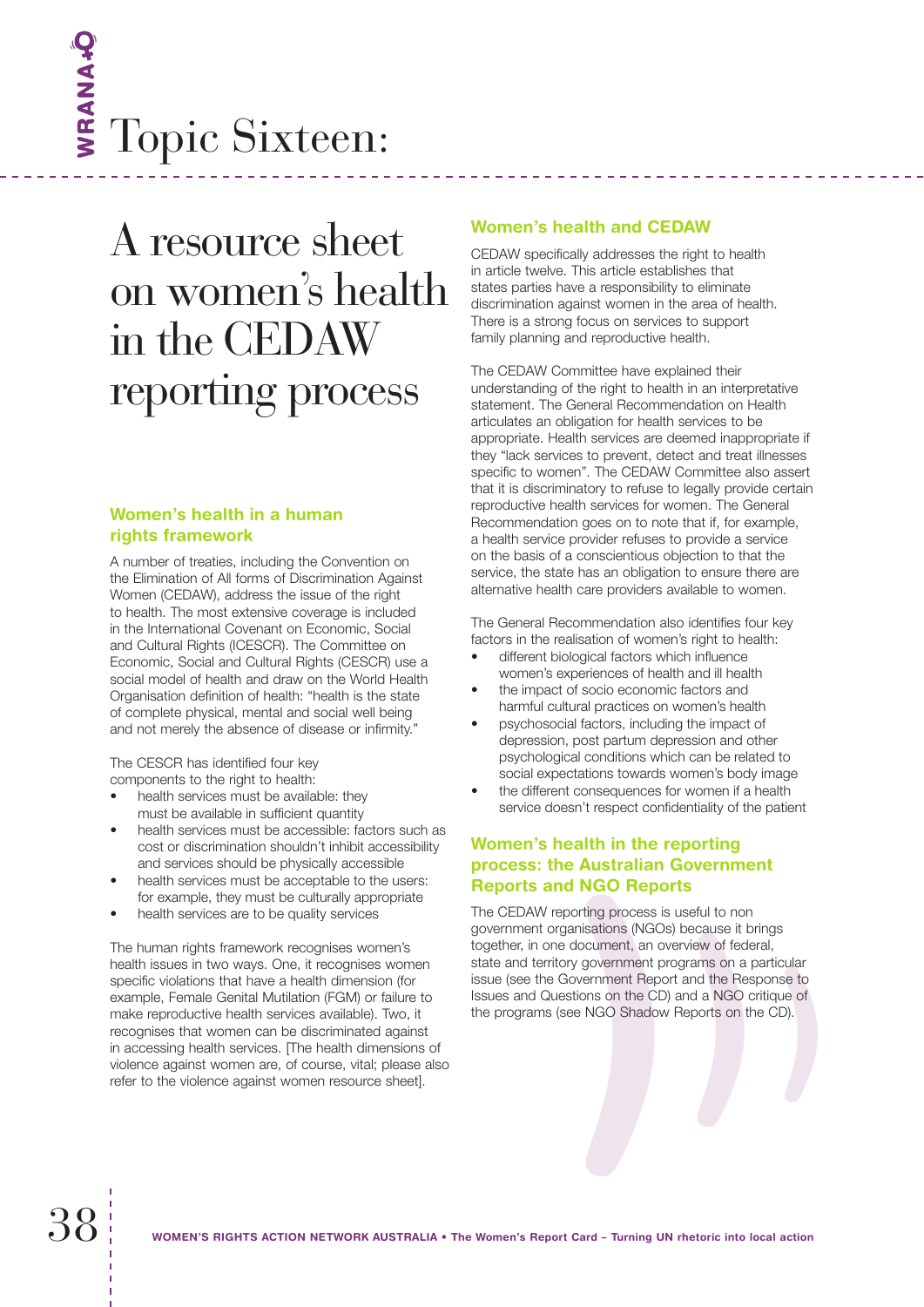# Topic Sixteen:

## A resource sheet on women's health in the CEDAW reporting process

### Women's health in a human rights framework

A number of treaties, including the Convention on the Elimination of All forms of Discrimination Against Women (CEDAW), address the issue of the right to health. The most extensive coverage is included in the International Covenant on Economic, Social and Cultural Rights (ICESCR). The Committee on Economic, Social and Cultural Rights (CESCR) use a social model of health and draw on the World Health Organisation definition of health: "health is the state of complete physical, mental and social well being and not merely the absence of disease or infirmity."

The CESCR has identified four key components to the right to health:

- health services must be available: they must be available in sufficient quantity
- health services must be accessible: factors such as cost or discrimination shouldn't inhibit accessibility and services should be physically accessible
- health services must be acceptable to the users: for example, they must be culturally appropriate
- health services are to be quality services

The human rights framework recognises women's health issues in two ways. One, it recognises women specific violations that have a health dimension (for example, Female Genital Mutilation (FGM) or failure to make reproductive health services available). Two, it recognises that women can be discriminated against in accessing health services. [The health dimensions of violence against women are, of course, vital; please also refer to the violence against women resource sheet].

### Women's health and CEDAW

CEDAW specifically addresses the right to health in article twelve. This article establishes that states parties have a responsibility to eliminate discrimination against women in the area of health. There is a strong focus on services to support family planning and reproductive health.

The CEDAW Committee have explained their understanding of the right to health in an interpretative statement. The General Recommendation on Health articulates an obligation for health services to be appropriate. Health services are deemed inappropriate if they "lack services to prevent, detect and treat illnesses specific to women". The CEDAW Committee also assert that it is discriminatory to refuse to legally provide certain reproductive health services for women. The General Recommendation goes on to note that if, for example, a health service provider refuses to provide a service on the basis of a conscientious objection to that the service, the state has an obligation to ensure there are alternative health care providers available to women.

The General Recommendation also identifies four key factors in the realisation of women's right to health:

- different biological factors which influence women's experiences of health and ill health
- the impact of socio economic factors and harmful cultural practices on women's health
- psychosocial factors, including the impact of depression, post partum depression and other psychological conditions which can be related to social expectations towards women's body image
- the different consequences for women if a health service doesn't respect confidentiality of the patient

### Women's health in the reporting process: the Australian Government Reports and NGO Reports

The CEDAW reporting process is useful to non government organisations (NGOs) because it brings together, in one document, an overview of federal, state and territory government programs on a particular issue (see the Government Report and the Response to Issues and Questions on the CD) and a NGO critique of the programs (see NGO Shadow Reports on the CD).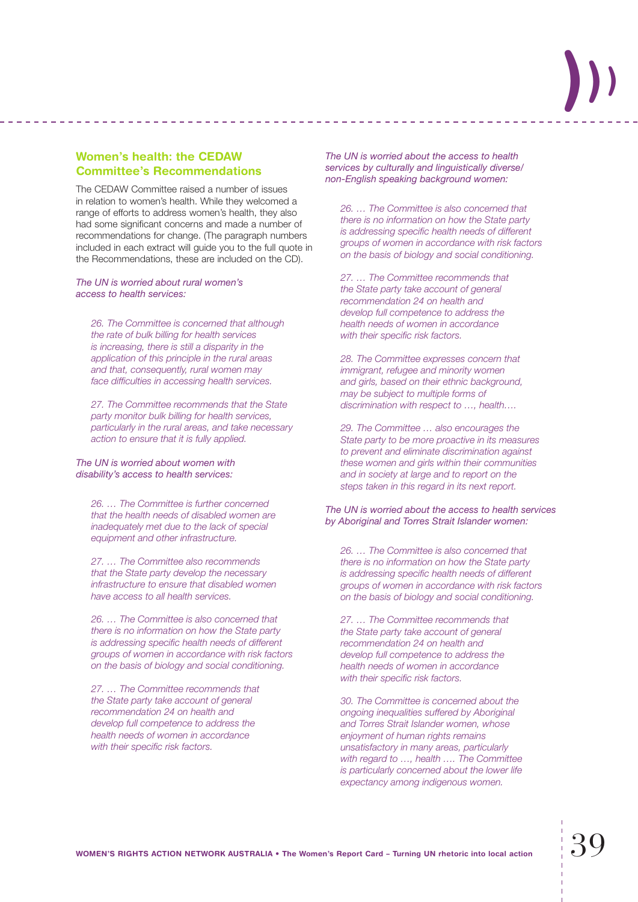## Women's health: the CEDAW Committee's Recommendations

The CEDAW Committee raised a number of issues in relation to women's health. While they welcomed a range of efforts to address women's health, they also had some significant concerns and made a number of recommendations for change. (The paragraph numbers included in each extract will guide you to the full quote in the Recommendations, these are included on the CD).

*The UN is worried about rural women's access to health services:*

> *26. The Committee is concerned that although the rate of bulk billing for health services is increasing, there is still a disparity in the application of this principle in the rural areas and that, consequently, rural women may face difficulties in accessing health services.*
>
> *27. The Committee recommends that the State party monitor bulk billing for health services, particularly in the rural areas, and take necessary action to ensure that it is fully applied.*

*The UN is worried about women with disability's access to health services:*

> *26. … The Committee is further concerned that the health needs of disabled women are inadequately met due to the lack of special equipment and other infrastructure.*
>
> *27. … The Committee also recommends that the State party develop the necessary infrastructure to ensure that disabled women have access to all health services.*
>
> *26. … The Committee is also concerned that there is no information on how the State party is addressing specific health needs of different groups of women in accordance with risk factors on the basis of biology and social conditioning.*
>
> *27. … The Committee recommends that the State party take account of general recommendation 24 on health and develop full competence to address the health needs of women in accordance with their specific risk factors.*

*The UN is worried about the access to health services by culturally and linguistically diverse/ non-English speaking background women:*

> *26. … The Committee is also concerned that there is no information on how the State party is addressing specific health needs of different groups of women in accordance with risk factors on the basis of biology and social conditioning.*
>
> *27. … The Committee recommends that the State party take account of general recommendation 24 on health and develop full competence to address the health needs of women in accordance with their specific risk factors.*
>
> *28. The Committee expresses concern that immigrant, refugee and minority women and girls, based on their ethnic background, may be subject to multiple forms of discrimination with respect to …, health.…*
>
> *29. The Committee … also encourages the State party to be more proactive in its measures to prevent and eliminate discrimination against these women and girls within their communities and in society at large and to report on the steps taken in this regard in its next report.*

*The UN is worried about the access to health services by Aboriginal and Torres Strait Islander women:*

> *26. … The Committee is also concerned that there is no information on how the State party is addressing specific health needs of different groups of women in accordance with risk factors on the basis of biology and social conditioning.*
>
> *27. … The Committee recommends that the State party take account of general recommendation 24 on health and develop full competence to address the health needs of women in accordance with their specific risk factors.*
>
> *30. The Committee is concerned about the ongoing inequalities suffered by Aboriginal and Torres Strait Islander women, whose enjoyment of human rights remains unsatisfactory in many areas, particularly with regard to …, health …. The Committee is particularly concerned about the lower life expectancy among indigenous women.*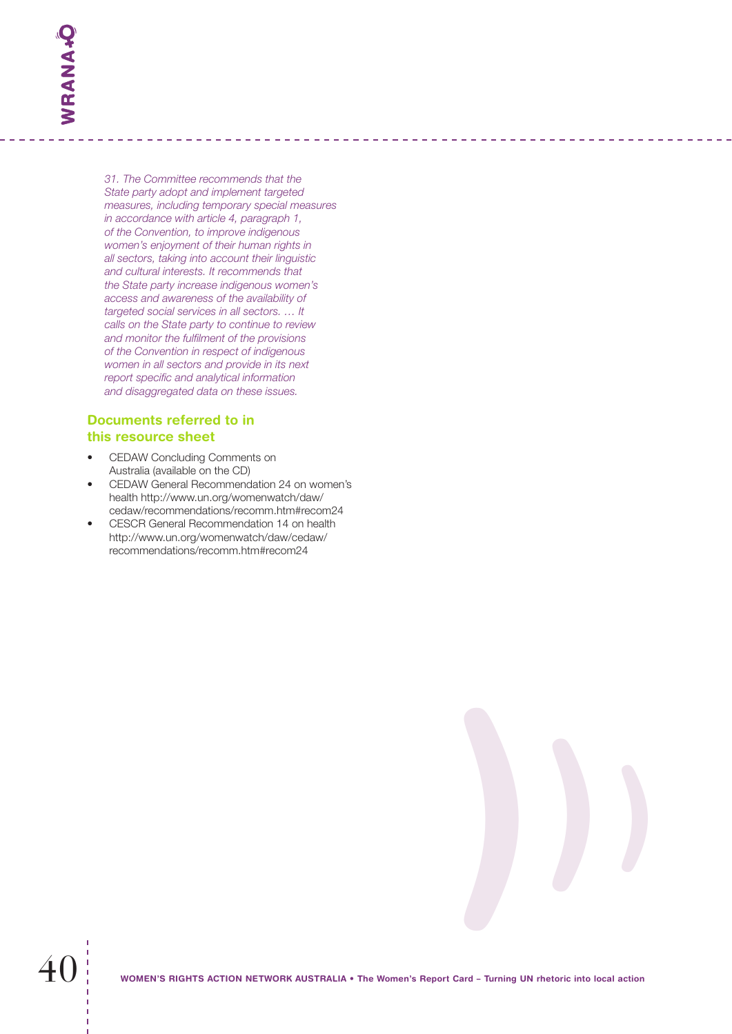*31. The Committee recommends that the State party adopt and implement targeted measures, including temporary special measures in accordance with article 4, paragraph 1, of the Convention, to improve indigenous women's enjoyment of their human rights in all sectors, taking into account their linguistic and cultural interests. It recommends that the State party increase indigenous women's access and awareness of the availability of targeted social services in all sectors. … It calls on the State party to continue to review and monitor the fulfilment of the provisions of the Convention in respect of indigenous women in all sectors and provide in its next report specific and analytical information and disaggregated data on these issues.*

## Documents referred to in this resource sheet

- CEDAW Concluding Comments on Australia (available on the CD)
- CEDAW General Recommendation 24 on women's health http://www.un.org/womenwatch/daw/cedaw/recommendations/recomm.htm#recom24
- CESCR General Recommendation 14 on health http://www.un.org/womenwatch/daw/cedaw/recommendations/recomm.htm#recom24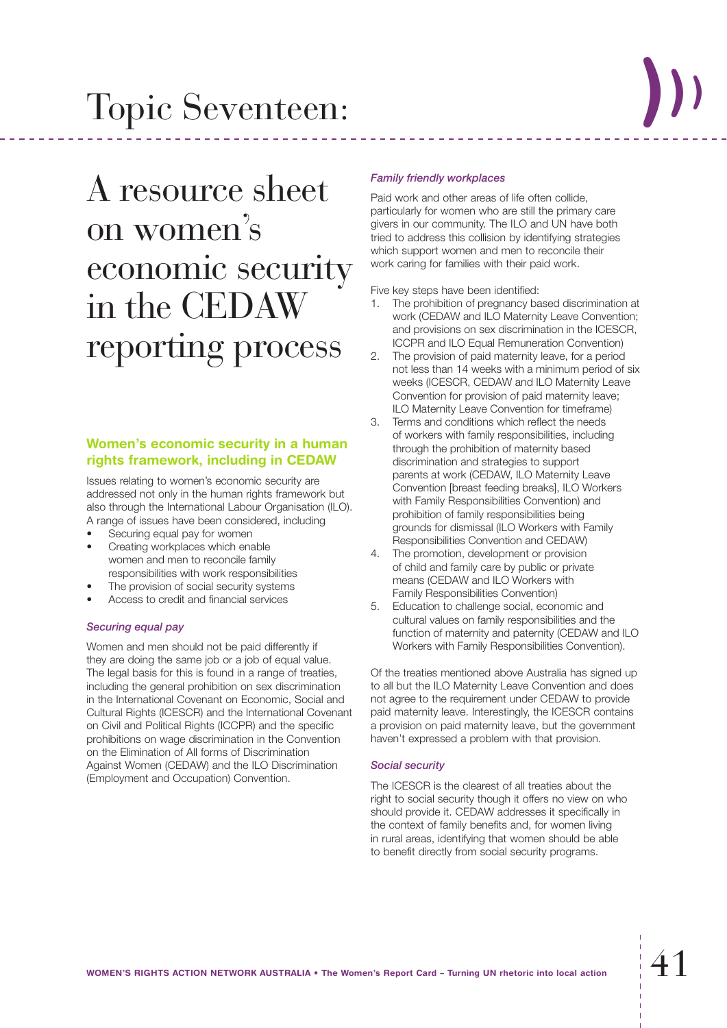# Topic Seventeen:

## A resource sheet on women's economic security in the CEDAW reporting process

### Women's economic security in a human rights framework, including in CEDAW

Issues relating to women's economic security are addressed not only in the human rights framework but also through the International Labour Organisation (ILO). A range of issues have been considered, including

- Securing equal pay for women
- Creating workplaces which enable women and men to reconcile family responsibilities with work responsibilities
- The provision of social security systems
- Access to credit and financial services

#### *Securing equal pay*

Women and men should not be paid differently if they are doing the same job or a job of equal value. The legal basis for this is found in a range of treaties, including the general prohibition on sex discrimination in the International Covenant on Economic, Social and Cultural Rights (ICESCR) and the International Covenant on Civil and Political Rights (ICCPR) and the specific prohibitions on wage discrimination in the Convention on the Elimination of All forms of Discrimination Against Women (CEDAW) and the ILO Discrimination (Employment and Occupation) Convention.

#### *Family friendly workplaces*

Paid work and other areas of life often collide, particularly for women who are still the primary care givers in our community. The ILO and UN have both tried to address this collision by identifying strategies which support women and men to reconcile their work caring for families with their paid work.

Five key steps have been identified:

1. The prohibition of pregnancy based discrimination at work (CEDAW and ILO Maternity Leave Convention; and provisions on sex discrimination in the ICESCR, ICCPR and ILO Equal Remuneration Convention)
2. The provision of paid maternity leave, for a period not less than 14 weeks with a minimum period of six weeks (ICESCR, CEDAW and ILO Maternity Leave Convention for provision of paid maternity leave; ILO Maternity Leave Convention for timeframe)
3. Terms and conditions which reflect the needs of workers with family responsibilities, including through the prohibition of maternity based discrimination and strategies to support parents at work (CEDAW, ILO Maternity Leave Convention [breast feeding breaks], ILO Workers with Family Responsibilities Convention) and prohibition of family responsibilities being grounds for dismissal (ILO Workers with Family Responsibilities Convention and CEDAW)
4. The promotion, development or provision of child and family care by public or private means (CEDAW and ILO Workers with Family Responsibilities Convention)
5. Education to challenge social, economic and cultural values on family responsibilities and the function of maternity and paternity (CEDAW and ILO Workers with Family Responsibilities Convention).

Of the treaties mentioned above Australia has signed up to all but the ILO Maternity Leave Convention and does not agree to the requirement under CEDAW to provide paid maternity leave. Interestingly, the ICESCR contains a provision on paid maternity leave, but the government haven't expressed a problem with that provision.

#### *Social security*

The ICESCR is the clearest of all treaties about the right to social security though it offers no view on who should provide it. CEDAW addresses it specifically in the context of family benefits and, for women living in rural areas, identifying that women should be able to benefit directly from social security programs.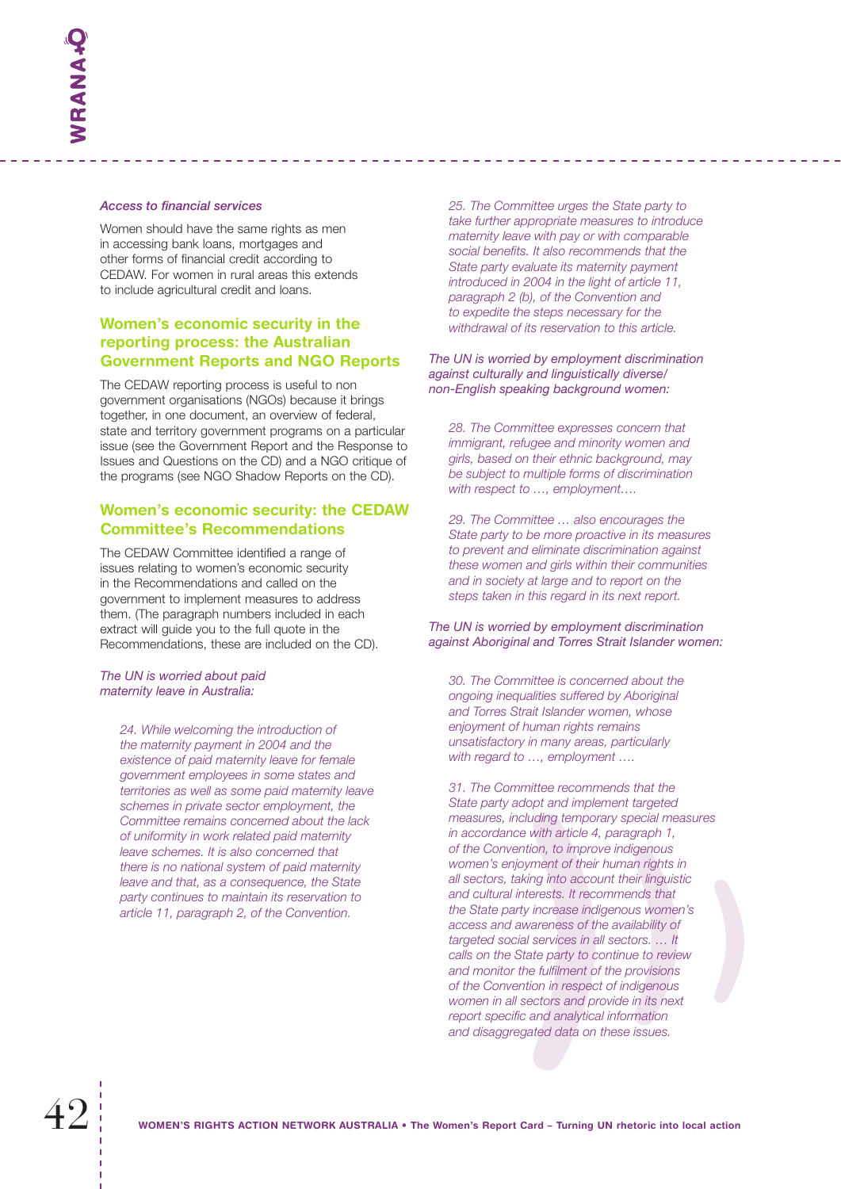*Access to financial services*

Women should have the same rights as men in accessing bank loans, mortgages and other forms of financial credit according to CEDAW. For women in rural areas this extends to include agricultural credit and loans.

## Women's economic security in the reporting process: the Australian Government Reports and NGO Reports

The CEDAW reporting process is useful to non government organisations (NGOs) because it brings together, in one document, an overview of federal, state and territory government programs on a particular issue (see the Government Report and the Response to Issues and Questions on the CD) and a NGO critique of the programs (see NGO Shadow Reports on the CD).

## Women's economic security: the CEDAW Committee's Recommendations

The CEDAW Committee identified a range of issues relating to women's economic security in the Recommendations and called on the government to implement measures to address them. (The paragraph numbers included in each extract will guide you to the full quote in the Recommendations, these are included on the CD).

*The UN is worried about paid maternity leave in Australia:*

> *24. While welcoming the introduction of the maternity payment in 2004 and the existence of paid maternity leave for female government employees in some states and territories as well as some paid maternity leave schemes in private sector employment, the Committee remains concerned about the lack of uniformity in work related paid maternity leave schemes. It is also concerned that there is no national system of paid maternity leave and that, as a consequence, the State party continues to maintain its reservation to article 11, paragraph 2, of the Convention.*

> *25. The Committee urges the State party to take further appropriate measures to introduce maternity leave with pay or with comparable social benefits. It also recommends that the State party evaluate its maternity payment introduced in 2004 in the light of article 11, paragraph 2 (b), of the Convention and to expedite the steps necessary for the withdrawal of its reservation to this article.*

*The UN is worried by employment discrimination against culturally and linguistically diverse/ non-English speaking background women:*

> *28. The Committee expresses concern that immigrant, refugee and minority women and girls, based on their ethnic background, may be subject to multiple forms of discrimination with respect to …, employment….*

> *29. The Committee … also encourages the State party to be more proactive in its measures to prevent and eliminate discrimination against these women and girls within their communities and in society at large and to report on the steps taken in this regard in its next report.*

*The UN is worried by employment discrimination against Aboriginal and Torres Strait Islander women:*

> *30. The Committee is concerned about the ongoing inequalities suffered by Aboriginal and Torres Strait Islander women, whose enjoyment of human rights remains unsatisfactory in many areas, particularly with regard to …, employment ….*

> *31. The Committee recommends that the State party adopt and implement targeted measures, including temporary special measures in accordance with article 4, paragraph 1, of the Convention, to improve indigenous women's enjoyment of their human rights in all sectors, taking into account their linguistic and cultural interests. It recommends that the State party increase indigenous women's access and awareness of the availability of targeted social services in all sectors. … It calls on the State party to continue to review and monitor the fulfilment of the provisions of the Convention in respect of indigenous women in all sectors and provide in its next report specific and analytical information and disaggregated data on these issues.*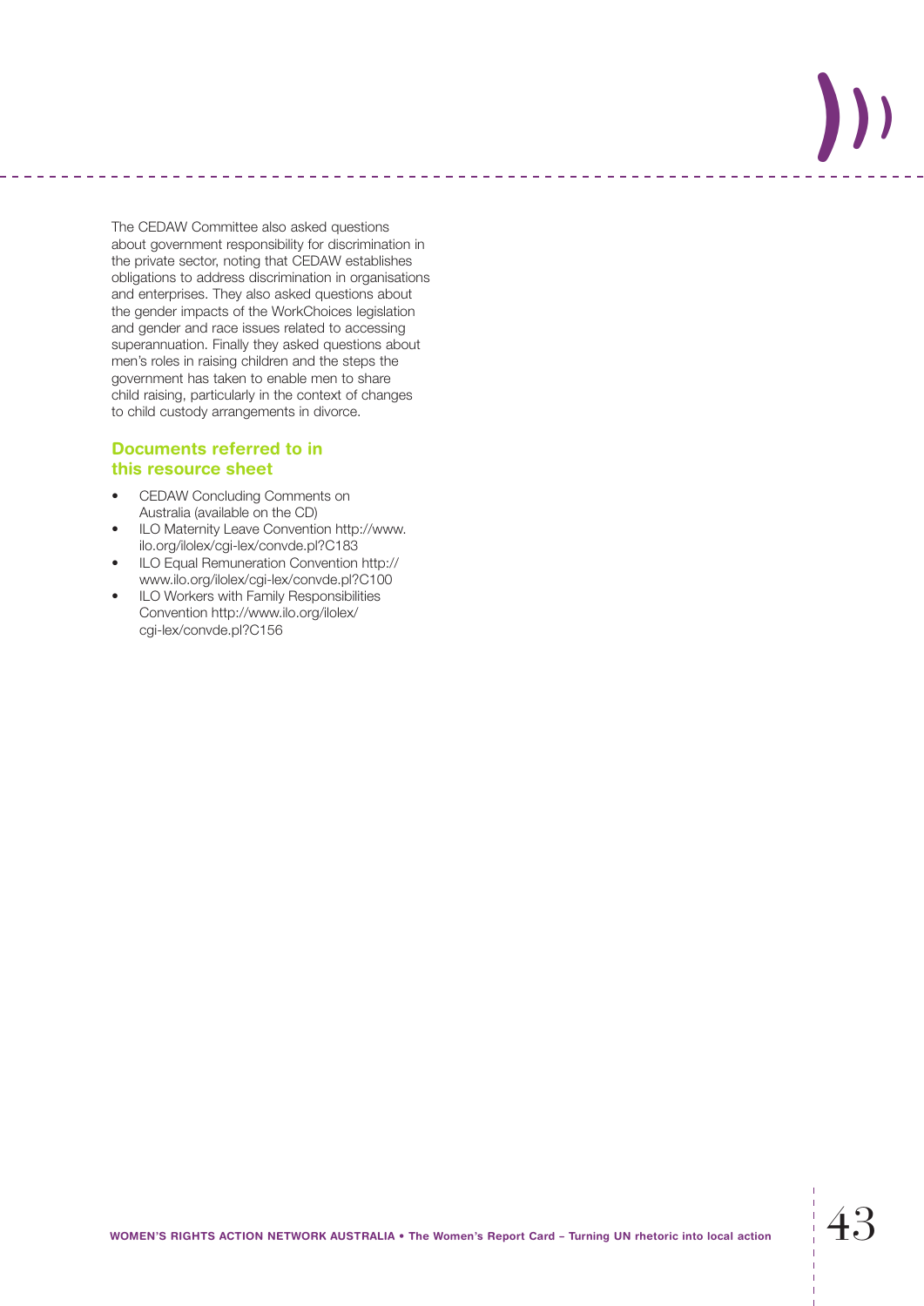The CEDAW Committee also asked questions about government responsibility for discrimination in the private sector, noting that CEDAW establishes obligations to address discrimination in organisations and enterprises. They also asked questions about the gender impacts of the WorkChoices legislation and gender and race issues related to accessing superannuation. Finally they asked questions about men's roles in raising children and the steps the government has taken to enable men to share child raising, particularly in the context of changes to child custody arrangements in divorce.

## Documents referred to in this resource sheet

- CEDAW Concluding Comments on Australia (available on the CD)
- ILO Maternity Leave Convention http://www.ilo.org/ilolex/cgi-lex/convde.pl?C183
- ILO Equal Remuneration Convention http://www.ilo.org/ilolex/cgi-lex/convde.pl?C100
- ILO Workers with Family Responsibilities Convention http://www.ilo.org/ilolex/cgi-lex/convde.pl?C156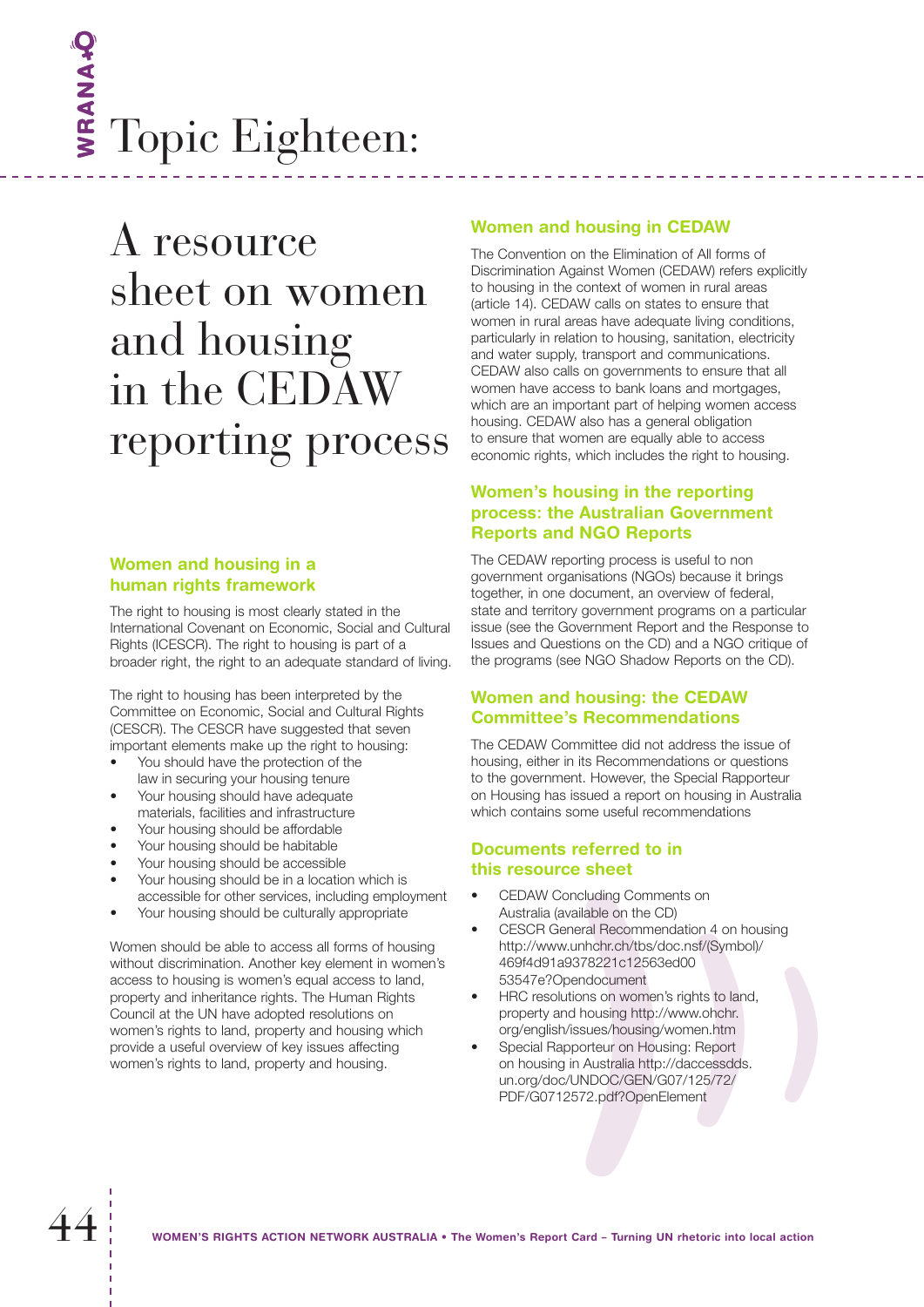# Topic Eighteen:

# A resource sheet on women and housing in the CEDAW reporting process

## Women and housing in a human rights framework

The right to housing is most clearly stated in the International Covenant on Economic, Social and Cultural Rights (ICESCR). The right to housing is part of a broader right, the right to an adequate standard of living.

The right to housing has been interpreted by the Committee on Economic, Social and Cultural Rights (CESCR). The CESCR have suggested that seven important elements make up the right to housing:

- You should have the protection of the law in securing your housing tenure
- Your housing should have adequate materials, facilities and infrastructure
- Your housing should be affordable
- Your housing should be habitable
- Your housing should be accessible
- Your housing should be in a location which is accessible for other services, including employment
- Your housing should be culturally appropriate

Women should be able to access all forms of housing without discrimination. Another key element in women's access to housing is women's equal access to land, property and inheritance rights. The Human Rights Council at the UN have adopted resolutions on women's rights to land, property and housing which provide a useful overview of key issues affecting women's rights to land, property and housing.

## Women and housing in CEDAW

The Convention on the Elimination of All forms of Discrimination Against Women (CEDAW) refers explicitly to housing in the context of women in rural areas (article 14). CEDAW calls on states to ensure that women in rural areas have adequate living conditions, particularly in relation to housing, sanitation, electricity and water supply, transport and communications. CEDAW also calls on governments to ensure that all women have access to bank loans and mortgages, which are an important part of helping women access housing. CEDAW also has a general obligation to ensure that women are equally able to access economic rights, which includes the right to housing.

## Women's housing in the reporting process: the Australian Government Reports and NGO Reports

The CEDAW reporting process is useful to non government organisations (NGOs) because it brings together, in one document, an overview of federal, state and territory government programs on a particular issue (see the Government Report and the Response to Issues and Questions on the CD) and a NGO critique of the programs (see NGO Shadow Reports on the CD).

## Women and housing: the CEDAW Committee's Recommendations

The CEDAW Committee did not address the issue of housing, either in its Recommendations or questions to the government. However, the Special Rapporteur on Housing has issued a report on housing in Australia which contains some useful recommendations

## Documents referred to in this resource sheet

- CEDAW Concluding Comments on Australia (available on the CD)
- CESCR General Recommendation 4 on housing http://www.unhchr.ch/tbs/doc.nsf/(Symbol)/469f4d91a9378221c12563ed0053547e?Opendocument
- HRC resolutions on women's rights to land, property and housing http://www.ohchr.org/english/issues/housing/women.htm
- Special Rapporteur on Housing: Report on housing in Australia http://daccessdds.un.org/doc/UNDOC/GEN/G07/125/72/PDF/G0712572.pdf?OpenElement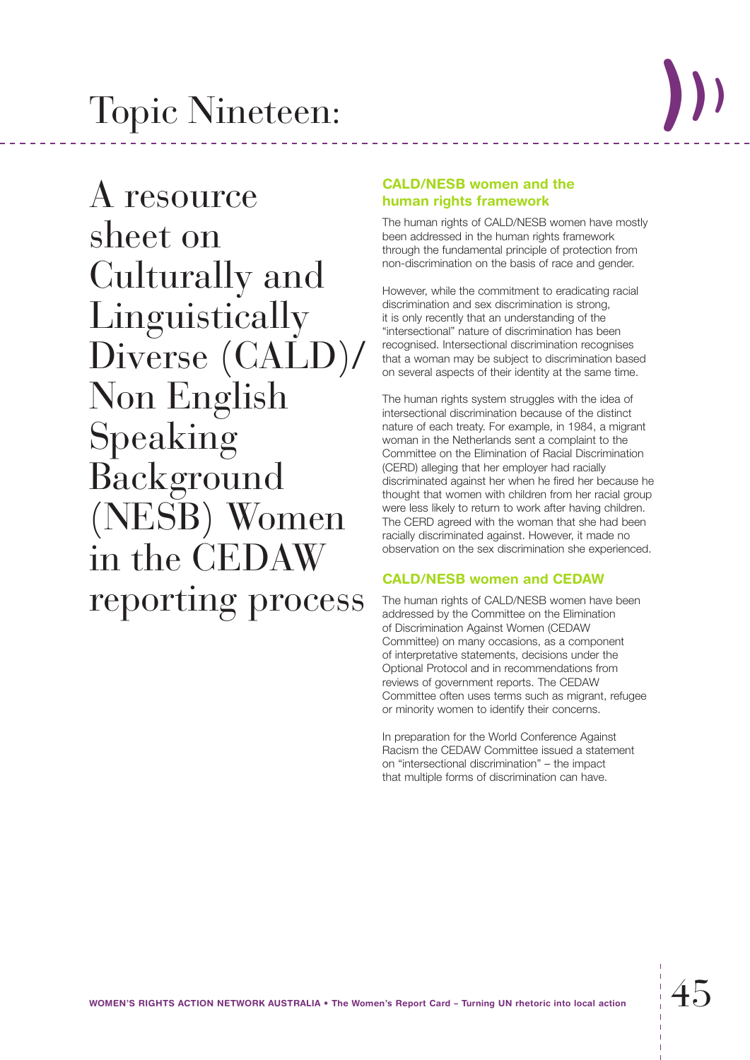# Topic Nineteen:

## A resource sheet on Culturally and Linguistically Diverse (CALD)/ Non English Speaking Background (NESB) Women in the CEDAW reporting process

### CALD/NESB women and the human rights framework

The human rights of CALD/NESB women have mostly been addressed in the human rights framework through the fundamental principle of protection from non-discrimination on the basis of race and gender.

However, while the commitment to eradicating racial discrimination and sex discrimination is strong, it is only recently that an understanding of the "intersectional" nature of discrimination has been recognised. Intersectional discrimination recognises that a woman may be subject to discrimination based on several aspects of their identity at the same time.

The human rights system struggles with the idea of intersectional discrimination because of the distinct nature of each treaty. For example, in 1984, a migrant woman in the Netherlands sent a complaint to the Committee on the Elimination of Racial Discrimination (CERD) alleging that her employer had racially discriminated against her when he fired her because he thought that women with children from her racial group were less likely to return to work after having children. The CERD agreed with the woman that she had been racially discriminated against. However, it made no observation on the sex discrimination she experienced.

### CALD/NESB women and CEDAW

The human rights of CALD/NESB women have been addressed by the Committee on the Elimination of Discrimination Against Women (CEDAW Committee) on many occasions, as a component of interpretative statements, decisions under the Optional Protocol and in recommendations from reviews of government reports. The CEDAW Committee often uses terms such as migrant, refugee or minority women to identify their concerns.

In preparation for the World Conference Against Racism the CEDAW Committee issued a statement on "intersectional discrimination" – the impact that multiple forms of discrimination can have.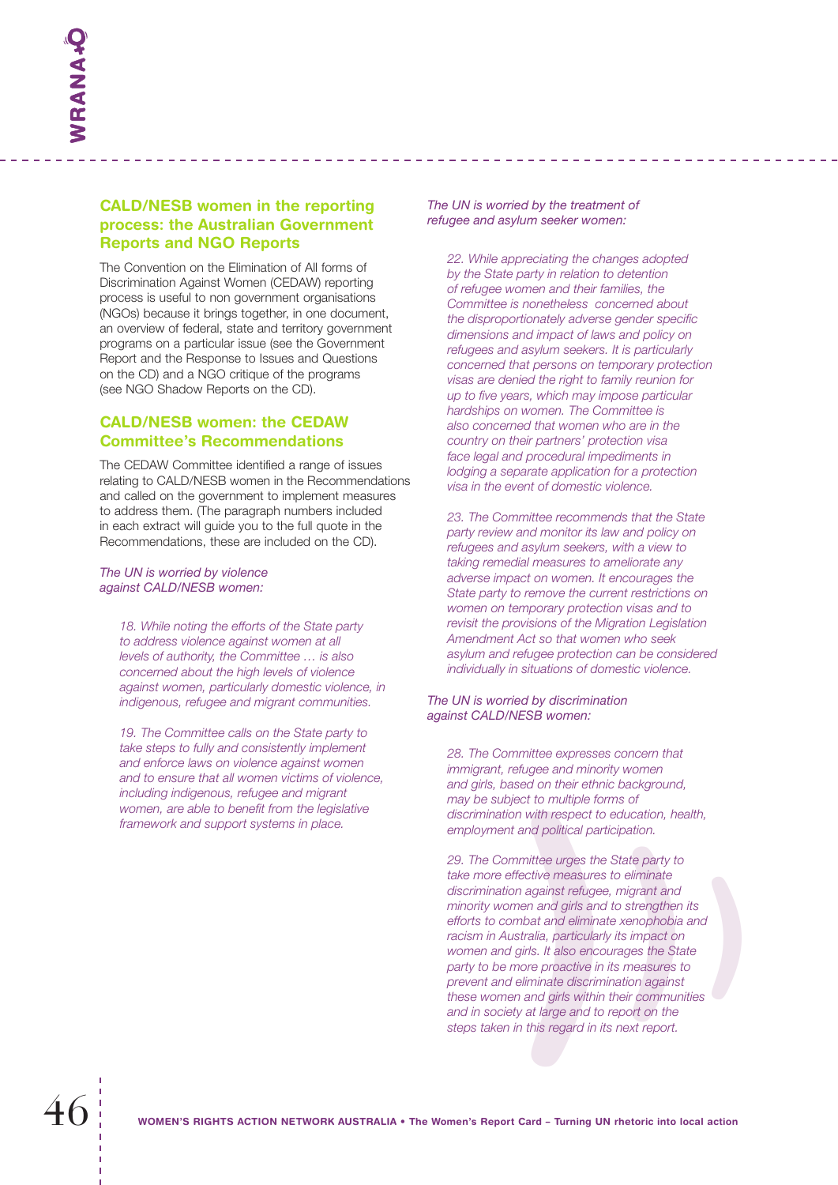## CALD/NESB women in the reporting process: the Australian Government Reports and NGO Reports

The Convention on the Elimination of All forms of Discrimination Against Women (CEDAW) reporting process is useful to non government organisations (NGOs) because it brings together, in one document, an overview of federal, state and territory government programs on a particular issue (see the Government Report and the Response to Issues and Questions on the CD) and a NGO critique of the programs (see NGO Shadow Reports on the CD).

## CALD/NESB women: the CEDAW Committee's Recommendations

The CEDAW Committee identified a range of issues relating to CALD/NESB women in the Recommendations and called on the government to implement measures to address them. (The paragraph numbers included in each extract will guide you to the full quote in the Recommendations, these are included on the CD).

*The UN is worried by violence against CALD/NESB women:*

> *18. While noting the efforts of the State party to address violence against women at all levels of authority, the Committee … is also concerned about the high levels of violence against women, particularly domestic violence, in indigenous, refugee and migrant communities.*

> *19. The Committee calls on the State party to take steps to fully and consistently implement and enforce laws on violence against women and to ensure that all women victims of violence, including indigenous, refugee and migrant women, are able to benefit from the legislative framework and support systems in place.*

*The UN is worried by the treatment of refugee and asylum seeker women:*

> *22. While appreciating the changes adopted by the State party in relation to detention of refugee women and their families, the Committee is nonetheless concerned about the disproportionately adverse gender specific dimensions and impact of laws and policy on refugees and asylum seekers. It is particularly concerned that persons on temporary protection visas are denied the right to family reunion for up to five years, which may impose particular hardships on women. The Committee is also concerned that women who are in the country on their partners' protection visa face legal and procedural impediments in lodging a separate application for a protection visa in the event of domestic violence.*

> *23. The Committee recommends that the State party review and monitor its law and policy on refugees and asylum seekers, with a view to taking remedial measures to ameliorate any adverse impact on women. It encourages the State party to remove the current restrictions on women on temporary protection visas and to revisit the provisions of the Migration Legislation Amendment Act so that women who seek asylum and refugee protection can be considered individually in situations of domestic violence.*

*The UN is worried by discrimination against CALD/NESB women:*

> *28. The Committee expresses concern that immigrant, refugee and minority women and girls, based on their ethnic background, may be subject to multiple forms of discrimination with respect to education, health, employment and political participation.*

> *29. The Committee urges the State party to take more effective measures to eliminate discrimination against refugee, migrant and minority women and girls and to strengthen its efforts to combat and eliminate xenophobia and racism in Australia, particularly its impact on women and girls. It also encourages the State party to be more proactive in its measures to prevent and eliminate discrimination against these women and girls within their communities and in society at large and to report on the steps taken in this regard in its next report.*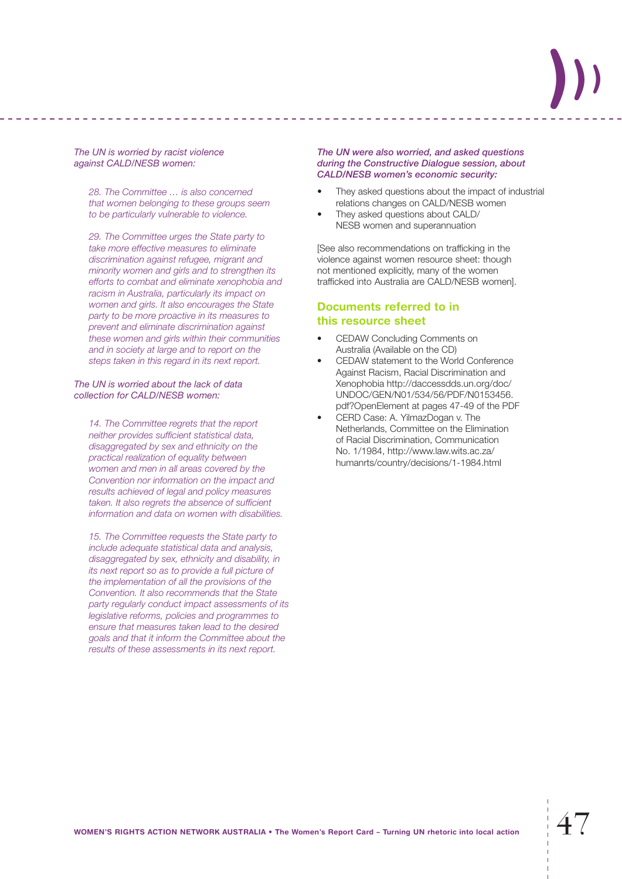*The UN is worried by racist violence against CALD/NESB women:*

> *28. The Committee … is also concerned that women belonging to these groups seem to be particularly vulnerable to violence.*
>
> *29. The Committee urges the State party to take more effective measures to eliminate discrimination against refugee, migrant and minority women and girls and to strengthen its efforts to combat and eliminate xenophobia and racism in Australia, particularly its impact on women and girls. It also encourages the State party to be more proactive in its measures to prevent and eliminate discrimination against these women and girls within their communities and in society at large and to report on the steps taken in this regard in its next report.*

*The UN is worried about the lack of data collection for CALD/NESB women:*

> *14. The Committee regrets that the report neither provides sufficient statistical data, disaggregated by sex and ethnicity on the practical realization of equality between women and men in all areas covered by the Convention nor information on the impact and results achieved of legal and policy measures taken. It also regrets the absence of sufficient information and data on women with disabilities.*
>
> *15. The Committee requests the State party to include adequate statistical data and analysis, disaggregated by sex, ethnicity and disability, in its next report so as to provide a full picture of the implementation of all the provisions of the Convention. It also recommends that the State party regularly conduct impact assessments of its legislative reforms, policies and programmes to ensure that measures taken lead to the desired goals and that it inform the Committee about the results of these assessments in its next report.*

***The UN were also worried, and asked questions during the Constructive Dialogue session, about CALD/NESB women's economic security:***

- They asked questions about the impact of industrial relations changes on CALD/NESB women
- They asked questions about CALD/NESB women and superannuation

[See also recommendations on trafficking in the violence against women resource sheet: though not mentioned explicitly, many of the women trafficked into Australia are CALD/NESB women].

## Documents referred to in this resource sheet

- CEDAW Concluding Comments on Australia (Available on the CD)
- CEDAW statement to the World Conference Against Racism, Racial Discrimination and Xenophobia http://daccessdds.un.org/doc/UNDOC/GEN/N01/534/56/PDF/N0153456.pdf?OpenElement at pages 47-49 of the PDF
- CERD Case: A. YilmazDogan v. The Netherlands, Committee on the Elimination of Racial Discrimination, Communication No. 1/1984, http://www.law.wits.ac.za/humanrts/country/decisions/1-1984.html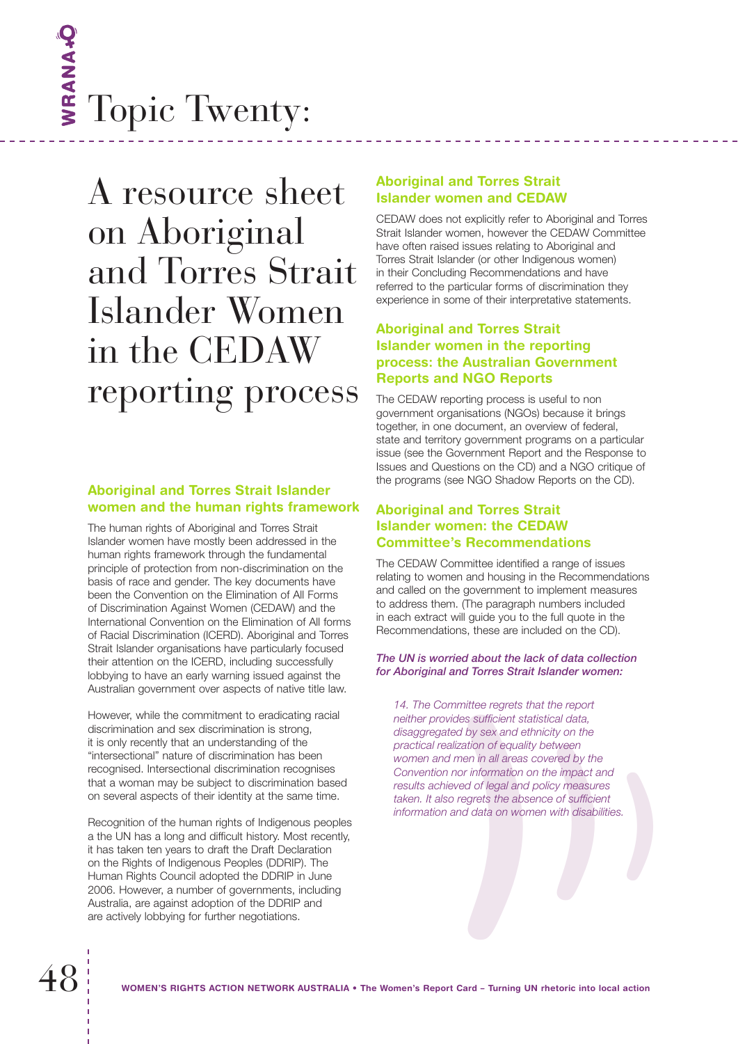# Topic Twenty:

# A resource sheet on Aboriginal and Torres Strait Islander Women in the CEDAW reporting process

## Aboriginal and Torres Strait Islander women and the human rights framework

The human rights of Aboriginal and Torres Strait Islander women have mostly been addressed in the human rights framework through the fundamental principle of protection from non-discrimination on the basis of race and gender. The key documents have been the Convention on the Elimination of All Forms of Discrimination Against Women (CEDAW) and the International Convention on the Elimination of All forms of Racial Discrimination (ICERD). Aboriginal and Torres Strait Islander organisations have particularly focused their attention on the ICERD, including successfully lobbying to have an early warning issued against the Australian government over aspects of native title law.

However, while the commitment to eradicating racial discrimination and sex discrimination is strong, it is only recently that an understanding of the "intersectional" nature of discrimination has been recognised. Intersectional discrimination recognises that a woman may be subject to discrimination based on several aspects of their identity at the same time.

Recognition of the human rights of Indigenous peoples a the UN has a long and difficult history. Most recently, it has taken ten years to draft the Draft Declaration on the Rights of Indigenous Peoples (DDRIP). The Human Rights Council adopted the DDRIP in June 2006. However, a number of governments, including Australia, are against adoption of the DDRIP and are actively lobbying for further negotiations.

## Aboriginal and Torres Strait Islander women and CEDAW

CEDAW does not explicitly refer to Aboriginal and Torres Strait Islander women, however the CEDAW Committee have often raised issues relating to Aboriginal and Torres Strait Islander (or other Indigenous women) in their Concluding Recommendations and have referred to the particular forms of discrimination they experience in some of their interpretative statements.

## Aboriginal and Torres Strait Islander women in the reporting process: the Australian Government Reports and NGO Reports

The CEDAW reporting process is useful to non government organisations (NGOs) because it brings together, in one document, an overview of federal, state and territory government programs on a particular issue (see the Government Report and the Response to Issues and Questions on the CD) and a NGO critique of the programs (see NGO Shadow Reports on the CD).

## Aboriginal and Torres Strait Islander women: the CEDAW Committee's Recommendations

The CEDAW Committee identified a range of issues relating to women and housing in the Recommendations and called on the government to implement measures to address them. (The paragraph numbers included in each extract will guide you to the full quote in the Recommendations, these are included on the CD).

***The UN is worried about the lack of data collection for Aboriginal and Torres Strait Islander women:***

> *14. The Committee regrets that the report neither provides sufficient statistical data, disaggregated by sex and ethnicity on the practical realization of equality between women and men in all areas covered by the Convention nor information on the impact and results achieved of legal and policy measures taken. It also regrets the absence of sufficient information and data on women with disabilities.*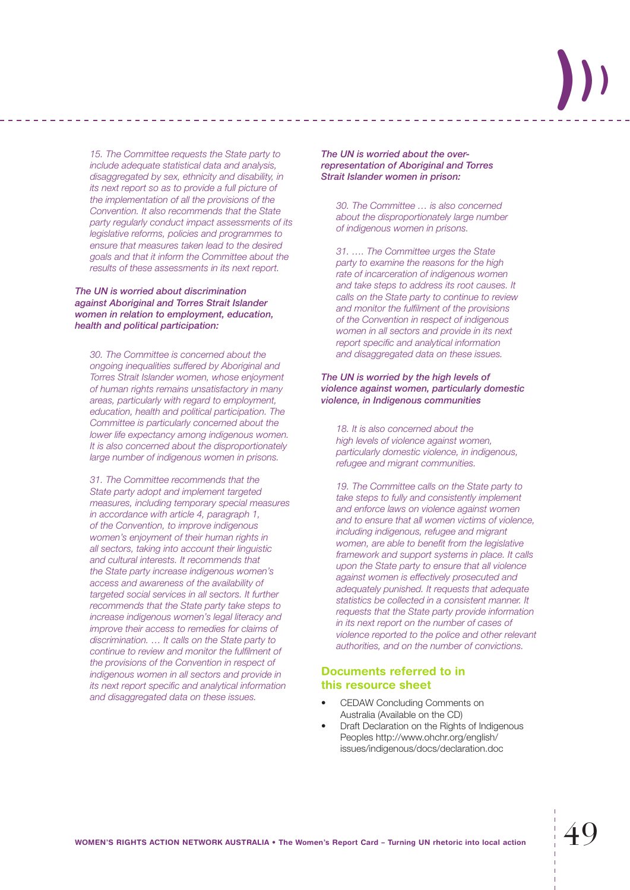*15. The Committee requests the State party to include adequate statistical data and analysis, disaggregated by sex, ethnicity and disability, in its next report so as to provide a full picture of the implementation of all the provisions of the Convention. It also recommends that the State party regularly conduct impact assessments of its legislative reforms, policies and programmes to ensure that measures taken lead to the desired goals and that it inform the Committee about the results of these assessments in its next report.*

***The UN is worried about discrimination against Aboriginal and Torres Strait Islander women in relation to employment, education, health and political participation:***

*30. The Committee is concerned about the ongoing inequalities suffered by Aboriginal and Torres Strait Islander women, whose enjoyment of human rights remains unsatisfactory in many areas, particularly with regard to employment, education, health and political participation. The Committee is particularly concerned about the lower life expectancy among indigenous women. It is also concerned about the disproportionately large number of indigenous women in prisons.*

*31. The Committee recommends that the State party adopt and implement targeted measures, including temporary special measures in accordance with article 4, paragraph 1, of the Convention, to improve indigenous women's enjoyment of their human rights in all sectors, taking into account their linguistic and cultural interests. It recommends that the State party increase indigenous women's access and awareness of the availability of targeted social services in all sectors. It further recommends that the State party take steps to increase indigenous women's legal literacy and improve their access to remedies for claims of discrimination. … It calls on the State party to continue to review and monitor the fulfilment of the provisions of the Convention in respect of indigenous women in all sectors and provide in its next report specific and analytical information and disaggregated data on these issues.*

***The UN is worried about the over-representation of Aboriginal and Torres Strait Islander women in prison:***

*30. The Committee … is also concerned about the disproportionately large number of indigenous women in prisons.*

*31. …. The Committee urges the State party to examine the reasons for the high rate of incarceration of indigenous women and take steps to address its root causes. It calls on the State party to continue to review and monitor the fulfilment of the provisions of the Convention in respect of indigenous women in all sectors and provide in its next report specific and analytical information and disaggregated data on these issues.*

***The UN is worried by the high levels of violence against women, particularly domestic violence, in Indigenous communities***

*18. It is also concerned about the high levels of violence against women, particularly domestic violence, in indigenous, refugee and migrant communities.*

*19. The Committee calls on the State party to take steps to fully and consistently implement and enforce laws on violence against women and to ensure that all women victims of violence, including indigenous, refugee and migrant women, are able to benefit from the legislative framework and support systems in place. It calls upon the State party to ensure that all violence against women is effectively prosecuted and adequately punished. It requests that adequate statistics be collected in a consistent manner. It requests that the State party provide information in its next report on the number of cases of violence reported to the police and other relevant authorities, and on the number of convictions.*

## Documents referred to in this resource sheet

- CEDAW Concluding Comments on Australia (Available on the CD)
- Draft Declaration on the Rights of Indigenous Peoples http://www.ohchr.org/english/issues/indigenous/docs/declaration.doc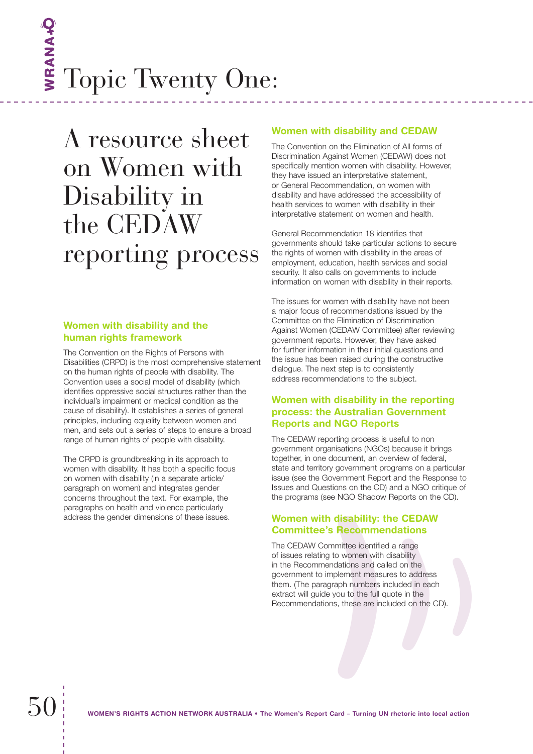# Topic Twenty One:

## A resource sheet on Women with Disability in the CEDAW reporting process

### Women with disability and the human rights framework

The Convention on the Rights of Persons with Disabilities (CRPD) is the most comprehensive statement on the human rights of people with disability. The Convention uses a social model of disability (which identifies oppressive social structures rather than the individual's impairment or medical condition as the cause of disability). It establishes a series of general principles, including equality between women and men, and sets out a series of steps to ensure a broad range of human rights of people with disability.

The CRPD is groundbreaking in its approach to women with disability. It has both a specific focus on women with disability (in a separate article/paragraph on women) and integrates gender concerns throughout the text. For example, the paragraphs on health and violence particularly address the gender dimensions of these issues.

### Women with disability and CEDAW

The Convention on the Elimination of All forms of Discrimination Against Women (CEDAW) does not specifically mention women with disability. However, they have issued an interpretative statement, or General Recommendation, on women with disability and have addressed the accessibility of health services to women with disability in their interpretative statement on women and health.

General Recommendation 18 identifies that governments should take particular actions to secure the rights of women with disability in the areas of employment, education, health services and social security. It also calls on governments to include information on women with disability in their reports.

The issues for women with disability have not been a major focus of recommendations issued by the Committee on the Elimination of Discrimination Against Women (CEDAW Committee) after reviewing government reports. However, they have asked for further information in their initial questions and the issue has been raised during the constructive dialogue. The next step is to consistently address recommendations to the subject.

### Women with disability in the reporting process: the Australian Government Reports and NGO Reports

The CEDAW reporting process is useful to non government organisations (NGOs) because it brings together, in one document, an overview of federal, state and territory government programs on a particular issue (see the Government Report and the Response to Issues and Questions on the CD) and a NGO critique of the programs (see NGO Shadow Reports on the CD).

### Women with disability: the CEDAW Committee's Recommendations

The CEDAW Committee identified a range of issues relating to women with disability in the Recommendations and called on the government to implement measures to address them. (The paragraph numbers included in each extract will guide you to the full quote in the Recommendations, these are included on the CD).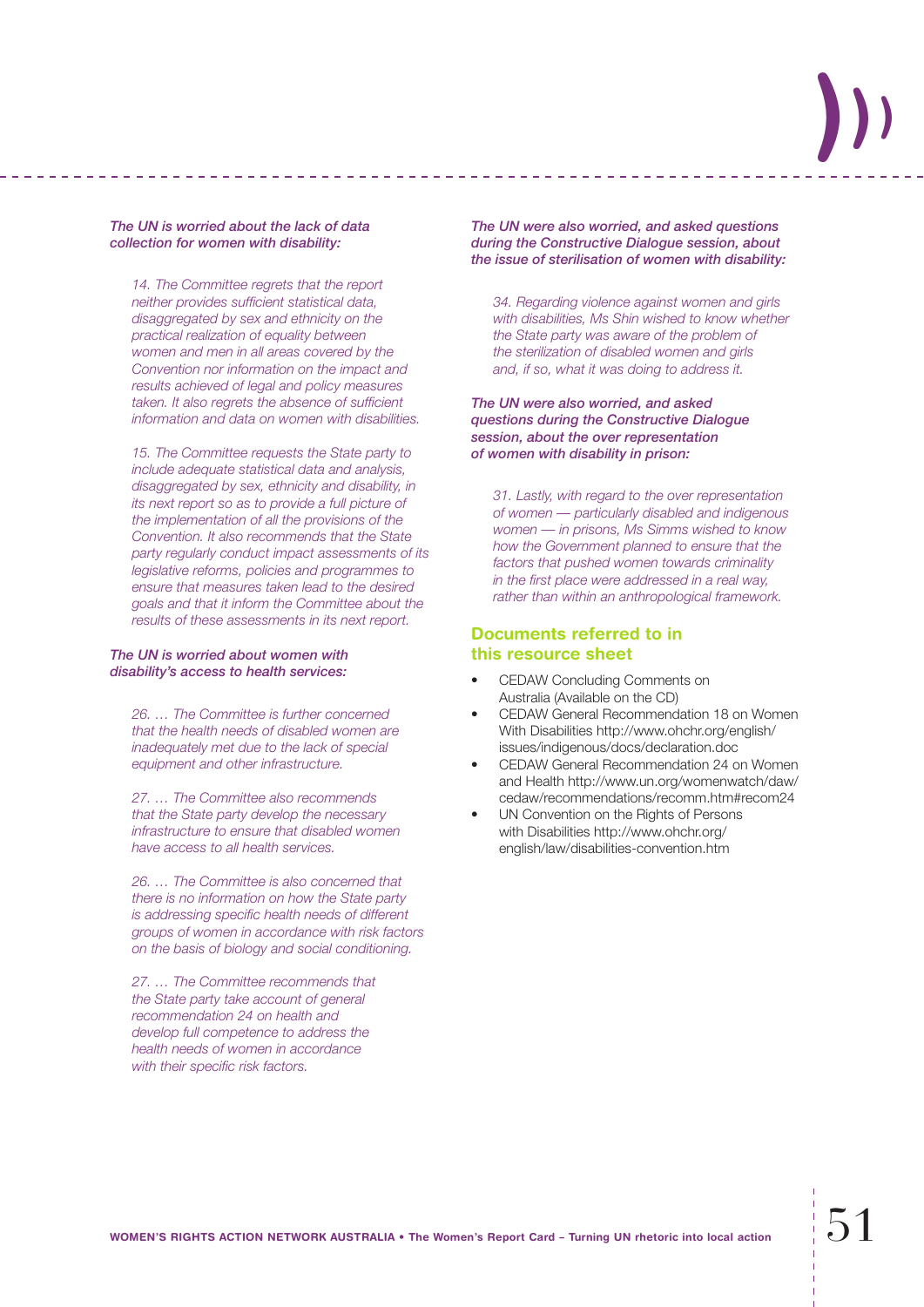***The UN is worried about the lack of data collection for women with disability:***

> *14. The Committee regrets that the report neither provides sufficient statistical data, disaggregated by sex and ethnicity on the practical realization of equality between women and men in all areas covered by the Convention nor information on the impact and results achieved of legal and policy measures taken. It also regrets the absence of sufficient information and data on women with disabilities.*
>
> *15. The Committee requests the State party to include adequate statistical data and analysis, disaggregated by sex, ethnicity and disability, in its next report so as to provide a full picture of the implementation of all the provisions of the Convention. It also recommends that the State party regularly conduct impact assessments of its legislative reforms, policies and programmes to ensure that measures taken lead to the desired goals and that it inform the Committee about the results of these assessments in its next report.*

***The UN is worried about women with disability's access to health services:***

> *26. … The Committee is further concerned that the health needs of disabled women are inadequately met due to the lack of special equipment and other infrastructure.*
>
> *27. … The Committee also recommends that the State party develop the necessary infrastructure to ensure that disabled women have access to all health services.*
>
> *26. … The Committee is also concerned that there is no information on how the State party is addressing specific health needs of different groups of women in accordance with risk factors on the basis of biology and social conditioning.*
>
> *27. … The Committee recommends that the State party take account of general recommendation 24 on health and develop full competence to address the health needs of women in accordance with their specific risk factors.*

***The UN were also worried, and asked questions during the Constructive Dialogue session, about the issue of sterilisation of women with disability:***

> *34. Regarding violence against women and girls with disabilities, Ms Shin wished to know whether the State party was aware of the problem of the sterilization of disabled women and girls and, if so, what it was doing to address it.*

***The UN were also worried, and asked questions during the Constructive Dialogue session, about the over representation of women with disability in prison:***

> *31. Lastly, with regard to the over representation of women — particularly disabled and indigenous women — in prisons, Ms Simms wished to know how the Government planned to ensure that the factors that pushed women towards criminality in the first place were addressed in a real way, rather than within an anthropological framework.*

## Documents referred to in this resource sheet

- CEDAW Concluding Comments on Australia (Available on the CD)
- CEDAW General Recommendation 18 on Women With Disabilities http://www.ohchr.org/english/issues/indigenous/docs/declaration.doc
- CEDAW General Recommendation 24 on Women and Health http://www.un.org/womenwatch/daw/cedaw/recommendations/recomm.htm#recom24
- UN Convention on the Rights of Persons with Disabilities http://www.ohchr.org/english/law/disabilities-convention.htm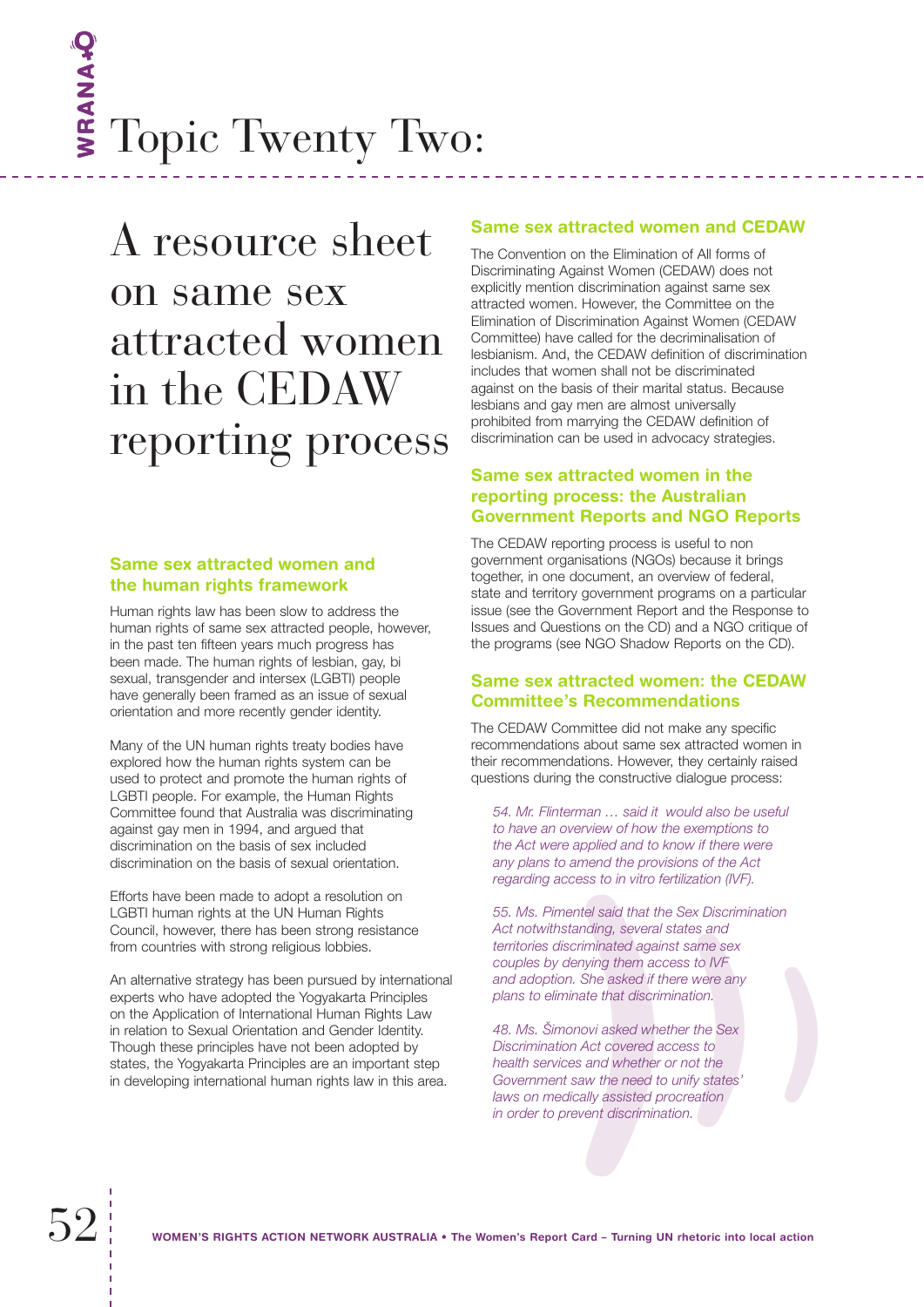# Topic Twenty Two:

## A resource sheet on same sex attracted women in the CEDAW reporting process

### Same sex attracted women and the human rights framework

Human rights law has been slow to address the human rights of same sex attracted people, however, in the past ten fifteen years much progress has been made. The human rights of lesbian, gay, bi sexual, transgender and intersex (LGBTI) people have generally been framed as an issue of sexual orientation and more recently gender identity.

Many of the UN human rights treaty bodies have explored how the human rights system can be used to protect and promote the human rights of LGBTI people. For example, the Human Rights Committee found that Australia was discriminating against gay men in 1994, and argued that discrimination on the basis of sex included discrimination on the basis of sexual orientation.

Efforts have been made to adopt a resolution on LGBTI human rights at the UN Human Rights Council, however, there has been strong resistance from countries with strong religious lobbies.

An alternative strategy has been pursued by international experts who have adopted the Yogyakarta Principles on the Application of International Human Rights Law in relation to Sexual Orientation and Gender Identity. Though these principles have not been adopted by states, the Yogyakarta Principles are an important step in developing international human rights law in this area.

### Same sex attracted women and CEDAW

The Convention on the Elimination of All forms of Discriminating Against Women (CEDAW) does not explicitly mention discrimination against same sex attracted women. However, the Committee on the Elimination of Discrimination Against Women (CEDAW Committee) have called for the decriminalisation of lesbianism. And, the CEDAW definition of discrimination includes that women shall not be discriminated against on the basis of their marital status. Because lesbians and gay men are almost universally prohibited from marrying the CEDAW definition of discrimination can be used in advocacy strategies.

### Same sex attracted women in the reporting process: the Australian Government Reports and NGO Reports

The CEDAW reporting process is useful to non government organisations (NGOs) because it brings together, in one document, an overview of federal, state and territory government programs on a particular issue (see the Government Report and the Response to Issues and Questions on the CD) and a NGO critique of the programs (see NGO Shadow Reports on the CD).

### Same sex attracted women: the CEDAW Committee's Recommendations

The CEDAW Committee did not make any specific recommendations about same sex attracted women in their recommendations. However, they certainly raised questions during the constructive dialogue process:

> *54. Mr. Flinterman … said it would also be useful to have an overview of how the exemptions to the Act were applied and to know if there were any plans to amend the provisions of the Act regarding access to in vitro fertilization (IVF).*
>
> *55. Ms. Pimentel said that the Sex Discrimination Act notwithstanding, several states and territories discriminated against same sex couples by denying them access to IVF and adoption. She asked if there were any plans to eliminate that discrimination.*
>
> *48. Ms. Šimonovi asked whether the Sex Discrimination Act covered access to health services and whether or not the Government saw the need to unify states' laws on medically assisted procreation in order to prevent discrimination.*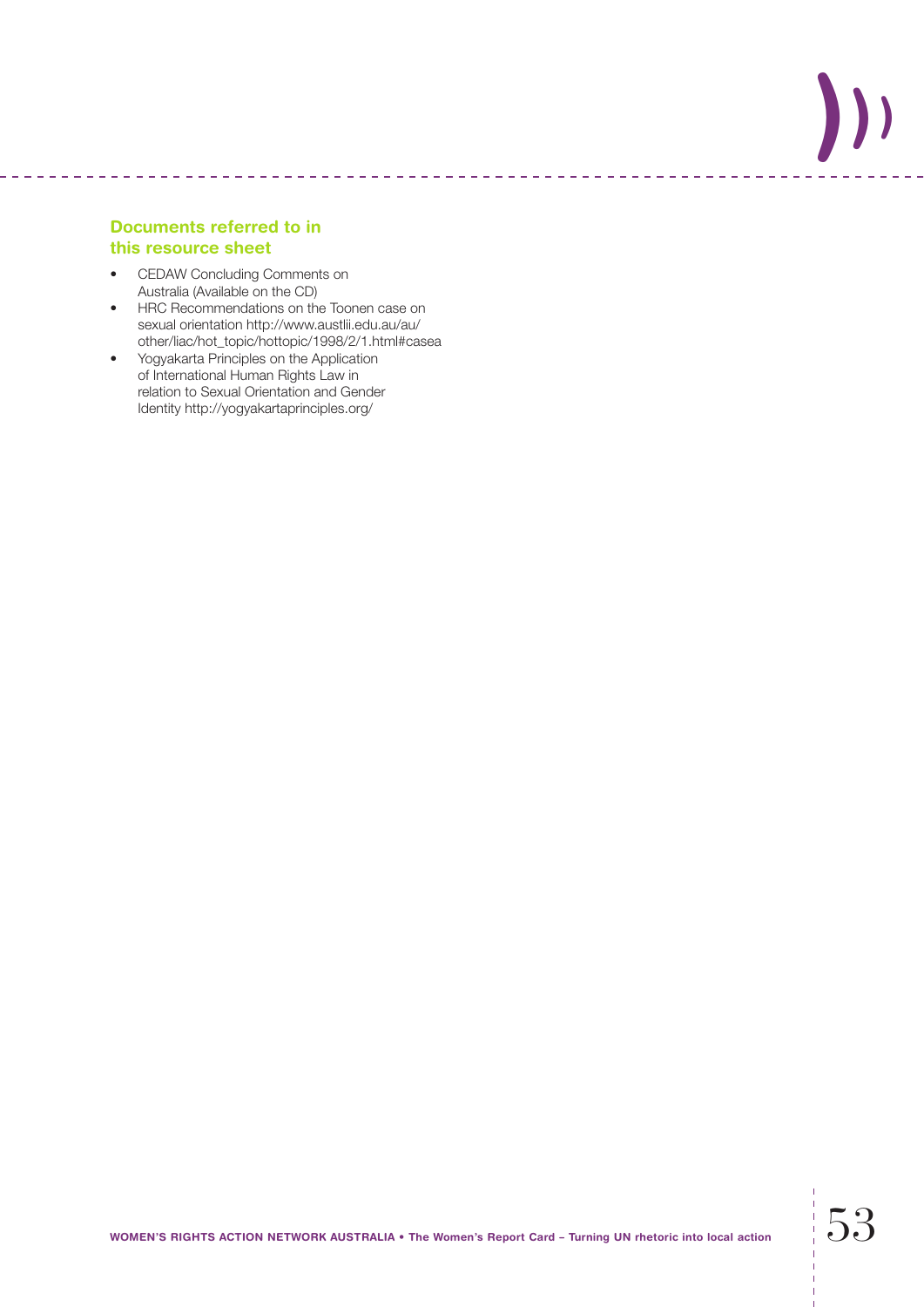### Documents referred to in this resource sheet

- CEDAW Concluding Comments on Australia (Available on the CD)
- HRC Recommendations on the Toonen case on sexual orientation http://www.austlii.edu.au/au/other/liac/hot_topic/hottopic/1998/2/1.html#casea
- Yogyakarta Principles on the Application of International Human Rights Law in relation to Sexual Orientation and Gender Identity http://yogyakartaprinciples.org/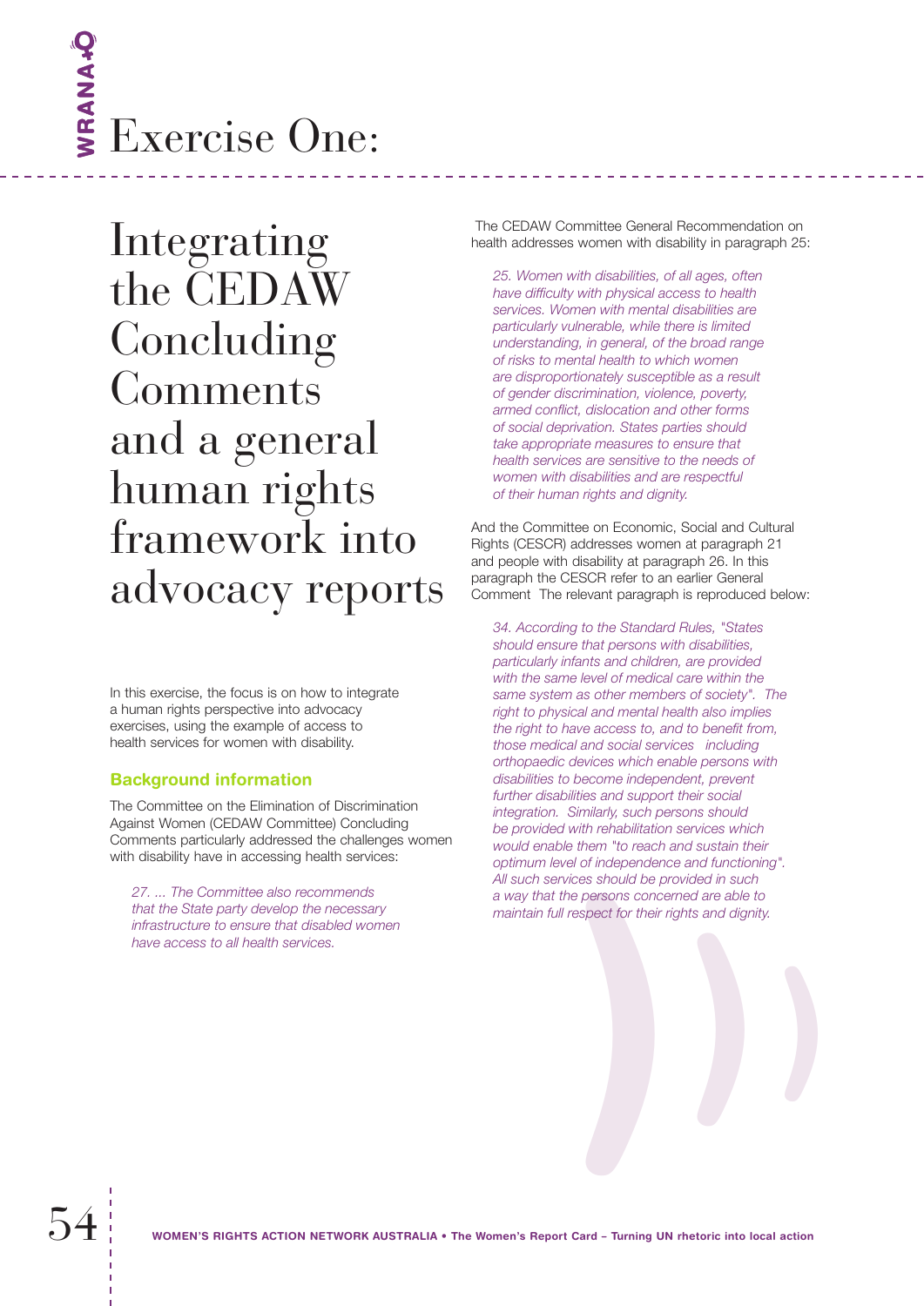# Exercise One:

## Integrating the CEDAW Concluding Comments and a general human rights framework into advocacy reports

In this exercise, the focus is on how to integrate a human rights perspective into advocacy exercises, using the example of access to health services for women with disability.

### Background information

The Committee on the Elimination of Discrimination Against Women (CEDAW Committee) Concluding Comments particularly addressed the challenges women with disability have in accessing health services:

> *27. ... The Committee also recommends that the State party develop the necessary infrastructure to ensure that disabled women have access to all health services.*

The CEDAW Committee General Recommendation on health addresses women with disability in paragraph 25:

> *25. Women with disabilities, of all ages, often have difficulty with physical access to health services. Women with mental disabilities are particularly vulnerable, while there is limited understanding, in general, of the broad range of risks to mental health to which women are disproportionately susceptible as a result of gender discrimination, violence, poverty, armed conflict, dislocation and other forms of social deprivation. States parties should take appropriate measures to ensure that health services are sensitive to the needs of women with disabilities and are respectful of their human rights and dignity.*

And the Committee on Economic, Social and Cultural Rights (CESCR) addresses women at paragraph 21 and people with disability at paragraph 26. In this paragraph the CESCR refer to an earlier General Comment The relevant paragraph is reproduced below:

> *34. According to the Standard Rules, "States should ensure that persons with disabilities, particularly infants and children, are provided with the same level of medical care within the same system as other members of society". The right to physical and mental health also implies the right to have access to, and to benefit from, those medical and social services including orthopaedic devices which enable persons with disabilities to become independent, prevent further disabilities and support their social integration. Similarly, such persons should be provided with rehabilitation services which would enable them "to reach and sustain their optimum level of independence and functioning". All such services should be provided in such a way that the persons concerned are able to maintain full respect for their rights and dignity.*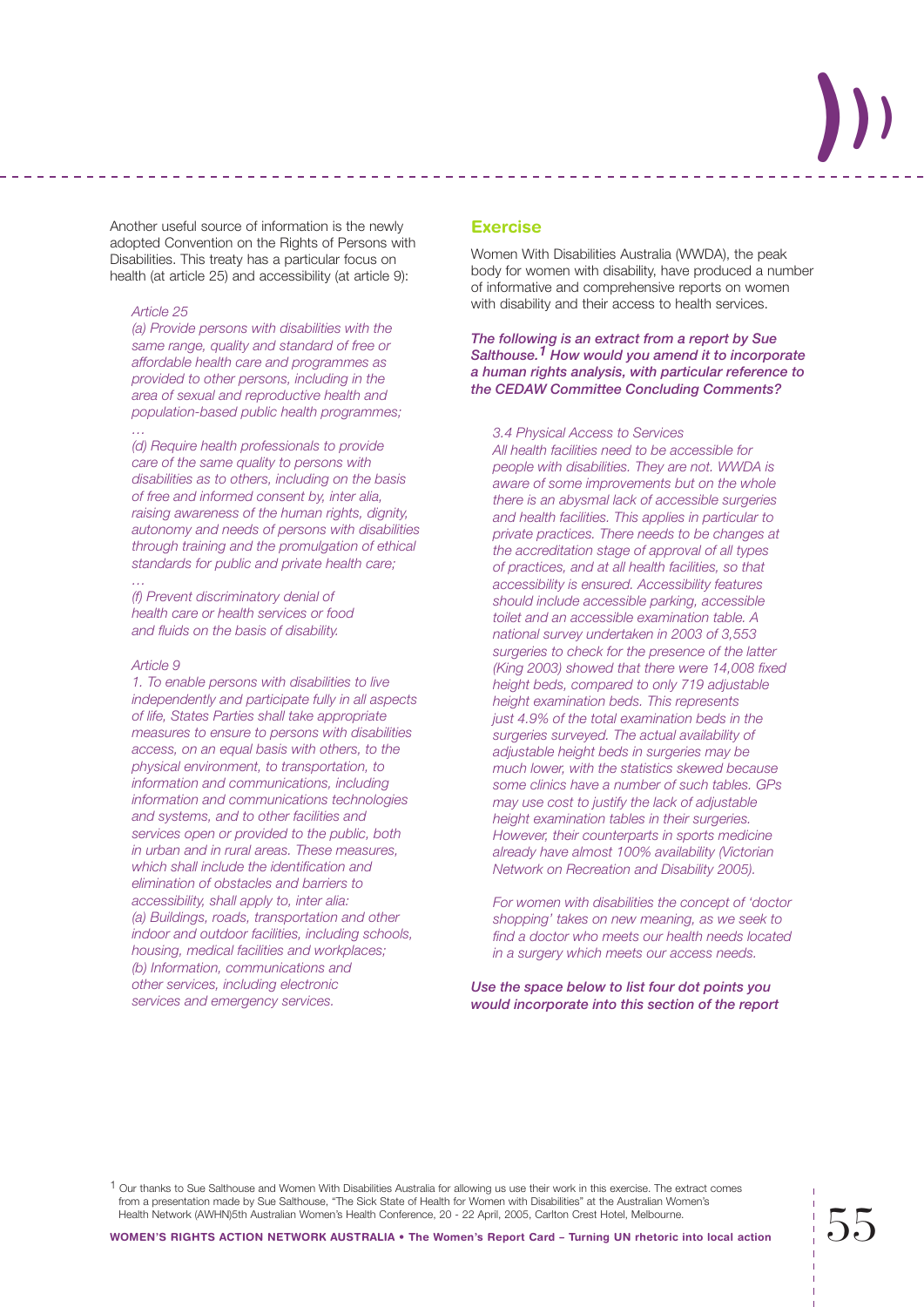Another useful source of information is the newly adopted Convention on the Rights of Persons with Disabilities. This treaty has a particular focus on health (at article 25) and accessibility (at article 9):

> *Article 25*
>
> *(a) Provide persons with disabilities with the same range, quality and standard of free or affordable health care and programmes as provided to other persons, including in the area of sexual and reproductive health and population-based public health programmes;*
>
> *…*
>
> *(d) Require health professionals to provide care of the same quality to persons with disabilities as to others, including on the basis of free and informed consent by, inter alia, raising awareness of the human rights, dignity, autonomy and needs of persons with disabilities through training and the promulgation of ethical standards for public and private health care;*
>
> *…*
>
> *(f) Prevent discriminatory denial of health care or health services or food and fluids on the basis of disability.*

> *Article 9*
>
> *1. To enable persons with disabilities to live independently and participate fully in all aspects of life, States Parties shall take appropriate measures to ensure to persons with disabilities access, on an equal basis with others, to the physical environment, to transportation, to information and communications, including information and communications technologies and systems, and to other facilities and services open or provided to the public, both in urban and in rural areas. These measures, which shall include the identification and elimination of obstacles and barriers to accessibility, shall apply to, inter alia:*
>
> *(a) Buildings, roads, transportation and other indoor and outdoor facilities, including schools, housing, medical facilities and workplaces;*
>
> *(b) Information, communications and other services, including electronic services and emergency services.*

## Exercise

Women With Disabilities Australia (WWDA), the peak body for women with disability, have produced a number of informative and comprehensive reports on women with disability and their access to health services.

***The following is an extract from a report by Sue Salthouse.[1] How would you amend it to incorporate a human rights analysis, with particular reference to the CEDAW Committee Concluding Comments?***

> *3.4 Physical Access to Services*
>
> *All health facilities need to be accessible for people with disabilities. They are not. WWDA is aware of some improvements but on the whole there is an abysmal lack of accessible surgeries and health facilities. This applies in particular to private practices. There needs to be changes at the accreditation stage of approval of all types of practices, and at all health facilities, so that accessibility is ensured. Accessibility features should include accessible parking, accessible toilet and an accessible examination table. A national survey undertaken in 2003 of 3,553 surgeries to check for the presence of the latter (King 2003) showed that there were 14,008 fixed height beds, compared to only 719 adjustable height examination beds. This represents just 4.9% of the total examination beds in the surgeries surveyed. The actual availability of adjustable height beds in surgeries may be much lower, with the statistics skewed because some clinics have a number of such tables. GPs may use cost to justify the lack of adjustable height examination tables in their surgeries. However, their counterparts in sports medicine already have almost 100% availability (Victorian Network on Recreation and Disability 2005).*
>
> *For women with disabilities the concept of 'doctor shopping' takes on new meaning, as we seek to find a doctor who meets our health needs located in a surgery which meets our access needs.*

***Use the space below to list four dot points you would incorporate into this section of the report***

[1] Our thanks to Sue Salthouse and Women With Disabilities Australia for allowing us use their work in this exercise. The extract comes from a presentation made by Sue Salthouse, "The Sick State of Health for Women with Disabilities" at the Australian Women's Health Network (AWHN)5th Australian Women's Health Conference, 20 - 22 April, 2005, Carlton Crest Hotel, Melbourne.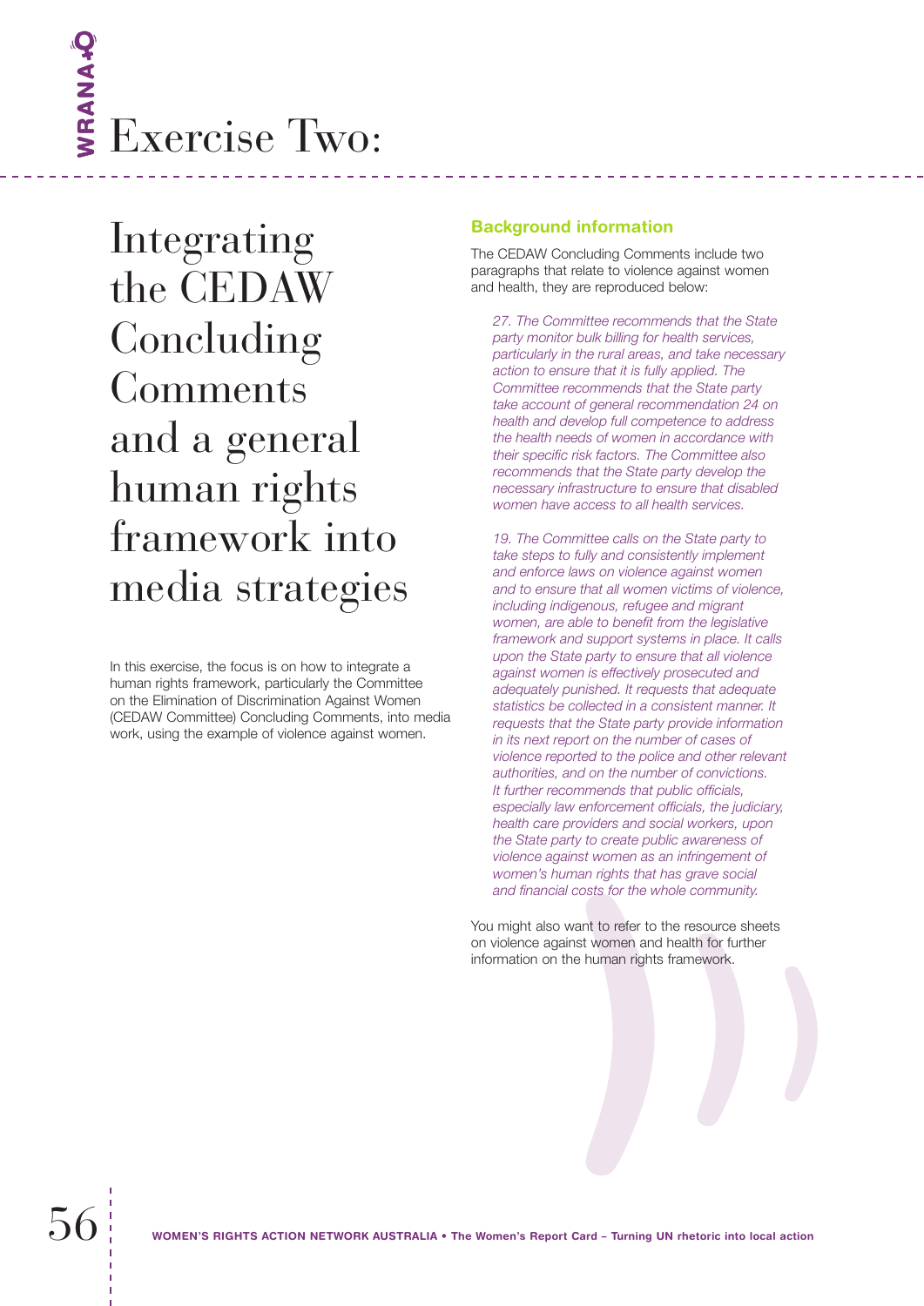# Exercise Two:

## Integrating the CEDAW Concluding Comments and a general human rights framework into media strategies

In this exercise, the focus is on how to integrate a human rights framework, particularly the Committee on the Elimination of Discrimination Against Women (CEDAW Committee) Concluding Comments, into media work, using the example of violence against women.

### Background information

The CEDAW Concluding Comments include two paragraphs that relate to violence against women and health, they are reproduced below:

> *27. The Committee recommends that the State party monitor bulk billing for health services, particularly in the rural areas, and take necessary action to ensure that it is fully applied. The Committee recommends that the State party take account of general recommendation 24 on health and develop full competence to address the health needs of women in accordance with their specific risk factors. The Committee also recommends that the State party develop the necessary infrastructure to ensure that disabled women have access to all health services.*

> *19. The Committee calls on the State party to take steps to fully and consistently implement and enforce laws on violence against women and to ensure that all women victims of violence, including indigenous, refugee and migrant women, are able to benefit from the legislative framework and support systems in place. It calls upon the State party to ensure that all violence against women is effectively prosecuted and adequately punished. It requests that adequate statistics be collected in a consistent manner. It requests that the State party provide information in its next report on the number of cases of violence reported to the police and other relevant authorities, and on the number of convictions. It further recommends that public officials, especially law enforcement officials, the judiciary, health care providers and social workers, upon the State party to create public awareness of violence against women as an infringement of women's human rights that has grave social and financial costs for the whole community.*

You might also want to refer to the resource sheets on violence against women and health for further information on the human rights framework.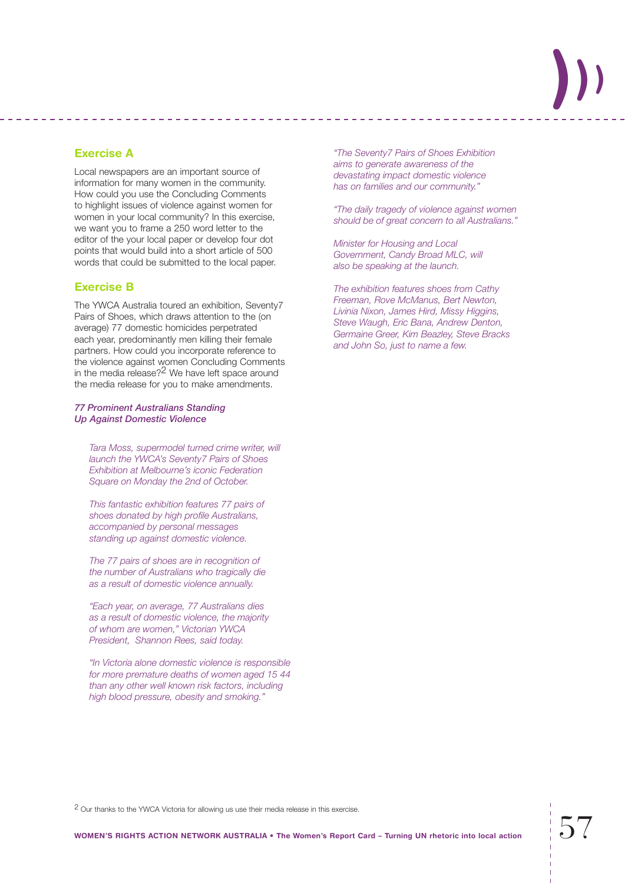## Exercise A

Local newspapers are an important source of information for many women in the community. How could you use the Concluding Comments to highlight issues of violence against women for women in your local community? In this exercise, we want you to frame a 250 word letter to the editor of the your local paper or develop four dot points that would build into a short article of 500 words that could be submitted to the local paper.

## Exercise B

The YWCA Australia toured an exhibition, Seventy7 Pairs of Shoes, which draws attention to the (on average) 77 domestic homicides perpetrated each year, predominantly men killing their female partners. How could you incorporate reference to the violence against women Concluding Comments in the media release?[2] We have left space around the media release for you to make amendments.

***77 Prominent Australians Standing Up Against Domestic Violence***

*Tara Moss, supermodel turned crime writer, will launch the YWCA's Seventy7 Pairs of Shoes Exhibition at Melbourne's iconic Federation Square on Monday the 2nd of October.*

*This fantastic exhibition features 77 pairs of shoes donated by high profile Australians, accompanied by personal messages standing up against domestic violence.*

*The 77 pairs of shoes are in recognition of the number of Australians who tragically die as a result of domestic violence annually.*

*"Each year, on average, 77 Australians dies as a result of domestic violence, the majority of whom are women," Victorian YWCA President, Shannon Rees, said today.*

*"In Victoria alone domestic violence is responsible for more premature deaths of women aged 15 44 than any other well known risk factors, including high blood pressure, obesity and smoking."*

*"The Seventy7 Pairs of Shoes Exhibition aims to generate awareness of the devastating impact domestic violence has on families and our community."*

*"The daily tragedy of violence against women should be of great concern to all Australians."*

*Minister for Housing and Local Government, Candy Broad MLC, will also be speaking at the launch.*

*The exhibition features shoes from Cathy Freeman, Rove McManus, Bert Newton, Livinia Nixon, James Hird, Missy Higgins, Steve Waugh, Eric Bana, Andrew Denton, Germaine Greer, Kim Beazley, Steve Bracks and John So, just to name a few.*

[2] Our thanks to the YWCA Victoria for allowing us use their media release in this exercise.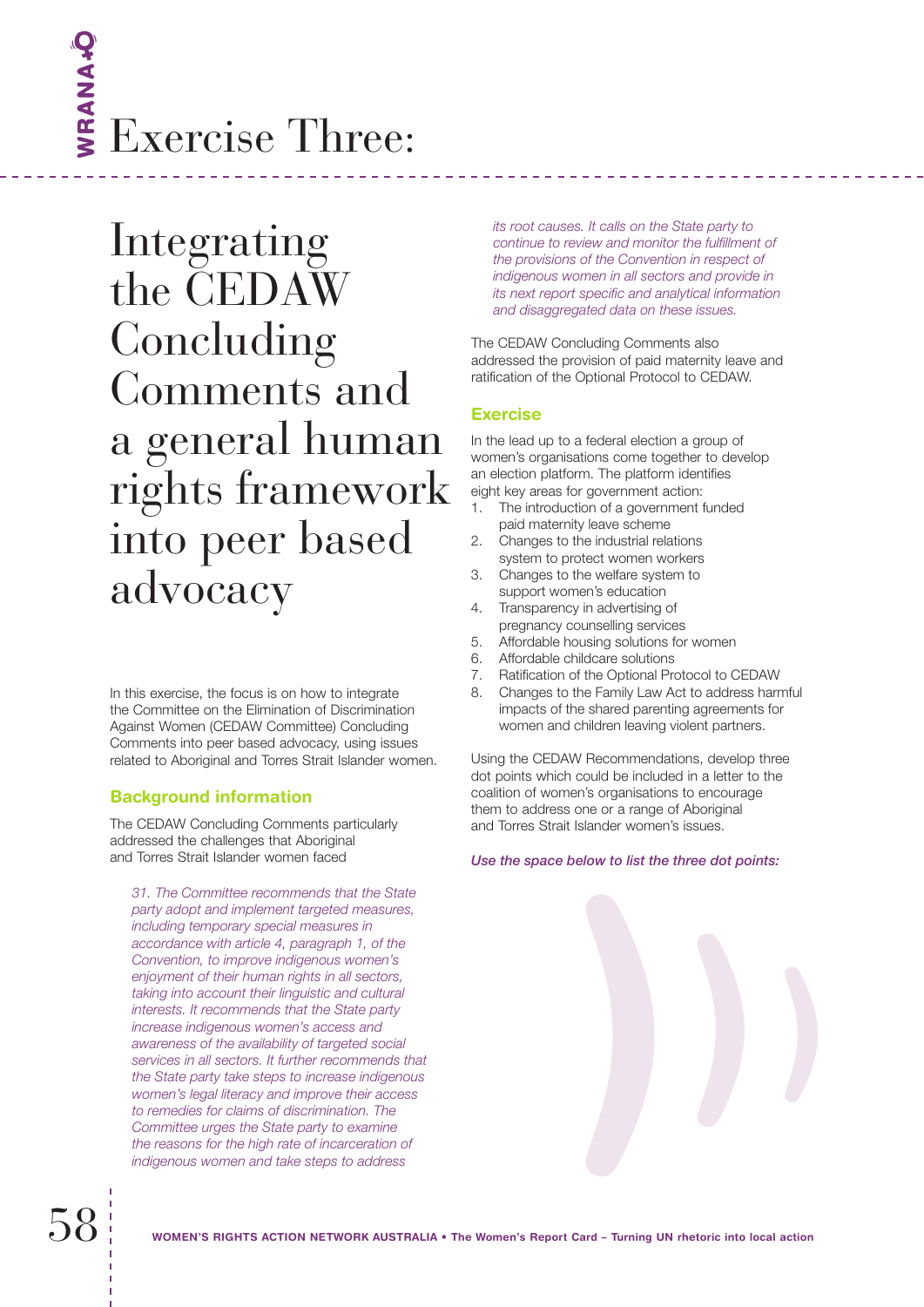# Exercise Three:

## Integrating the CEDAW Concluding Comments and a general human rights framework into peer based advocacy

In this exercise, the focus is on how to integrate the Committee on the Elimination of Discrimination Against Women (CEDAW Committee) Concluding Comments into peer based advocacy, using issues related to Aboriginal and Torres Strait Islander women.

### Background information

The CEDAW Concluding Comments particularly addressed the challenges that Aboriginal and Torres Strait Islander women faced

> *31. The Committee recommends that the State party adopt and implement targeted measures, including temporary special measures in accordance with article 4, paragraph 1, of the Convention, to improve indigenous women's enjoyment of their human rights in all sectors, taking into account their linguistic and cultural interests. It recommends that the State party increase indigenous women's access and awareness of the availability of targeted social services in all sectors. It further recommends that the State party take steps to increase indigenous women's legal literacy and improve their access to remedies for claims of discrimination. The Committee urges the State party to examine the reasons for the high rate of incarceration of indigenous women and take steps to address its root causes. It calls on the State party to continue to review and monitor the fulfillment of the provisions of the Convention in respect of indigenous women in all sectors and provide in its next report specific and analytical information and disaggregated data on these issues.*

The CEDAW Concluding Comments also addressed the provision of paid maternity leave and ratification of the Optional Protocol to CEDAW.

### Exercise

In the lead up to a federal election a group of women's organisations come together to develop an election platform. The platform identifies eight key areas for government action:

1. The introduction of a government funded paid maternity leave scheme
2. Changes to the industrial relations system to protect women workers
3. Changes to the welfare system to support women's education
4. Transparency in advertising of pregnancy counselling services
5. Affordable housing solutions for women
6. Affordable childcare solutions
7. Ratification of the Optional Protocol to CEDAW
8. Changes to the Family Law Act to address harmful impacts of the shared parenting agreements for women and children leaving violent partners.

Using the CEDAW Recommendations, develop three dot points which could be included in a letter to the coalition of women's organisations to encourage them to address one or a range of Aboriginal and Torres Strait Islander women's issues.

***Use the space below to list the three dot points:***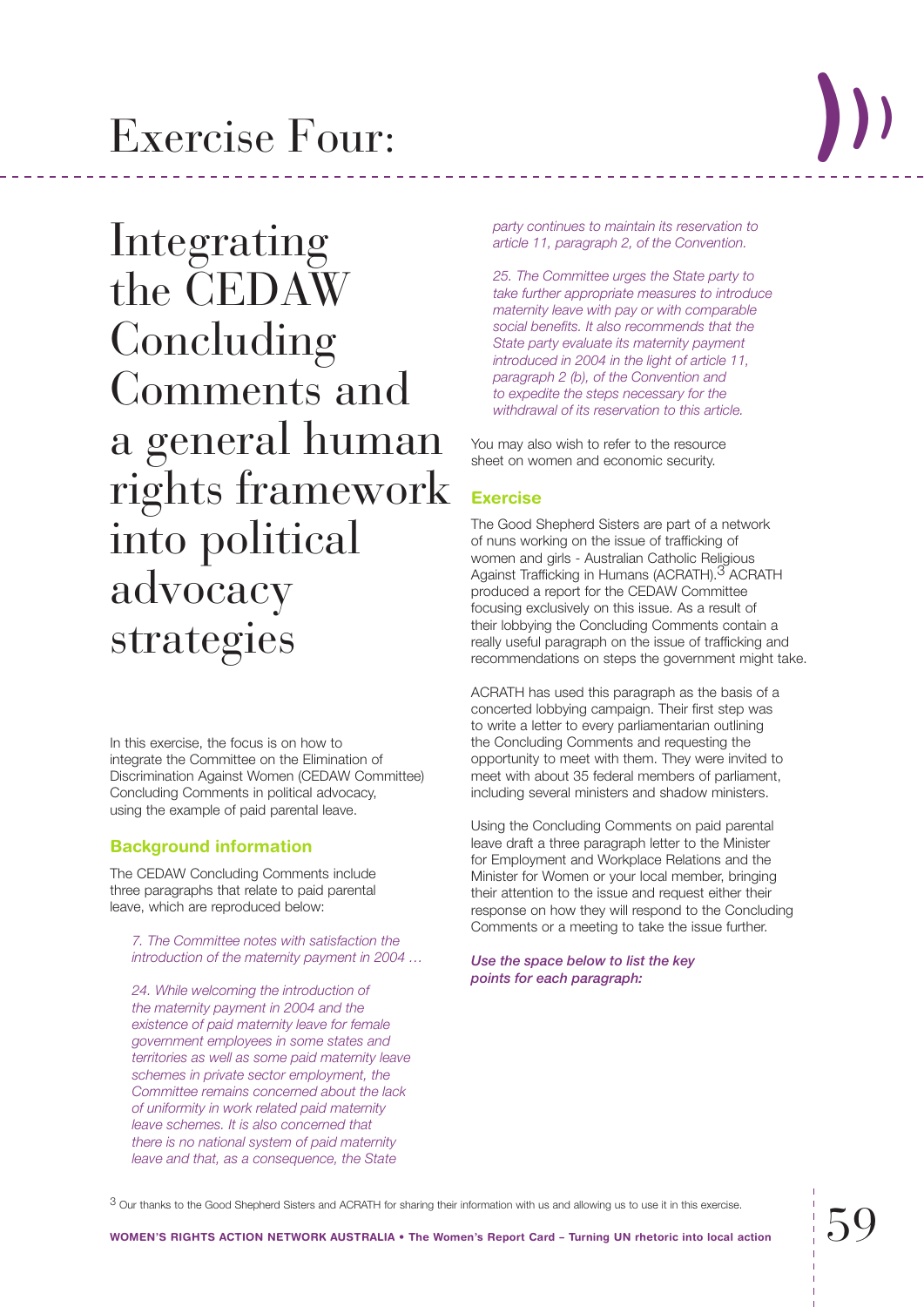# Exercise Four:

## Integrating the CEDAW Concluding Comments and a general human rights framework into political advocacy strategies

In this exercise, the focus is on how to integrate the Committee on the Elimination of Discrimination Against Women (CEDAW Committee) Concluding Comments in political advocacy, using the example of paid parental leave.

### Background information

The CEDAW Concluding Comments include three paragraphs that relate to paid parental leave, which are reproduced below:

> *7. The Committee notes with satisfaction the introduction of the maternity payment in 2004 …*
>
> *24. While welcoming the introduction of the maternity payment in 2004 and the existence of paid maternity leave for female government employees in some states and territories as well as some paid maternity leave schemes in private sector employment, the Committee remains concerned about the lack of uniformity in work related paid maternity leave schemes. It is also concerned that there is no national system of paid maternity leave and that, as a consequence, the State party continues to maintain its reservation to article 11, paragraph 2, of the Convention.*
>
> *25. The Committee urges the State party to take further appropriate measures to introduce maternity leave with pay or with comparable social benefits. It also recommends that the State party evaluate its maternity payment introduced in 2004 in the light of article 11, paragraph 2 (b), of the Convention and to expedite the steps necessary for the withdrawal of its reservation to this article.*

You may also wish to refer to the resource sheet on women and economic security.

### Exercise

The Good Shepherd Sisters are part of a network of nuns working on the issue of trafficking of women and girls - Australian Catholic Religious Against Trafficking in Humans (ACRATH).[3] ACRATH produced a report for the CEDAW Committee focusing exclusively on this issue. As a result of their lobbying the Concluding Comments contain a really useful paragraph on the issue of trafficking and recommendations on steps the government might take.

ACRATH has used this paragraph as the basis of a concerted lobbying campaign. Their first step was to write a letter to every parliamentarian outlining the Concluding Comments and requesting the opportunity to meet with them. They were invited to meet with about 35 federal members of parliament, including several ministers and shadow ministers.

Using the Concluding Comments on paid parental leave draft a three paragraph letter to the Minister for Employment and Workplace Relations and the Minister for Women or your local member, bringing their attention to the issue and request either their response on how they will respond to the Concluding Comments or a meeting to take the issue further.

***Use the space below to list the key points for each paragraph:***

[3] Our thanks to the Good Shepherd Sisters and ACRATH for sharing their information with us and allowing us to use it in this exercise.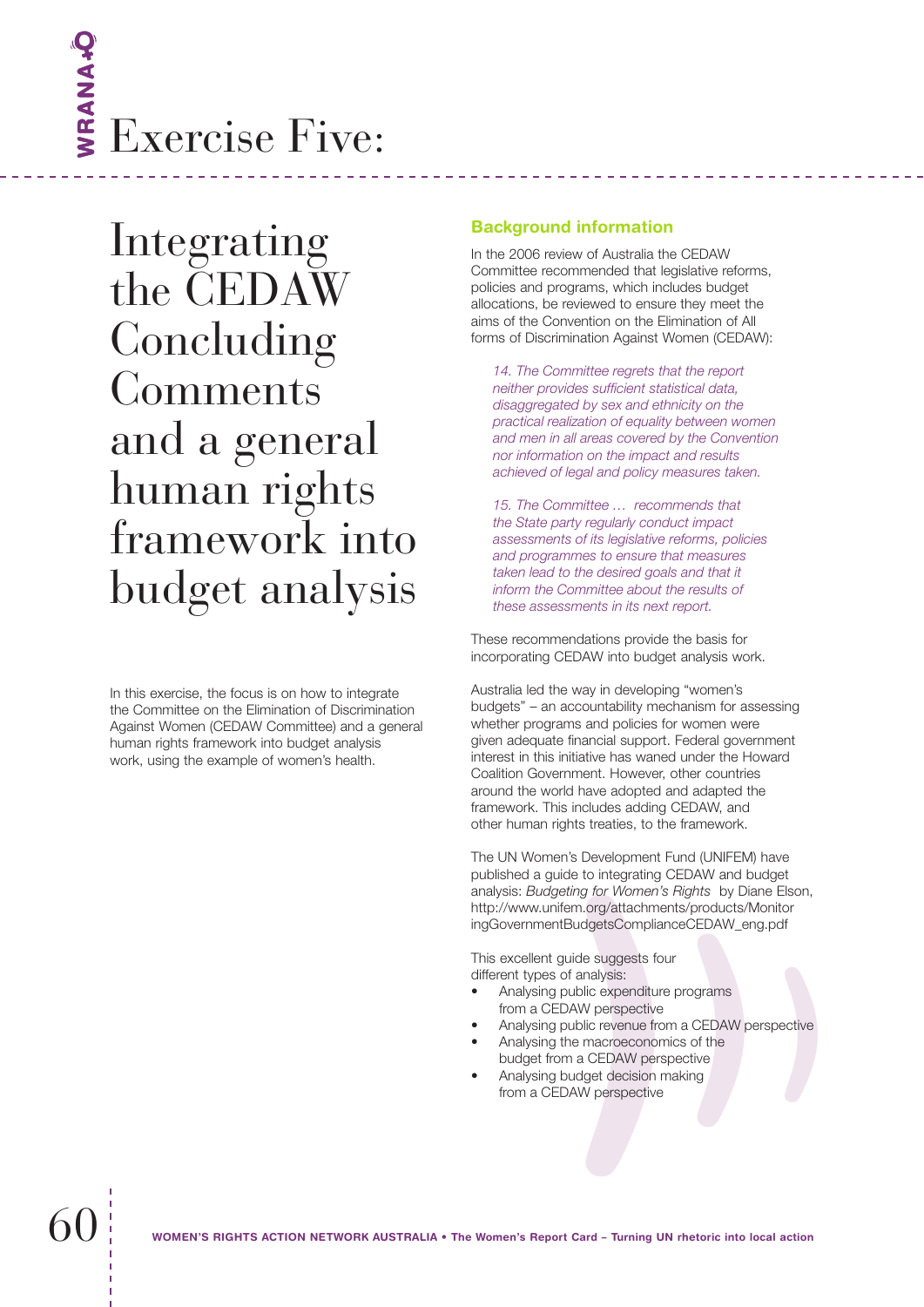# Exercise Five:

## Integrating the CEDAW Concluding Comments and a general human rights framework into budget analysis

In this exercise, the focus is on how to integrate the Committee on the Elimination of Discrimination Against Women (CEDAW Committee) and a general human rights framework into budget analysis work, using the example of women's health.

### Background information

In the 2006 review of Australia the CEDAW Committee recommended that legislative reforms, policies and programs, which includes budget allocations, be reviewed to ensure they meet the aims of the Convention on the Elimination of All forms of Discrimination Against Women (CEDAW):

> *14. The Committee regrets that the report neither provides sufficient statistical data, disaggregated by sex and ethnicity on the practical realization of equality between women and men in all areas covered by the Convention nor information on the impact and results achieved of legal and policy measures taken.*
>
> *15. The Committee … recommends that the State party regularly conduct impact assessments of its legislative reforms, policies and programmes to ensure that measures taken lead to the desired goals and that it inform the Committee about the results of these assessments in its next report.*

These recommendations provide the basis for incorporating CEDAW into budget analysis work.

Australia led the way in developing "women's budgets" – an accountability mechanism for assessing whether programs and policies for women were given adequate financial support. Federal government interest in this initiative has waned under the Howard Coalition Government. However, other countries around the world have adopted and adapted the framework. This includes adding CEDAW, and other human rights treaties, to the framework.

The UN Women's Development Fund (UNIFEM) have published a guide to integrating CEDAW and budget analysis: *Budgeting for Women's Rights* by Diane Elson, http://www.unifem.org/attachments/products/MonitoringGovernmentBudgetsComplianceCEDAW_eng.pdf

This excellent guide suggests four different types of analysis:

- Analysing public expenditure programs from a CEDAW perspective
- Analysing public revenue from a CEDAW perspective
- Analysing the macroeconomics of the budget from a CEDAW perspective
- Analysing budget decision making from a CEDAW perspective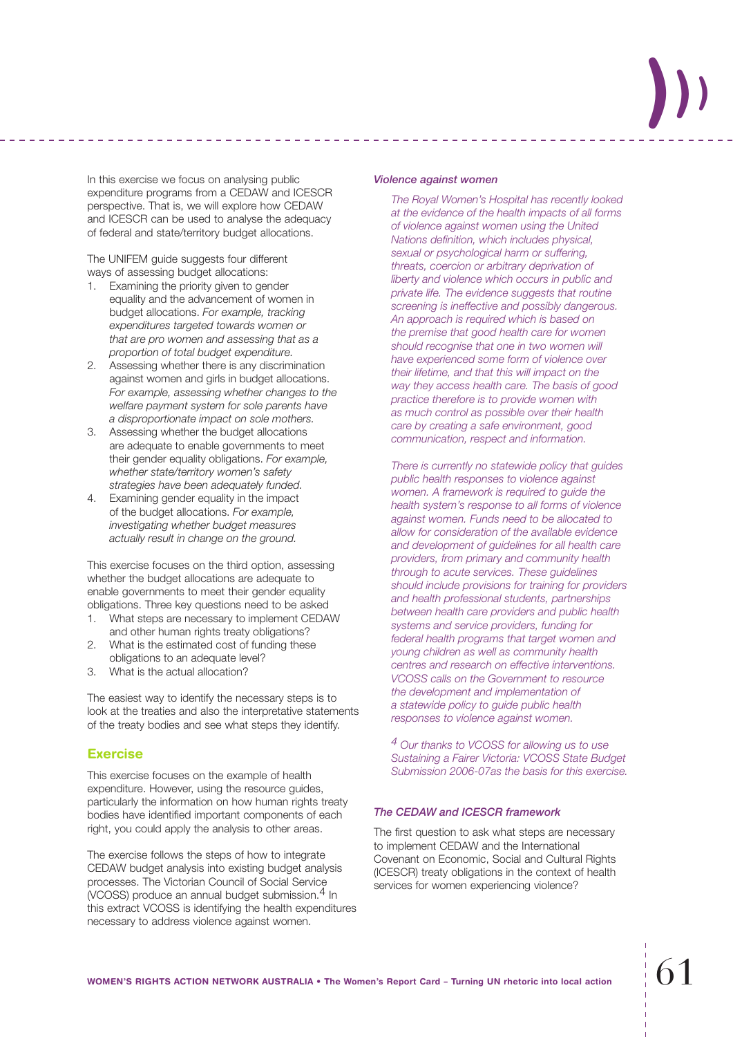In this exercise we focus on analysing public expenditure programs from a CEDAW and ICESCR perspective. That is, we will explore how CEDAW and ICESCR can be used to analyse the adequacy of federal and state/territory budget allocations.

The UNIFEM guide suggests four different ways of assessing budget allocations:

1. Examining the priority given to gender equality and the advancement of women in budget allocations. *For example, tracking expenditures targeted towards women or that are pro women and assessing that as a proportion of total budget expenditure.*
2. Assessing whether there is any discrimination against women and girls in budget allocations. *For example, assessing whether changes to the welfare payment system for sole parents have a disproportionate impact on sole mothers.*
3. Assessing whether the budget allocations are adequate to enable governments to meet their gender equality obligations. *For example, whether state/territory women's safety strategies have been adequately funded.*
4. Examining gender equality in the impact of the budget allocations. *For example, investigating whether budget measures actually result in change on the ground.*

This exercise focuses on the third option, assessing whether the budget allocations are adequate to enable governments to meet their gender equality obligations. Three key questions need to be asked

1. What steps are necessary to implement CEDAW and other human rights treaty obligations?
2. What is the estimated cost of funding these obligations to an adequate level?
3. What is the actual allocation?

The easiest way to identify the necessary steps is to look at the treaties and also the interpretative statements of the treaty bodies and see what steps they identify.

## Exercise

This exercise focuses on the example of health expenditure. However, using the resource guides, particularly the information on how human rights treaty bodies have identified important components of each right, you could apply the analysis to other areas.

The exercise follows the steps of how to integrate CEDAW budget analysis into existing budget analysis processes. The Victorian Council of Social Service (VCOSS) produce an annual budget submission.[4] In this extract VCOSS is identifying the health expenditures necessary to address violence against women.

***Violence against women***

*The Royal Women's Hospital has recently looked at the evidence of the health impacts of all forms of violence against women using the United Nations definition, which includes physical, sexual or psychological harm or suffering, threats, coercion or arbitrary deprivation of liberty and violence which occurs in public and private life. The evidence suggests that routine screening is ineffective and possibly dangerous. An approach is required which is based on the premise that good health care for women should recognise that one in two women will have experienced some form of violence over their lifetime, and that this will impact on the way they access health care. The basis of good practice therefore is to provide women with as much control as possible over their health care by creating a safe environment, good communication, respect and information.*

*There is currently no statewide policy that guides public health responses to violence against women. A framework is required to guide the health system's response to all forms of violence against women. Funds need to be allocated to allow for consideration of the available evidence and development of guidelines for all health care providers, from primary and community health through to acute services. These guidelines should include provisions for training for providers and health professional students, partnerships between health care providers and public health systems and service providers, funding for federal health programs that target women and young children as well as community health centres and research on effective interventions. VCOSS calls on the Government to resource the development and implementation of a statewide policy to guide public health responses to violence against women.*

*[4] Our thanks to VCOSS for allowing us to use Sustaining a Fairer Victoria: VCOSS State Budget Submission 2006-07as the basis for this exercise.*

***The CEDAW and ICESCR framework***

The first question to ask what steps are necessary to implement CEDAW and the International Covenant on Economic, Social and Cultural Rights (ICESCR) treaty obligations in the context of health services for women experiencing violence?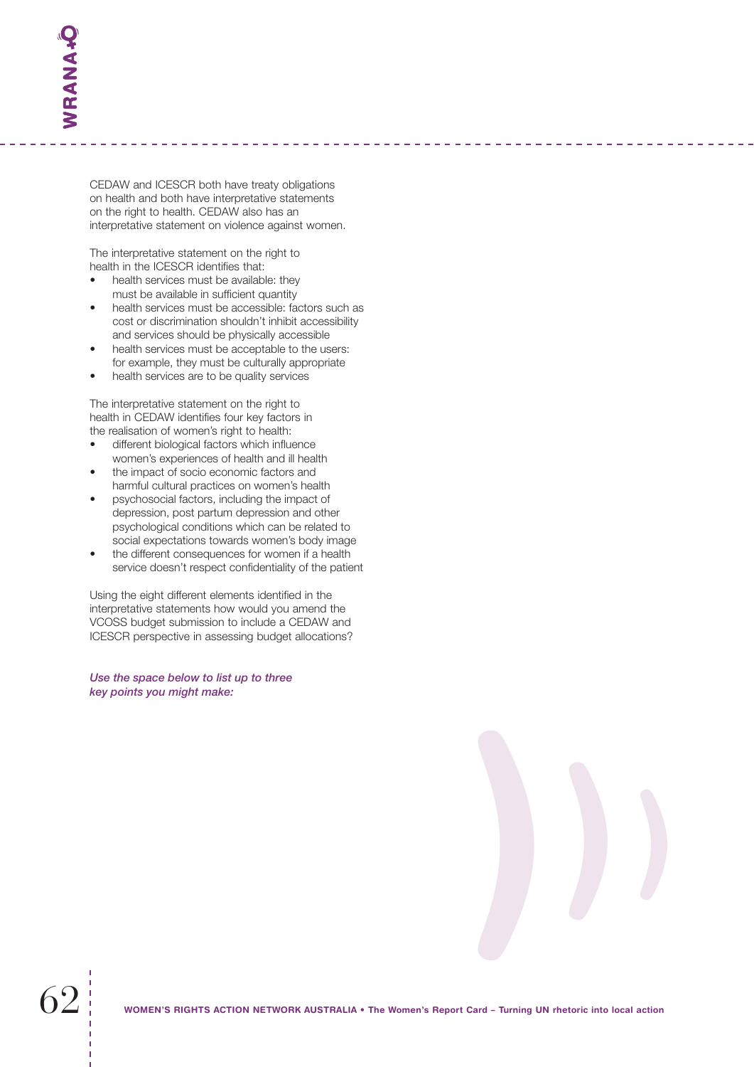CEDAW and ICESCR both have treaty obligations on health and both have interpretative statements on the right to health. CEDAW also has an interpretative statement on violence against women.

The interpretative statement on the right to health in the ICESCR identifies that:

- health services must be available: they must be available in sufficient quantity
- health services must be accessible: factors such as cost or discrimination shouldn't inhibit accessibility and services should be physically accessible
- health services must be acceptable to the users: for example, they must be culturally appropriate
- health services are to be quality services

The interpretative statement on the right to health in CEDAW identifies four key factors in the realisation of women's right to health:

- different biological factors which influence women's experiences of health and ill health
- the impact of socio economic factors and harmful cultural practices on women's health
- psychosocial factors, including the impact of depression, post partum depression and other psychological conditions which can be related to social expectations towards women's body image
- the different consequences for women if a health service doesn't respect confidentiality of the patient

Using the eight different elements identified in the interpretative statements how would you amend the VCOSS budget submission to include a CEDAW and ICESCR perspective in assessing budget allocations?

***Use the space below to list up to three key points you might make:***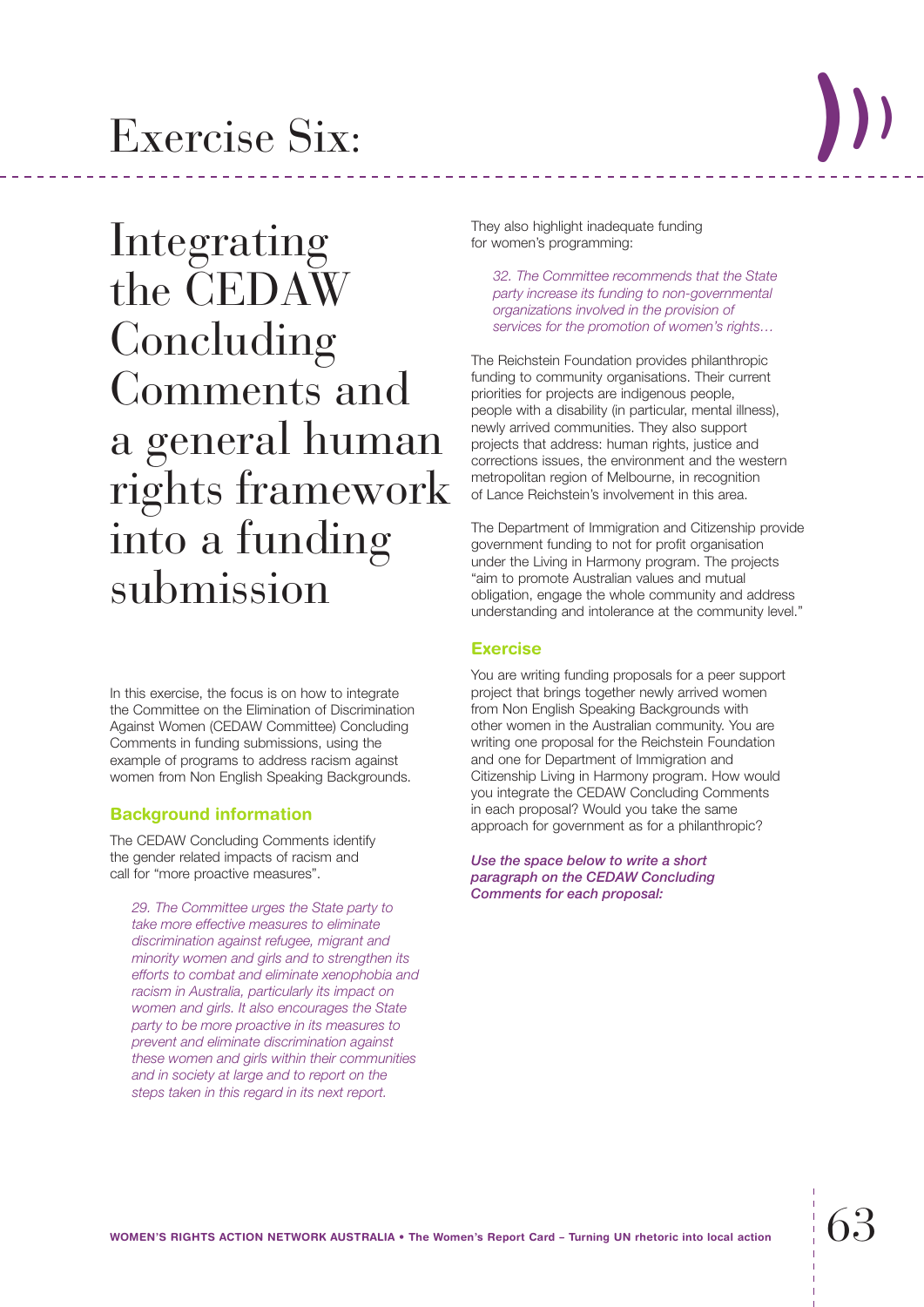# Exercise Six:

## Integrating the CEDAW Concluding Comments and a general human rights framework into a funding submission

In this exercise, the focus is on how to integrate the Committee on the Elimination of Discrimination Against Women (CEDAW Committee) Concluding Comments in funding submissions, using the example of programs to address racism against women from Non English Speaking Backgrounds.

### Background information

The CEDAW Concluding Comments identify the gender related impacts of racism and call for "more proactive measures".

> *29. The Committee urges the State party to take more effective measures to eliminate discrimination against refugee, migrant and minority women and girls and to strengthen its efforts to combat and eliminate xenophobia and racism in Australia, particularly its impact on women and girls. It also encourages the State party to be more proactive in its measures to prevent and eliminate discrimination against these women and girls within their communities and in society at large and to report on the steps taken in this regard in its next report.*

They also highlight inadequate funding for women's programming:

> *32. The Committee recommends that the State party increase its funding to non-governmental organizations involved in the provision of services for the promotion of women's rights…*

The Reichstein Foundation provides philanthropic funding to community organisations. Their current priorities for projects are indigenous people, people with a disability (in particular, mental illness), newly arrived communities. They also support projects that address: human rights, justice and corrections issues, the environment and the western metropolitan region of Melbourne, in recognition of Lance Reichstein's involvement in this area.

The Department of Immigration and Citizenship provide government funding to not for profit organisation under the Living in Harmony program. The projects "aim to promote Australian values and mutual obligation, engage the whole community and address understanding and intolerance at the community level."

### Exercise

You are writing funding proposals for a peer support project that brings together newly arrived women from Non English Speaking Backgrounds with other women in the Australian community. You are writing one proposal for the Reichstein Foundation and one for Department of Immigration and Citizenship Living in Harmony program. How would you integrate the CEDAW Concluding Comments in each proposal? Would you take the same approach for government as for a philanthropic?

***Use the space below to write a short paragraph on the CEDAW Concluding Comments for each proposal:***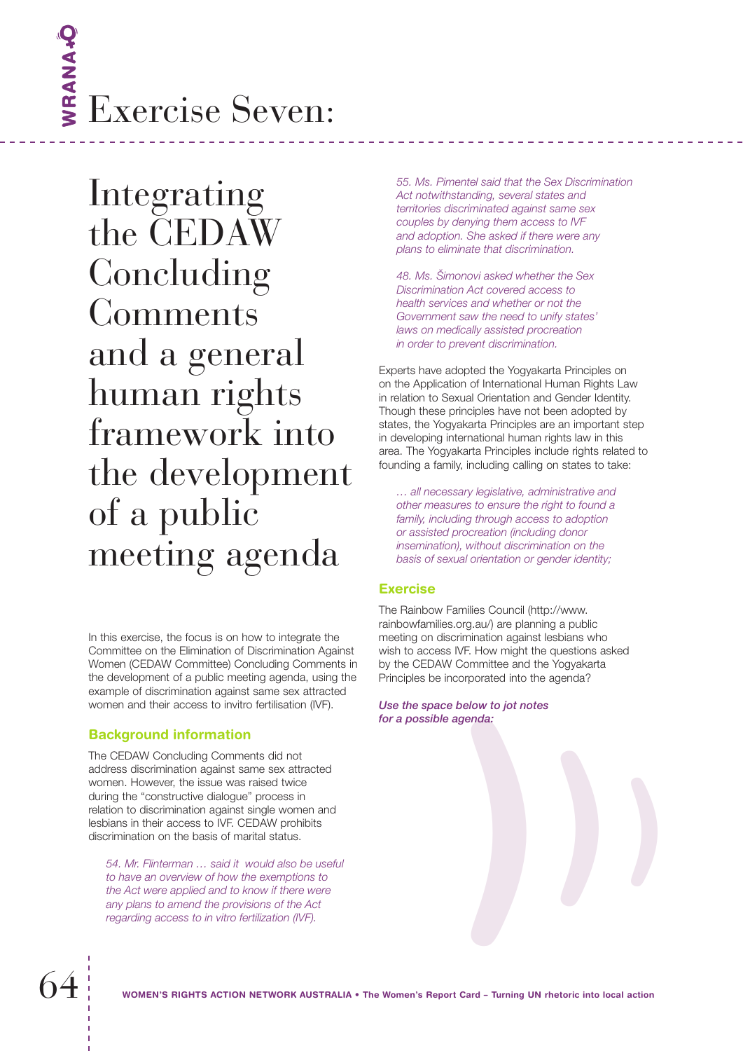# Exercise Seven:

## Integrating the CEDAW Concluding Comments and a general human rights framework into the development of a public meeting agenda

In this exercise, the focus is on how to integrate the Committee on the Elimination of Discrimination Against Women (CEDAW Committee) Concluding Comments in the development of a public meeting agenda, using the example of discrimination against same sex attracted women and their access to invitro fertilisation (IVF).

### Background information

The CEDAW Concluding Comments did not address discrimination against same sex attracted women. However, the issue was raised twice during the "constructive dialogue" process in relation to discrimination against single women and lesbians in their access to IVF. CEDAW prohibits discrimination on the basis of marital status.

> *54. Mr. Flinterman … said it would also be useful to have an overview of how the exemptions to the Act were applied and to know if there were any plans to amend the provisions of the Act regarding access to in vitro fertilization (IVF).*

> *55. Ms. Pimentel said that the Sex Discrimination Act notwithstanding, several states and territories discriminated against same sex couples by denying them access to IVF and adoption. She asked if there were any plans to eliminate that discrimination.*

> *48. Ms. Šimonovi asked whether the Sex Discrimination Act covered access to health services and whether or not the Government saw the need to unify states' laws on medically assisted procreation in order to prevent discrimination.*

Experts have adopted the Yogyakarta Principles on on the Application of International Human Rights Law in relation to Sexual Orientation and Gender Identity. Though these principles have not been adopted by states, the Yogyakarta Principles are an important step in developing international human rights law in this area. The Yogyakarta Principles include rights related to founding a family, including calling on states to take:

> *… all necessary legislative, administrative and other measures to ensure the right to found a family, including through access to adoption or assisted procreation (including donor insemination), without discrimination on the basis of sexual orientation or gender identity;*

### Exercise

The Rainbow Families Council (http://www.rainbowfamilies.org.au/) are planning a public meeting on discrimination against lesbians who wish to access IVF. How might the questions asked by the CEDAW Committee and the Yogyakarta Principles be incorporated into the agenda?

***Use the space below to jot notes for a possible agenda:***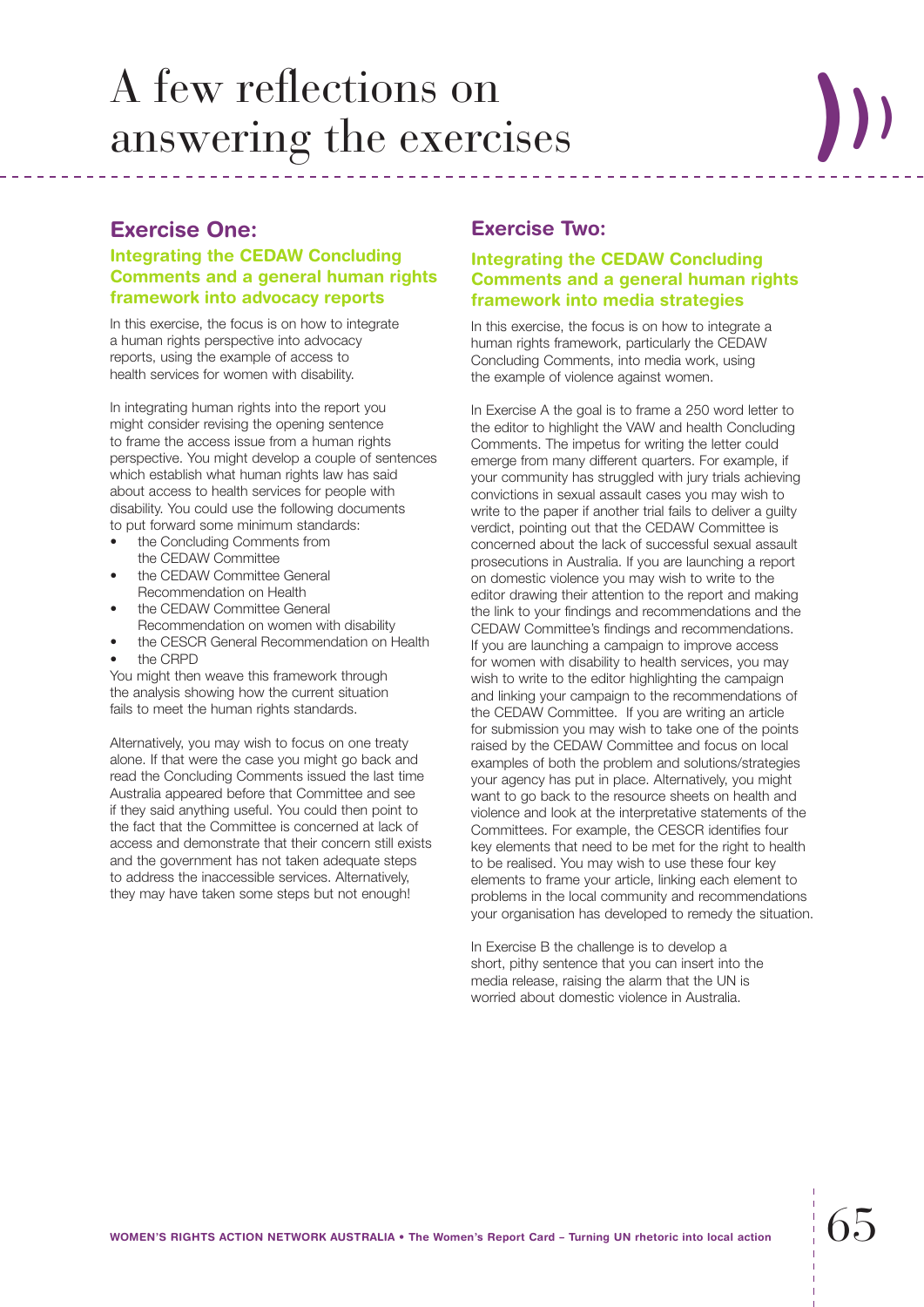# A few reflections on answering the exercises

## Exercise One:

### Integrating the CEDAW Concluding Comments and a general human rights framework into advocacy reports

In this exercise, the focus is on how to integrate a human rights perspective into advocacy reports, using the example of access to health services for women with disability.

In integrating human rights into the report you might consider revising the opening sentence to frame the access issue from a human rights perspective. You might develop a couple of sentences which establish what human rights law has said about access to health services for people with disability. You could use the following documents to put forward some minimum standards:

- the Concluding Comments from the CEDAW Committee
- the CEDAW Committee General Recommendation on Health
- the CEDAW Committee General Recommendation on women with disability
- the CESCR General Recommendation on Health
- the CRPD

You might then weave this framework through the analysis showing how the current situation fails to meet the human rights standards.

Alternatively, you may wish to focus on one treaty alone. If that were the case you might go back and read the Concluding Comments issued the last time Australia appeared before that Committee and see if they said anything useful. You could then point to the fact that the Committee is concerned at lack of access and demonstrate that their concern still exists and the government has not taken adequate steps to address the inaccessible services. Alternatively, they may have taken some steps but not enough!

## Exercise Two:

### Integrating the CEDAW Concluding Comments and a general human rights framework into media strategies

In this exercise, the focus is on how to integrate a human rights framework, particularly the CEDAW Concluding Comments, into media work, using the example of violence against women.

In Exercise A the goal is to frame a 250 word letter to the editor to highlight the VAW and health Concluding Comments. The impetus for writing the letter could emerge from many different quarters. For example, if your community has struggled with jury trials achieving convictions in sexual assault cases you may wish to write to the paper if another trial fails to deliver a guilty verdict, pointing out that the CEDAW Committee is concerned about the lack of successful sexual assault prosecutions in Australia. If you are launching a report on domestic violence you may wish to write to the editor drawing their attention to the report and making the link to your findings and recommendations and the CEDAW Committee's findings and recommendations. If you are launching a campaign to improve access for women with disability to health services, you may wish to write to the editor highlighting the campaign and linking your campaign to the recommendations of the CEDAW Committee. If you are writing an article for submission you may wish to take one of the points raised by the CEDAW Committee and focus on local examples of both the problem and solutions/strategies your agency has put in place. Alternatively, you might want to go back to the resource sheets on health and violence and look at the interpretative statements of the Committees. For example, the CESCR identifies four key elements that need to be met for the right to health to be realised. You may wish to use these four key elements to frame your article, linking each element to problems in the local community and recommendations your organisation has developed to remedy the situation.

In Exercise B the challenge is to develop a short, pithy sentence that you can insert into the media release, raising the alarm that the UN is worried about domestic violence in Australia.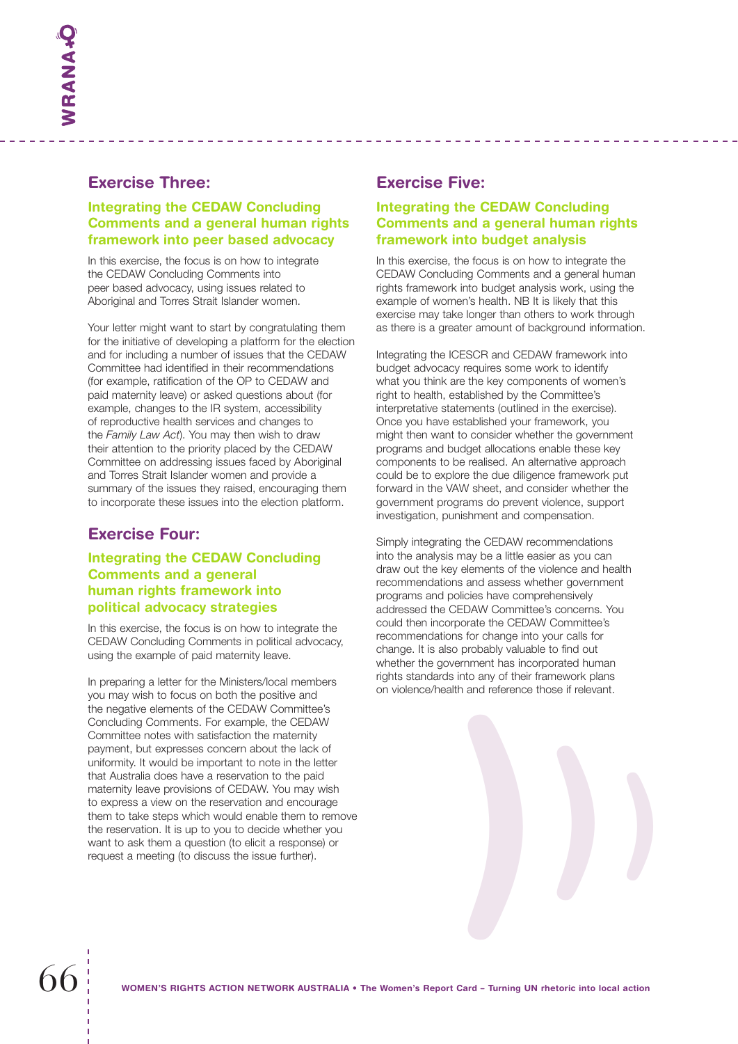## Exercise Three:

### Integrating the CEDAW Concluding Comments and a general human rights framework into peer based advocacy

In this exercise, the focus is on how to integrate the CEDAW Concluding Comments into peer based advocacy, using issues related to Aboriginal and Torres Strait Islander women.

Your letter might want to start by congratulating them for the initiative of developing a platform for the election and for including a number of issues that the CEDAW Committee had identified in their recommendations (for example, ratification of the OP to CEDAW and paid maternity leave) or asked questions about (for example, changes to the IR system, accessibility of reproductive health services and changes to the *Family Law Act*). You may then wish to draw their attention to the priority placed by the CEDAW Committee on addressing issues faced by Aboriginal and Torres Strait Islander women and provide a summary of the issues they raised, encouraging them to incorporate these issues into the election platform.

## Exercise Four:

### Integrating the CEDAW Concluding Comments and a general human rights framework into political advocacy strategies

In this exercise, the focus is on how to integrate the CEDAW Concluding Comments in political advocacy, using the example of paid maternity leave.

In preparing a letter for the Ministers/local members you may wish to focus on both the positive and the negative elements of the CEDAW Committee's Concluding Comments. For example, the CEDAW Committee notes with satisfaction the maternity payment, but expresses concern about the lack of uniformity. It would be important to note in the letter that Australia does have a reservation to the paid maternity leave provisions of CEDAW. You may wish to express a view on the reservation and encourage them to take steps which would enable them to remove the reservation. It is up to you to decide whether you want to ask them a question (to elicit a response) or request a meeting (to discuss the issue further).

## Exercise Five:

### Integrating the CEDAW Concluding Comments and a general human rights framework into budget analysis

In this exercise, the focus is on how to integrate the CEDAW Concluding Comments and a general human rights framework into budget analysis work, using the example of women's health. NB It is likely that this exercise may take longer than others to work through as there is a greater amount of background information.

Integrating the ICESCR and CEDAW framework into budget advocacy requires some work to identify what you think are the key components of women's right to health, established by the Committee's interpretative statements (outlined in the exercise). Once you have established your framework, you might then want to consider whether the government programs and budget allocations enable these key components to be realised. An alternative approach could be to explore the due diligence framework put forward in the VAW sheet, and consider whether the government programs do prevent violence, support investigation, punishment and compensation.

Simply integrating the CEDAW recommendations into the analysis may be a little easier as you can draw out the key elements of the violence and health recommendations and assess whether government programs and policies have comprehensively addressed the CEDAW Committee's concerns. You could then incorporate the CEDAW Committee's recommendations for change into your calls for change. It is also probably valuable to find out whether the government has incorporated human rights standards into any of their framework plans on violence/health and reference those if relevant.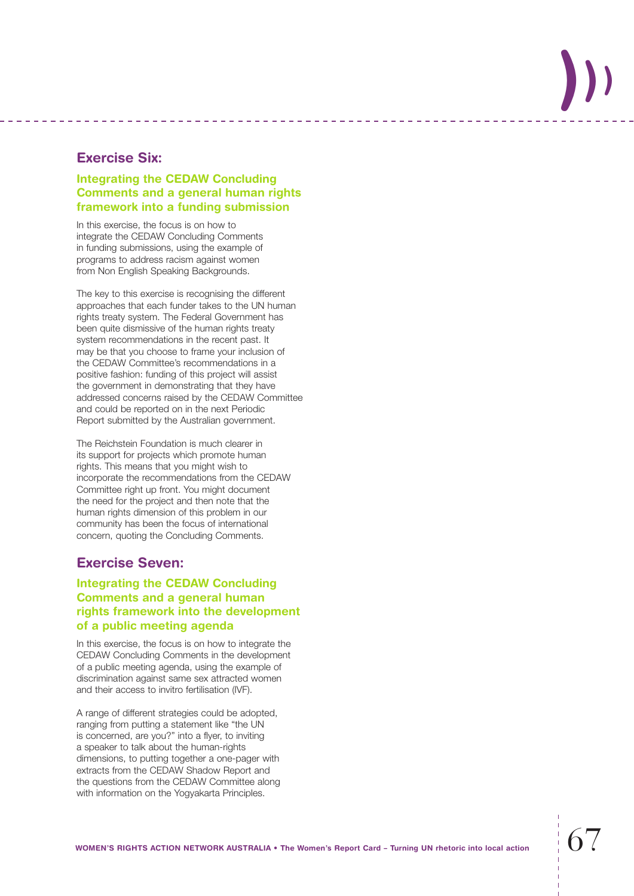## Exercise Six:

### Integrating the CEDAW Concluding Comments and a general human rights framework into a funding submission

In this exercise, the focus is on how to integrate the CEDAW Concluding Comments in funding submissions, using the example of programs to address racism against women from Non English Speaking Backgrounds.

The key to this exercise is recognising the different approaches that each funder takes to the UN human rights treaty system. The Federal Government has been quite dismissive of the human rights treaty system recommendations in the recent past. It may be that you choose to frame your inclusion of the CEDAW Committee's recommendations in a positive fashion: funding of this project will assist the government in demonstrating that they have addressed concerns raised by the CEDAW Committee and could be reported on in the next Periodic Report submitted by the Australian government.

The Reichstein Foundation is much clearer in its support for projects which promote human rights. This means that you might wish to incorporate the recommendations from the CEDAW Committee right up front. You might document the need for the project and then note that the human rights dimension of this problem in our community has been the focus of international concern, quoting the Concluding Comments.

## Exercise Seven:

### Integrating the CEDAW Concluding Comments and a general human rights framework into the development of a public meeting agenda

In this exercise, the focus is on how to integrate the CEDAW Concluding Comments in the development of a public meeting agenda, using the example of discrimination against same sex attracted women and their access to invitro fertilisation (IVF).

A range of different strategies could be adopted, ranging from putting a statement like "the UN is concerned, are you?" into a flyer, to inviting a speaker to talk about the human-rights dimensions, to putting together a one-pager with extracts from the CEDAW Shadow Report and the questions from the CEDAW Committee along with information on the Yogyakarta Principles.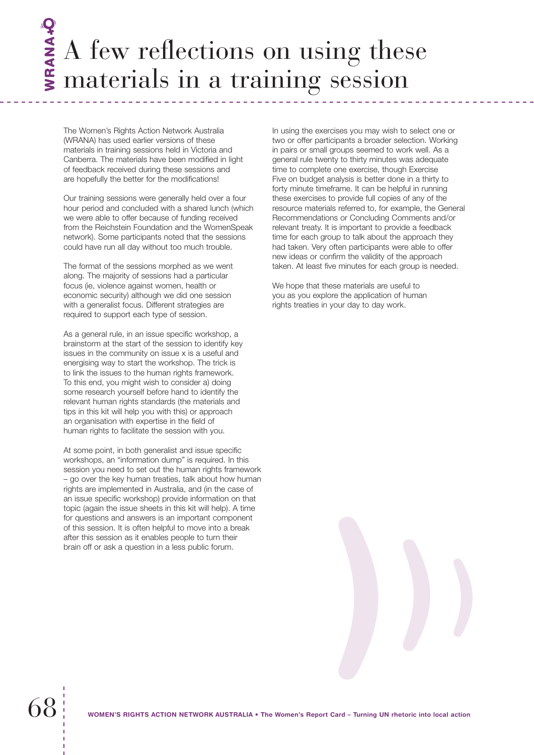# A few reflections on using these materials in a training session

The Women's Rights Action Network Australia (WRANA) has used earlier versions of these materials in training sessions held in Victoria and Canberra. The materials have been modified in light of feedback received during these sessions and are hopefully the better for the modifications!

Our training sessions were generally held over a four hour period and concluded with a shared lunch (which we were able to offer because of funding received from the Reichstein Foundation and the WomenSpeak network). Some participants noted that the sessions could have run all day without too much trouble.

The format of the sessions morphed as we went along. The majority of sessions had a particular focus (ie, violence against women, health or economic security) although we did one session with a generalist focus. Different strategies are required to support each type of session.

As a general rule, in an issue specific workshop, a brainstorm at the start of the session to identify key issues in the community on issue x is a useful and energising way to start the workshop. The trick is to link the issues to the human rights framework. To this end, you might wish to consider a) doing some research yourself before hand to identify the relevant human rights standards (the materials and tips in this kit will help you with this) or approach an organisation with expertise in the field of human rights to facilitate the session with you.

At some point, in both generalist and issue specific workshops, an "information dump" is required. In this session you need to set out the human rights framework – go over the key human treaties, talk about how human rights are implemented in Australia, and (in the case of an issue specific workshop) provide information on that topic (again the issue sheets in this kit will help). A time for questions and answers is an important component of this session. It is often helpful to move into a break after this session as it enables people to turn their brain off or ask a question in a less public forum.

In using the exercises you may wish to select one or two or offer participants a broader selection. Working in pairs or small groups seemed to work well. As a general rule twenty to thirty minutes was adequate time to complete one exercise, though Exercise Five on budget analysis is better done in a thirty to forty minute timeframe. It can be helpful in running these exercises to provide full copies of any of the resource materials referred to, for example, the General Recommendations or Concluding Comments and/or relevant treaty. It is important to provide a feedback time for each group to talk about the approach they had taken. Very often participants were able to offer new ideas or confirm the validity of the approach taken. At least five minutes for each group is needed.

We hope that these materials are useful to you as you explore the application of human rights treaties in your day to day work.